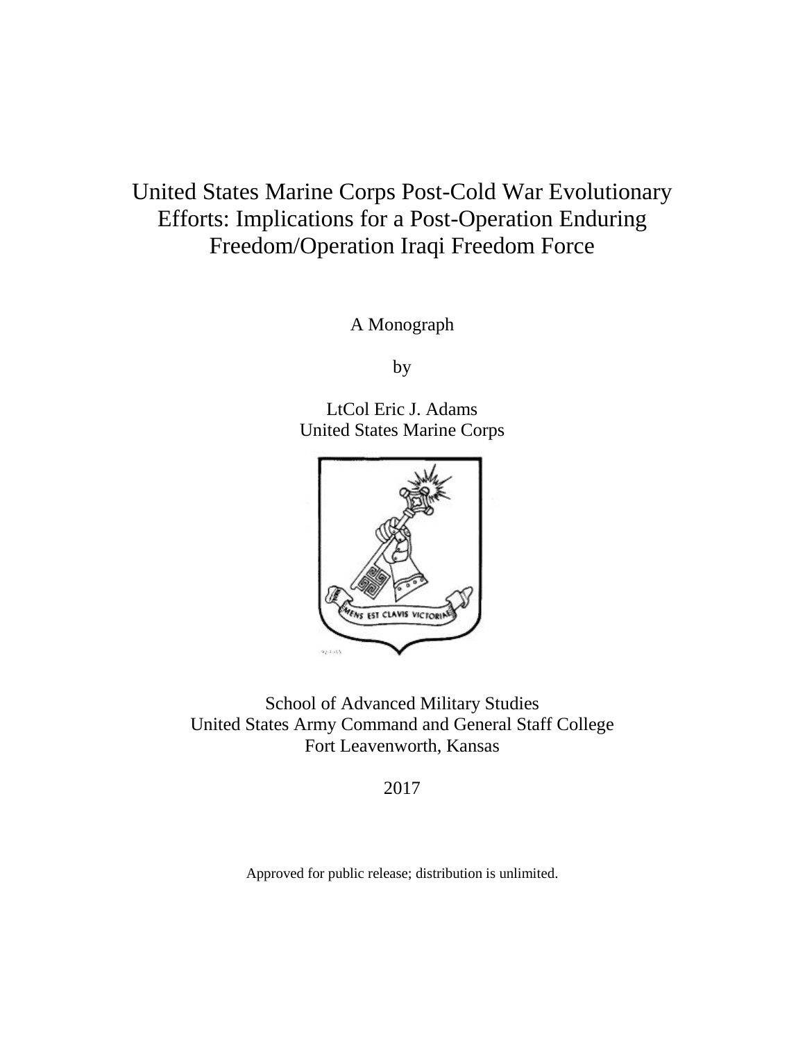# United States Marine Corps Post-Cold War Evolutionary Efforts: Implications for a Post-Operation Enduring Freedom/Operation Iraqi Freedom Force

A Monograph

by

LtCol Eric J. Adams
United States Marine Corps

School of Advanced Military Studies
United States Army Command and General Staff College
Fort Leavenworth, Kansas

2017

Approved for public release; distribution is unlimited.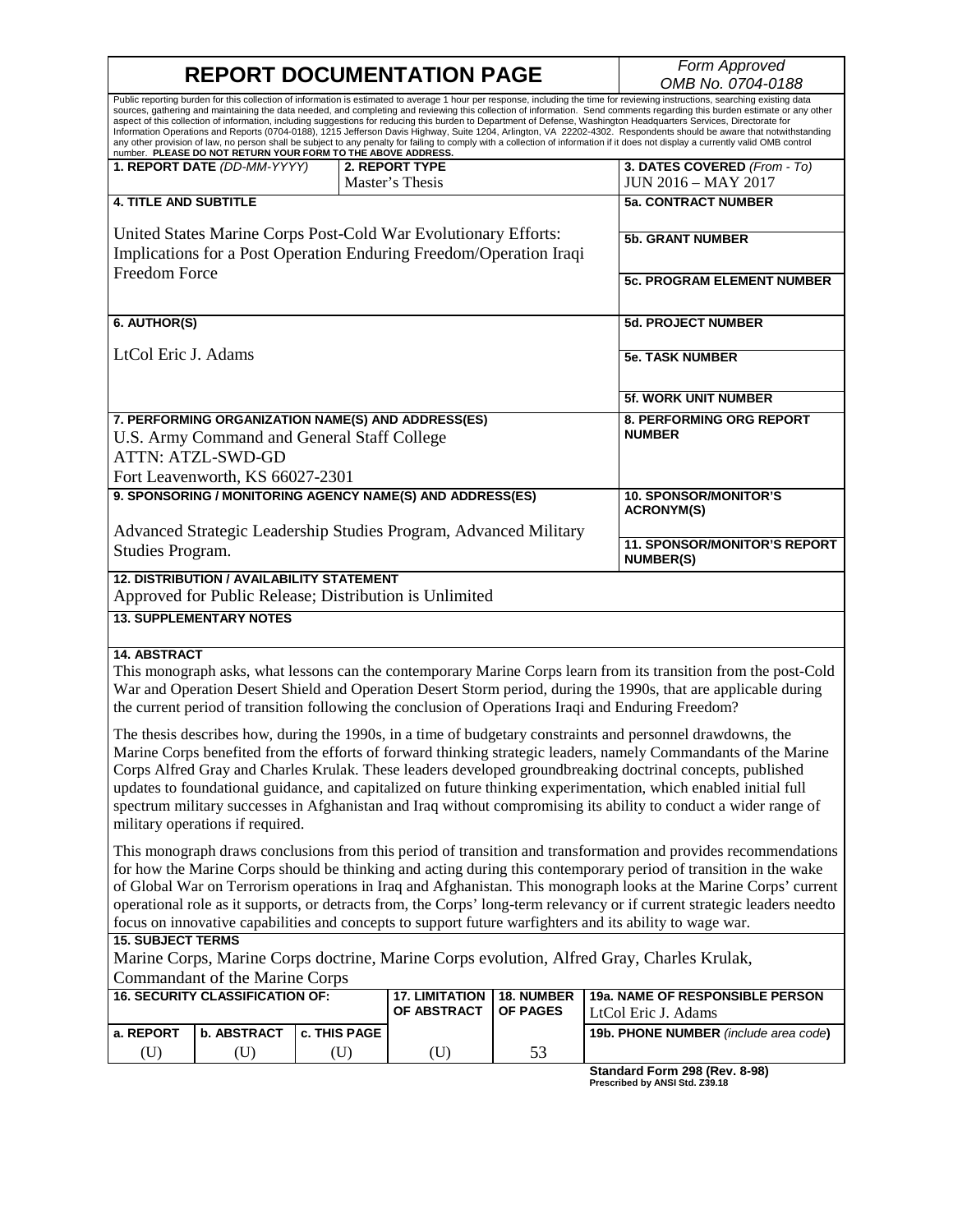# REPORT DOCUMENTATION PAGE

*Form Approved OMB No. 0704-0188*

Public reporting burden for this collection of information is estimated to average 1 hour per response, including the time for reviewing instructions, searching existing data sources, gathering and maintaining the data needed, and completing and reviewing this collection of information. Send comments regarding this burden estimate or any other aspect of this collection of information, including suggestions for reducing this burden to Department of Defense, Washington Headquarters Services, Directorate for Information Operations and Reports (0704-0188), 1215 Jefferson Davis Highway, Suite 1204, Arlington, VA 22202-4302. Respondents should be aware that notwithstanding any other provision of law, no person shall be subject to any penalty for failing to comply with a collection of information if it does not display a currently valid OMB control number. **PLEASE DO NOT RETURN YOUR FORM TO THE ABOVE ADDRESS.**

| **1. REPORT DATE** *(DD-MM-YYYY)* | **2. REPORT TYPE** | **3. DATES COVERED** *(From - To)* |
|---|---|---|
| | Master's Thesis | JUN 2016 – MAY 2017 |

**4. TITLE AND SUBTITLE**

United States Marine Corps Post-Cold War Evolutionary Efforts: Implications for a Post Operation Enduring Freedom/Operation Iraqi Freedom Force

**5a. CONTRACT NUMBER**

**5b. GRANT NUMBER**

**5c. PROGRAM ELEMENT NUMBER**

**6. AUTHOR(S)**

LtCol Eric J. Adams

**5d. PROJECT NUMBER**

**5e. TASK NUMBER**

**5f. WORK UNIT NUMBER**

**7. PERFORMING ORGANIZATION NAME(S) AND ADDRESS(ES)**

U.S. Army Command and General Staff College
ATTN: ATZL-SWD-GD
Fort Leavenworth, KS 66027-2301

**8. PERFORMING ORG REPORT NUMBER**

**9. SPONSORING / MONITORING AGENCY NAME(S) AND ADDRESS(ES)**

Advanced Strategic Leadership Studies Program, Advanced Military Studies Program.

**10. SPONSOR/MONITOR'S ACRONYM(S)**

**11. SPONSOR/MONITOR'S REPORT NUMBER(S)**

**12. DISTRIBUTION / AVAILABILITY STATEMENT**

Approved for Public Release; Distribution is Unlimited

**13. SUPPLEMENTARY NOTES**

**14. ABSTRACT**

This monograph asks, what lessons can the contemporary Marine Corps learn from its transition from the post-Cold War and Operation Desert Shield and Operation Desert Storm period, during the 1990s, that are applicable during the current period of transition following the conclusion of Operations Iraqi and Enduring Freedom?

The thesis describes how, during the 1990s, in a time of budgetary constraints and personnel drawdowns, the Marine Corps benefited from the efforts of forward thinking strategic leaders, namely Commandants of the Marine Corps Alfred Gray and Charles Krulak. These leaders developed groundbreaking doctrinal concepts, published updates to foundational guidance, and capitalized on future thinking experimentation, which enabled initial full spectrum military successes in Afghanistan and Iraq without compromising its ability to conduct a wider range of military operations if required.

This monograph draws conclusions from this period of transition and transformation and provides recommendations for how the Marine Corps should be thinking and acting during this contemporary period of transition in the wake of Global War on Terrorism operations in Iraq and Afghanistan. This monograph looks at the Marine Corps' current operational role as it supports, or detracts from, the Corps' long-term relevancy or if current strategic leaders needto focus on innovative capabilities and concepts to support future warfighters and its ability to wage war.

**15. SUBJECT TERMS**

Marine Corps, Marine Corps doctrine, Marine Corps evolution, Alfred Gray, Charles Krulak, Commandant of the Marine Corps

| **16. SECURITY CLASSIFICATION OF:** | | | **17. LIMITATION OF ABSTRACT** | **18. NUMBER OF PAGES** | **19a. NAME OF RESPONSIBLE PERSON** |
|---|---|---|---|---|---|
| | | | | | LtCol Eric J. Adams |
| **a. REPORT** | **b. ABSTRACT** | **c. THIS PAGE** | | | **19b. PHONE NUMBER** *(include area code)* |
| (U) | (U) | (U) | (U) | 53 | |

**Standard Form 298 (Rev. 8-98)**
**Prescribed by ANSI Std. Z39.18**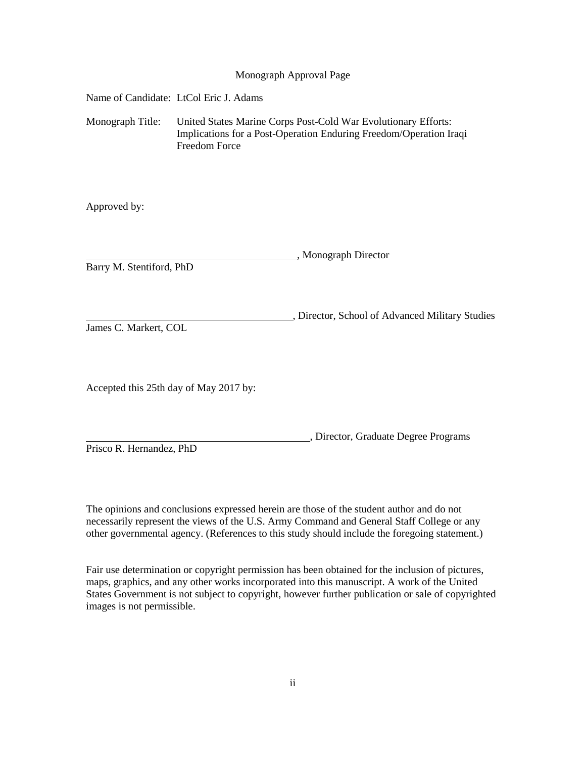# Monograph Approval Page

Name of Candidate: LtCol Eric J. Adams

Monograph Title: United States Marine Corps Post-Cold War Evolutionary Efforts: Implications for a Post-Operation Enduring Freedom/Operation Iraqi Freedom Force

Approved by:

__________________________________________, Monograph Director
Barry M. Stentiford, PhD

__________________________________________, Director, School of Advanced Military Studies
James C. Markert, COL

Accepted this 25th day of May 2017 by:

__________________________________________, Director, Graduate Degree Programs
Prisco R. Hernandez, PhD

The opinions and conclusions expressed herein are those of the student author and do not necessarily represent the views of the U.S. Army Command and General Staff College or any other governmental agency. (References to this study should include the foregoing statement.)

Fair use determination or copyright permission has been obtained for the inclusion of pictures, maps, graphics, and any other works incorporated into this manuscript. A work of the United States Government is not subject to copyright, however further publication or sale of copyrighted images is not permissible.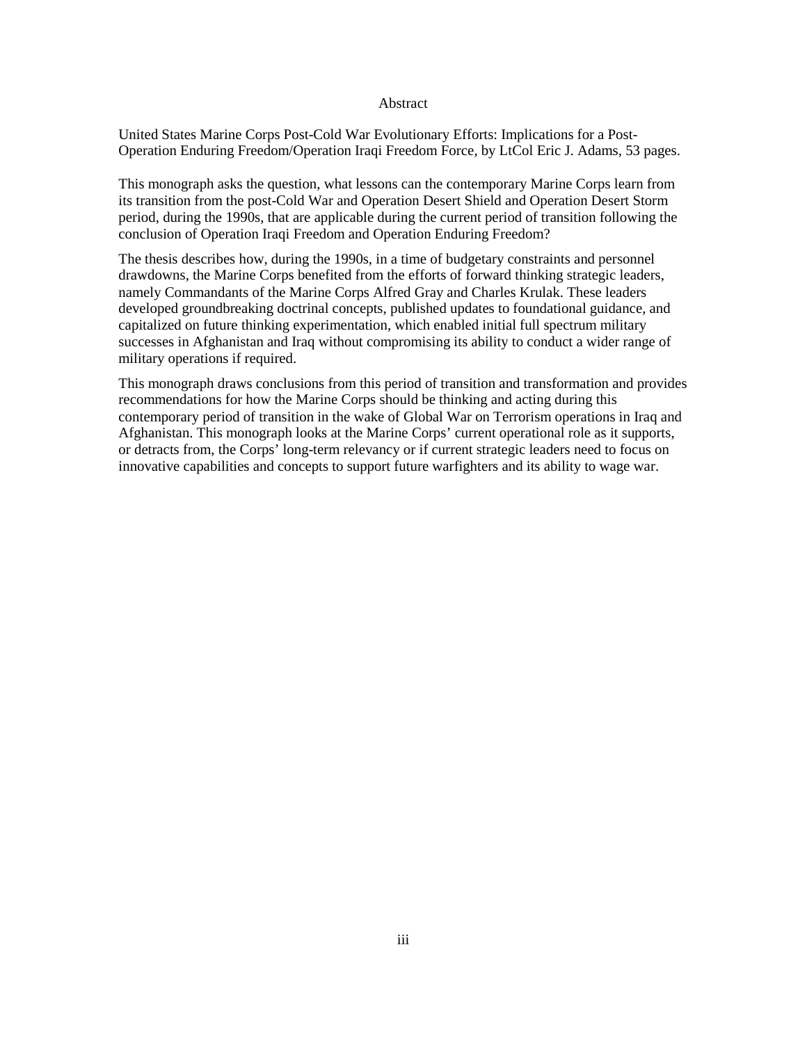# Abstract

United States Marine Corps Post-Cold War Evolutionary Efforts: Implications for a Post-Operation Enduring Freedom/Operation Iraqi Freedom Force, by LtCol Eric J. Adams, 53 pages.

This monograph asks the question, what lessons can the contemporary Marine Corps learn from its transition from the post-Cold War and Operation Desert Shield and Operation Desert Storm period, during the 1990s, that are applicable during the current period of transition following the conclusion of Operation Iraqi Freedom and Operation Enduring Freedom?

The thesis describes how, during the 1990s, in a time of budgetary constraints and personnel drawdowns, the Marine Corps benefited from the efforts of forward thinking strategic leaders, namely Commandants of the Marine Corps Alfred Gray and Charles Krulak. These leaders developed groundbreaking doctrinal concepts, published updates to foundational guidance, and capitalized on future thinking experimentation, which enabled initial full spectrum military successes in Afghanistan and Iraq without compromising its ability to conduct a wider range of military operations if required.

This monograph draws conclusions from this period of transition and transformation and provides recommendations for how the Marine Corps should be thinking and acting during this contemporary period of transition in the wake of Global War on Terrorism operations in Iraq and Afghanistan. This monograph looks at the Marine Corps' current operational role as it supports, or detracts from, the Corps' long-term relevancy or if current strategic leaders need to focus on innovative capabilities and concepts to support future warfighters and its ability to wage war.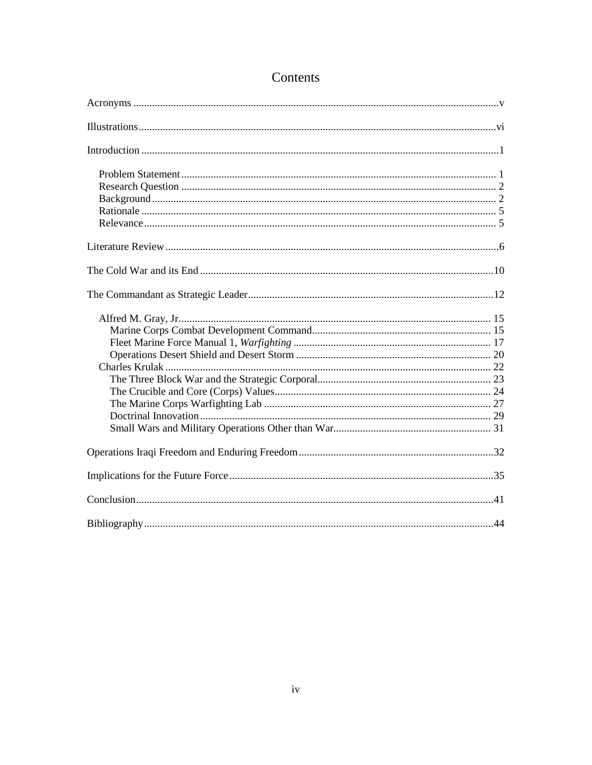# Contents

Acronyms .......... v

Illustrations .......... vi

Introduction .......... 1

- Problem Statement .......... 1
- Research Question .......... 2
- Background .......... 2
- Rationale .......... 5
- Relevance .......... 5

Literature Review .......... 6

The Cold War and its End .......... 10

The Commandant as Strategic Leader .......... 12

- Alfred M. Gray, Jr. .......... 15
  - Marine Corps Combat Development Command .......... 15
  - Fleet Marine Force Manual 1, *Warfighting* .......... 17
  - Operations Desert Shield and Desert Storm .......... 20
- Charles Krulak .......... 22
  - The Three Block War and the Strategic Corporal .......... 23
  - The Crucible and Core (Corps) Values .......... 24
  - The Marine Corps Warfighting Lab .......... 27
  - Doctrinal Innovation .......... 29
  - Small Wars and Military Operations Other than War .......... 31

Operations Iraqi Freedom and Enduring Freedom .......... 32

Implications for the Future Force .......... 35

Conclusion .......... 41

Bibliography .......... 44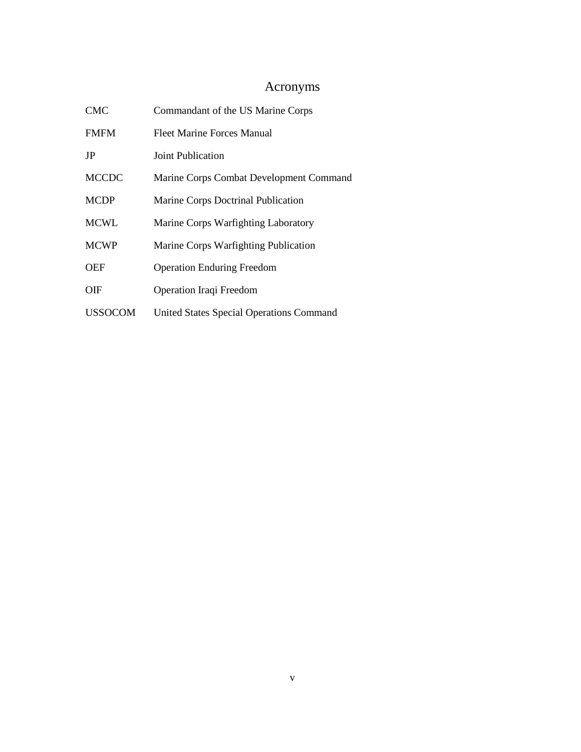# Acronyms

| | |
|---|---|
| CMC | Commandant of the US Marine Corps |
| FMFM | Fleet Marine Forces Manual |
| JP | Joint Publication |
| MCCDC | Marine Corps Combat Development Command |
| MCDP | Marine Corps Doctrinal Publication |
| MCWL | Marine Corps Warfighting Laboratory |
| MCWP | Marine Corps Warfighting Publication |
| OEF | Operation Enduring Freedom |
| OIF | Operation Iraqi Freedom |
| USSOCOM | United States Special Operations Command |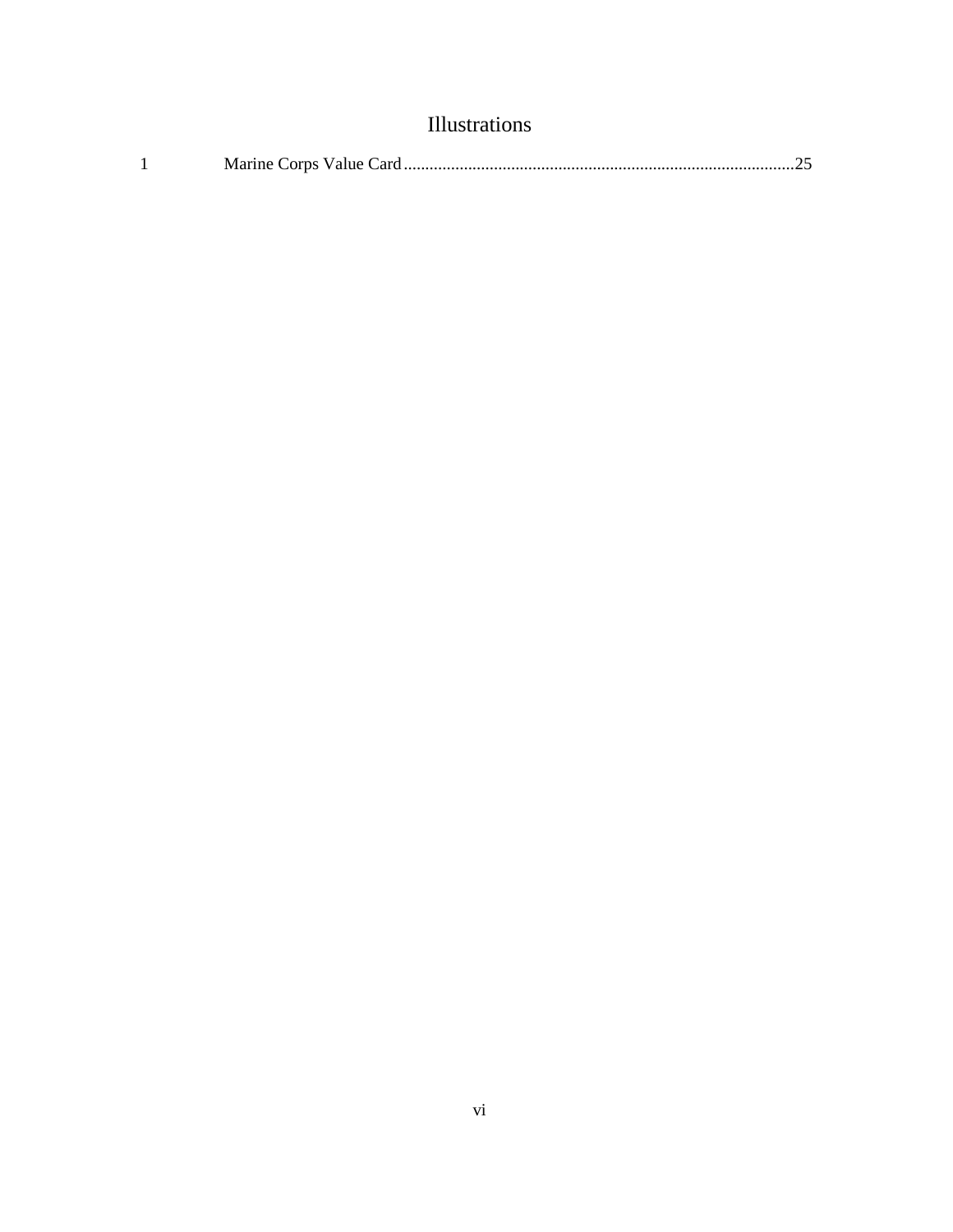# Illustrations

1 Marine Corps Value Card.........................................................................................25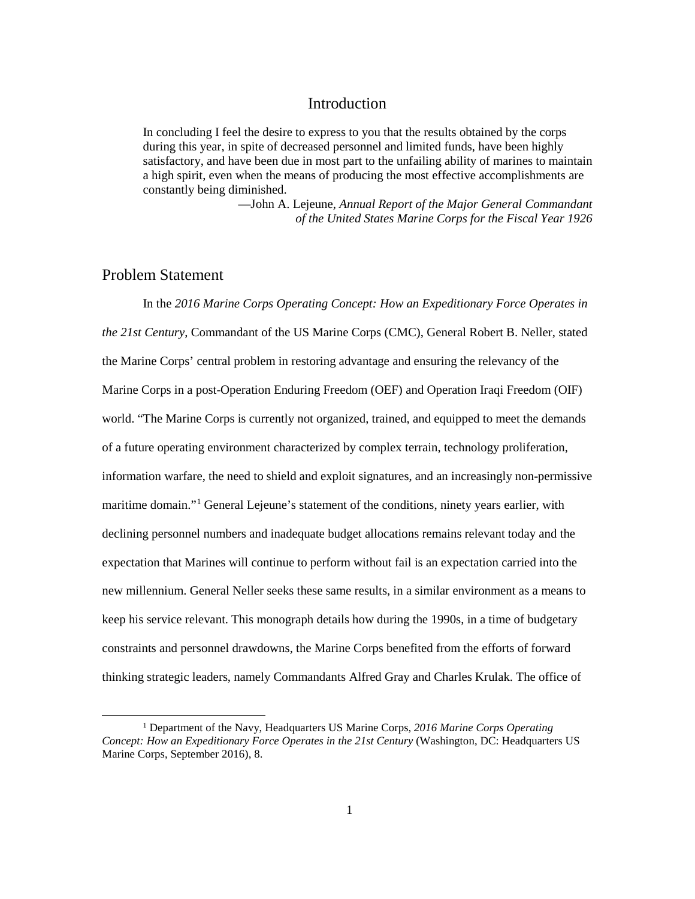# Introduction

> In concluding I feel the desire to express to you that the results obtained by the corps during this year, in spite of decreased personnel and limited funds, have been highly satisfactory, and have been due in most part to the unfailing ability of marines to maintain a high spirit, even when the means of producing the most effective accomplishments are constantly being diminished.
>
> —John A. Lejeune, *Annual Report of the Major General Commandant of the United States Marine Corps for the Fiscal Year 1926*

## Problem Statement

In the *2016 Marine Corps Operating Concept: How an Expeditionary Force Operates in the 21st Century*, Commandant of the US Marine Corps (CMC), General Robert B. Neller, stated the Marine Corps' central problem in restoring advantage and ensuring the relevancy of the Marine Corps in a post-Operation Enduring Freedom (OEF) and Operation Iraqi Freedom (OIF) world. "The Marine Corps is currently not organized, trained, and equipped to meet the demands of a future operating environment characterized by complex terrain, technology proliferation, information warfare, the need to shield and exploit signatures, and an increasingly non-permissive maritime domain."[1] General Lejeune's statement of the conditions, ninety years earlier, with declining personnel numbers and inadequate budget allocations remains relevant today and the expectation that Marines will continue to perform without fail is an expectation carried into the new millennium. General Neller seeks these same results, in a similar environment as a means to keep his service relevant. This monograph details how during the 1990s, in a time of budgetary constraints and personnel drawdowns, the Marine Corps benefited from the efforts of forward thinking strategic leaders, namely Commandants Alfred Gray and Charles Krulak. The office of

[1] Department of the Navy, Headquarters US Marine Corps, *2016 Marine Corps Operating Concept: How an Expeditionary Force Operates in the 21st Century* (Washington, DC: Headquarters US Marine Corps, September 2016), 8.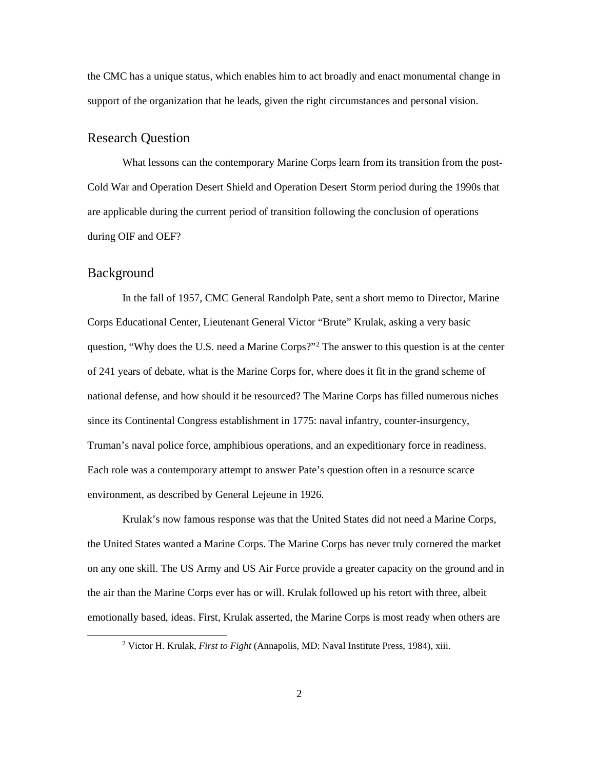the CMC has a unique status, which enables him to act broadly and enact monumental change in support of the organization that he leads, given the right circumstances and personal vision.

## Research Question

What lessons can the contemporary Marine Corps learn from its transition from the post-Cold War and Operation Desert Shield and Operation Desert Storm period during the 1990s that are applicable during the current period of transition following the conclusion of operations during OIF and OEF?

## Background

In the fall of 1957, CMC General Randolph Pate, sent a short memo to Director, Marine Corps Educational Center, Lieutenant General Victor "Brute" Krulak, asking a very basic question, "Why does the U.S. need a Marine Corps?"[2] The answer to this question is at the center of 241 years of debate, what is the Marine Corps for, where does it fit in the grand scheme of national defense, and how should it be resourced? The Marine Corps has filled numerous niches since its Continental Congress establishment in 1775: naval infantry, counter-insurgency, Truman's naval police force, amphibious operations, and an expeditionary force in readiness. Each role was a contemporary attempt to answer Pate's question often in a resource scarce environment, as described by General Lejeune in 1926.

Krulak's now famous response was that the United States did not need a Marine Corps, the United States wanted a Marine Corps. The Marine Corps has never truly cornered the market on any one skill. The US Army and US Air Force provide a greater capacity on the ground and in the air than the Marine Corps ever has or will. Krulak followed up his retort with three, albeit emotionally based, ideas. First, Krulak asserted, the Marine Corps is most ready when others are

[2] Victor H. Krulak, *First to Fight* (Annapolis, MD: Naval Institute Press, 1984), xiii.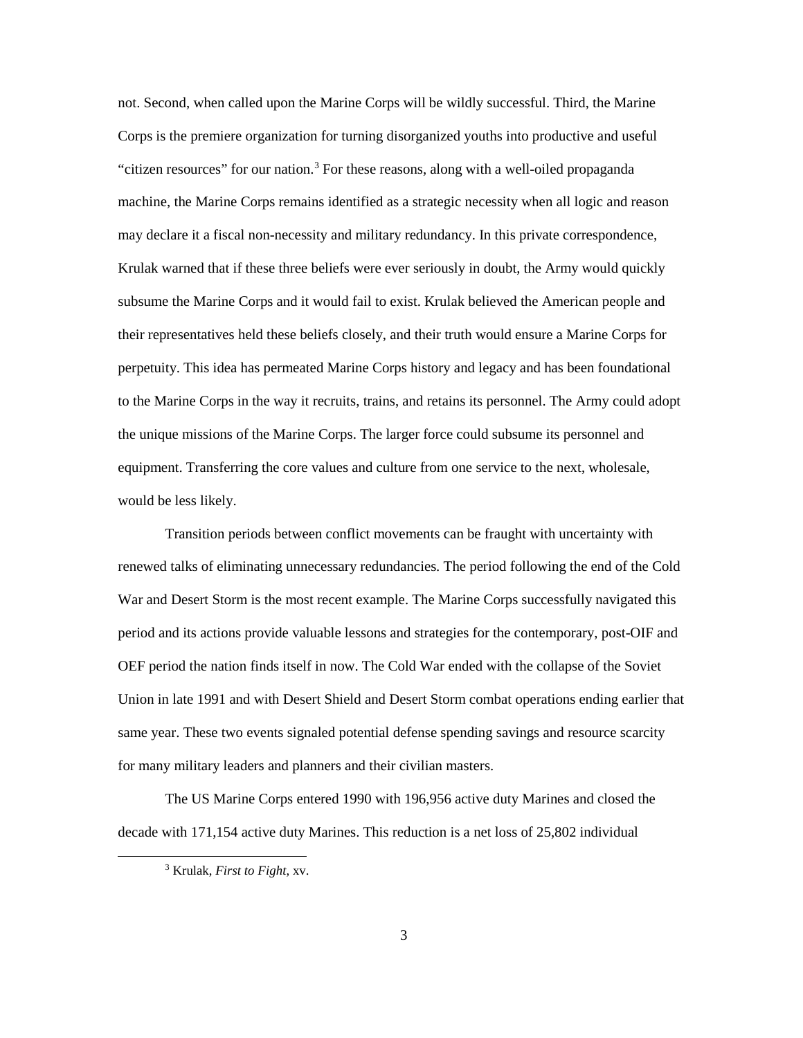not. Second, when called upon the Marine Corps will be wildly successful. Third, the Marine Corps is the premiere organization for turning disorganized youths into productive and useful "citizen resources" for our nation.[3] For these reasons, along with a well-oiled propaganda machine, the Marine Corps remains identified as a strategic necessity when all logic and reason may declare it a fiscal non-necessity and military redundancy. In this private correspondence, Krulak warned that if these three beliefs were ever seriously in doubt, the Army would quickly subsume the Marine Corps and it would fail to exist. Krulak believed the American people and their representatives held these beliefs closely, and their truth would ensure a Marine Corps for perpetuity. This idea has permeated Marine Corps history and legacy and has been foundational to the Marine Corps in the way it recruits, trains, and retains its personnel. The Army could adopt the unique missions of the Marine Corps. The larger force could subsume its personnel and equipment. Transferring the core values and culture from one service to the next, wholesale, would be less likely.

Transition periods between conflict movements can be fraught with uncertainty with renewed talks of eliminating unnecessary redundancies. The period following the end of the Cold War and Desert Storm is the most recent example. The Marine Corps successfully navigated this period and its actions provide valuable lessons and strategies for the contemporary, post-OIF and OEF period the nation finds itself in now. The Cold War ended with the collapse of the Soviet Union in late 1991 and with Desert Shield and Desert Storm combat operations ending earlier that same year. These two events signaled potential defense spending savings and resource scarcity for many military leaders and planners and their civilian masters.

The US Marine Corps entered 1990 with 196,956 active duty Marines and closed the decade with 171,154 active duty Marines. This reduction is a net loss of 25,802 individual

[3] Krulak, *First to Fight*, xv.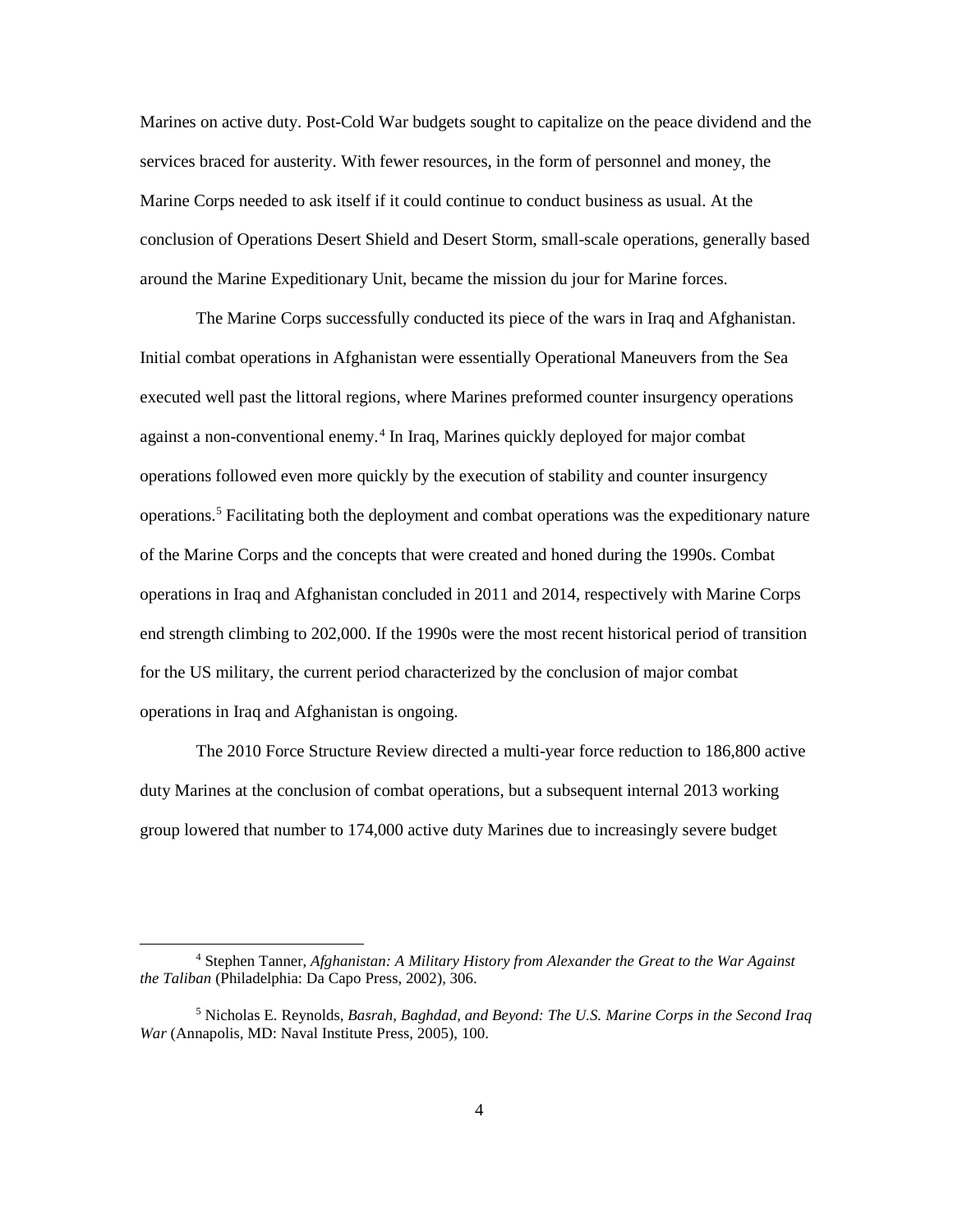Marines on active duty. Post-Cold War budgets sought to capitalize on the peace dividend and the services braced for austerity. With fewer resources, in the form of personnel and money, the Marine Corps needed to ask itself if it could continue to conduct business as usual. At the conclusion of Operations Desert Shield and Desert Storm, small-scale operations, generally based around the Marine Expeditionary Unit, became the mission du jour for Marine forces.

The Marine Corps successfully conducted its piece of the wars in Iraq and Afghanistan. Initial combat operations in Afghanistan were essentially Operational Maneuvers from the Sea executed well past the littoral regions, where Marines preformed counter insurgency operations against a non-conventional enemy.[4] In Iraq, Marines quickly deployed for major combat operations followed even more quickly by the execution of stability and counter insurgency operations.[5] Facilitating both the deployment and combat operations was the expeditionary nature of the Marine Corps and the concepts that were created and honed during the 1990s. Combat operations in Iraq and Afghanistan concluded in 2011 and 2014, respectively with Marine Corps end strength climbing to 202,000. If the 1990s were the most recent historical period of transition for the US military, the current period characterized by the conclusion of major combat operations in Iraq and Afghanistan is ongoing.

The 2010 Force Structure Review directed a multi-year force reduction to 186,800 active duty Marines at the conclusion of combat operations, but a subsequent internal 2013 working group lowered that number to 174,000 active duty Marines due to increasingly severe budget

---

[4] Stephen Tanner, *Afghanistan: A Military History from Alexander the Great to the War Against the Taliban* (Philadelphia: Da Capo Press, 2002), 306.

[5] Nicholas E. Reynolds, *Basrah, Baghdad, and Beyond: The U.S. Marine Corps in the Second Iraq War* (Annapolis, MD: Naval Institute Press, 2005), 100.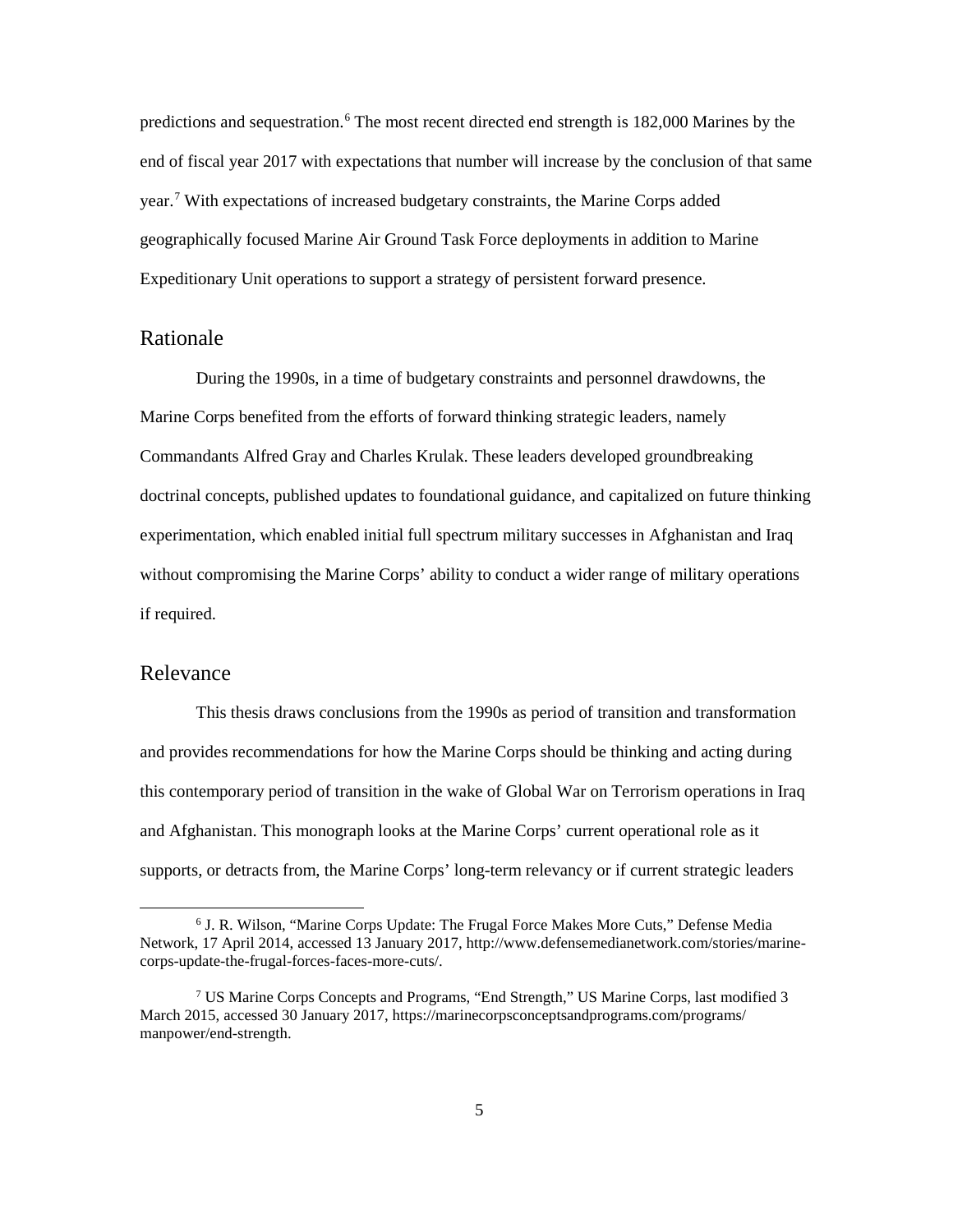predictions and sequestration.[6] The most recent directed end strength is 182,000 Marines by the end of fiscal year 2017 with expectations that number will increase by the conclusion of that same year.[7] With expectations of increased budgetary constraints, the Marine Corps added geographically focused Marine Air Ground Task Force deployments in addition to Marine Expeditionary Unit operations to support a strategy of persistent forward presence.

## Rationale

During the 1990s, in a time of budgetary constraints and personnel drawdowns, the Marine Corps benefited from the efforts of forward thinking strategic leaders, namely Commandants Alfred Gray and Charles Krulak. These leaders developed groundbreaking doctrinal concepts, published updates to foundational guidance, and capitalized on future thinking experimentation, which enabled initial full spectrum military successes in Afghanistan and Iraq without compromising the Marine Corps' ability to conduct a wider range of military operations if required.

## Relevance

This thesis draws conclusions from the 1990s as period of transition and transformation and provides recommendations for how the Marine Corps should be thinking and acting during this contemporary period of transition in the wake of Global War on Terrorism operations in Iraq and Afghanistan. This monograph looks at the Marine Corps' current operational role as it supports, or detracts from, the Marine Corps' long-term relevancy or if current strategic leaders

---

[6] J. R. Wilson, "Marine Corps Update: The Frugal Force Makes More Cuts," Defense Media Network, 17 April 2014, accessed 13 January 2017, http://www.defensemedianetwork.com/stories/marine-corps-update-the-frugal-forces-faces-more-cuts/.

[7] US Marine Corps Concepts and Programs, "End Strength," US Marine Corps, last modified 3 March 2015, accessed 30 January 2017, https://marinecorpsconceptsandprograms.com/programs/manpower/end-strength.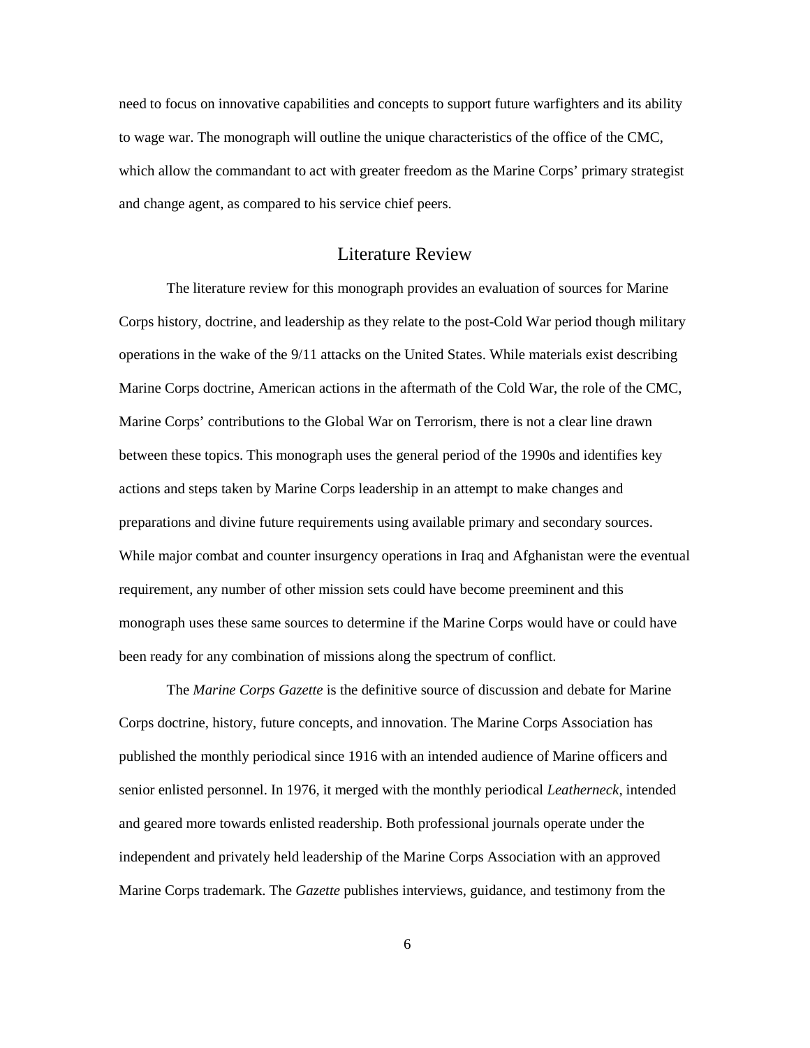need to focus on innovative capabilities and concepts to support future warfighters and its ability to wage war. The monograph will outline the unique characteristics of the office of the CMC, which allow the commandant to act with greater freedom as the Marine Corps' primary strategist and change agent, as compared to his service chief peers.

## Literature Review

The literature review for this monograph provides an evaluation of sources for Marine Corps history, doctrine, and leadership as they relate to the post-Cold War period though military operations in the wake of the 9/11 attacks on the United States. While materials exist describing Marine Corps doctrine, American actions in the aftermath of the Cold War, the role of the CMC, Marine Corps' contributions to the Global War on Terrorism, there is not a clear line drawn between these topics. This monograph uses the general period of the 1990s and identifies key actions and steps taken by Marine Corps leadership in an attempt to make changes and preparations and divine future requirements using available primary and secondary sources. While major combat and counter insurgency operations in Iraq and Afghanistan were the eventual requirement, any number of other mission sets could have become preeminent and this monograph uses these same sources to determine if the Marine Corps would have or could have been ready for any combination of missions along the spectrum of conflict.

The *Marine Corps Gazette* is the definitive source of discussion and debate for Marine Corps doctrine, history, future concepts, and innovation. The Marine Corps Association has published the monthly periodical since 1916 with an intended audience of Marine officers and senior enlisted personnel. In 1976, it merged with the monthly periodical *Leatherneck*, intended and geared more towards enlisted readership. Both professional journals operate under the independent and privately held leadership of the Marine Corps Association with an approved Marine Corps trademark. The *Gazette* publishes interviews, guidance, and testimony from the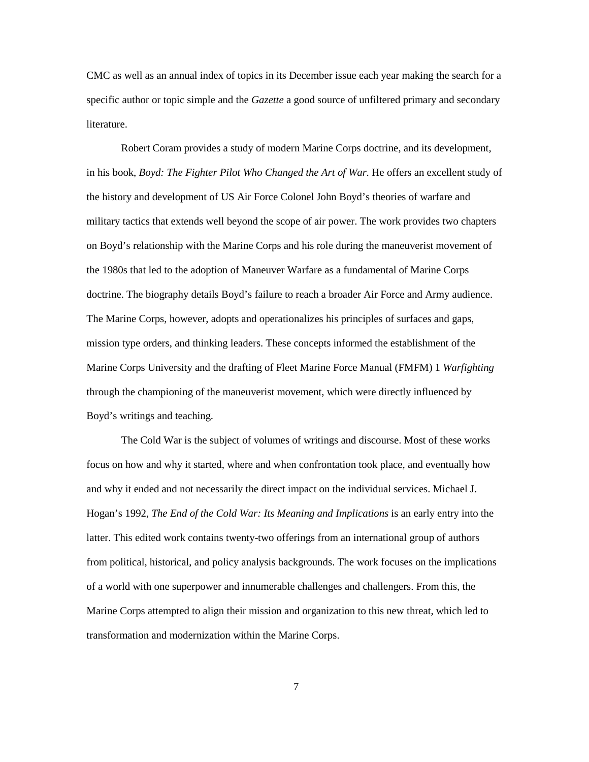CMC as well as an annual index of topics in its December issue each year making the search for a specific author or topic simple and the *Gazette* a good source of unfiltered primary and secondary literature.

Robert Coram provides a study of modern Marine Corps doctrine, and its development, in his book, *Boyd: The Fighter Pilot Who Changed the Art of War.* He offers an excellent study of the history and development of US Air Force Colonel John Boyd's theories of warfare and military tactics that extends well beyond the scope of air power. The work provides two chapters on Boyd's relationship with the Marine Corps and his role during the maneuverist movement of the 1980s that led to the adoption of Maneuver Warfare as a fundamental of Marine Corps doctrine. The biography details Boyd's failure to reach a broader Air Force and Army audience. The Marine Corps, however, adopts and operationalizes his principles of surfaces and gaps, mission type orders, and thinking leaders. These concepts informed the establishment of the Marine Corps University and the drafting of Fleet Marine Force Manual (FMFM) 1 *Warfighting* through the championing of the maneuverist movement, which were directly influenced by Boyd's writings and teaching.

The Cold War is the subject of volumes of writings and discourse. Most of these works focus on how and why it started, where and when confrontation took place, and eventually how and why it ended and not necessarily the direct impact on the individual services. Michael J. Hogan's 1992, *The End of the Cold War: Its Meaning and Implications* is an early entry into the latter. This edited work contains twenty-two offerings from an international group of authors from political, historical, and policy analysis backgrounds. The work focuses on the implications of a world with one superpower and innumerable challenges and challengers. From this, the Marine Corps attempted to align their mission and organization to this new threat, which led to transformation and modernization within the Marine Corps.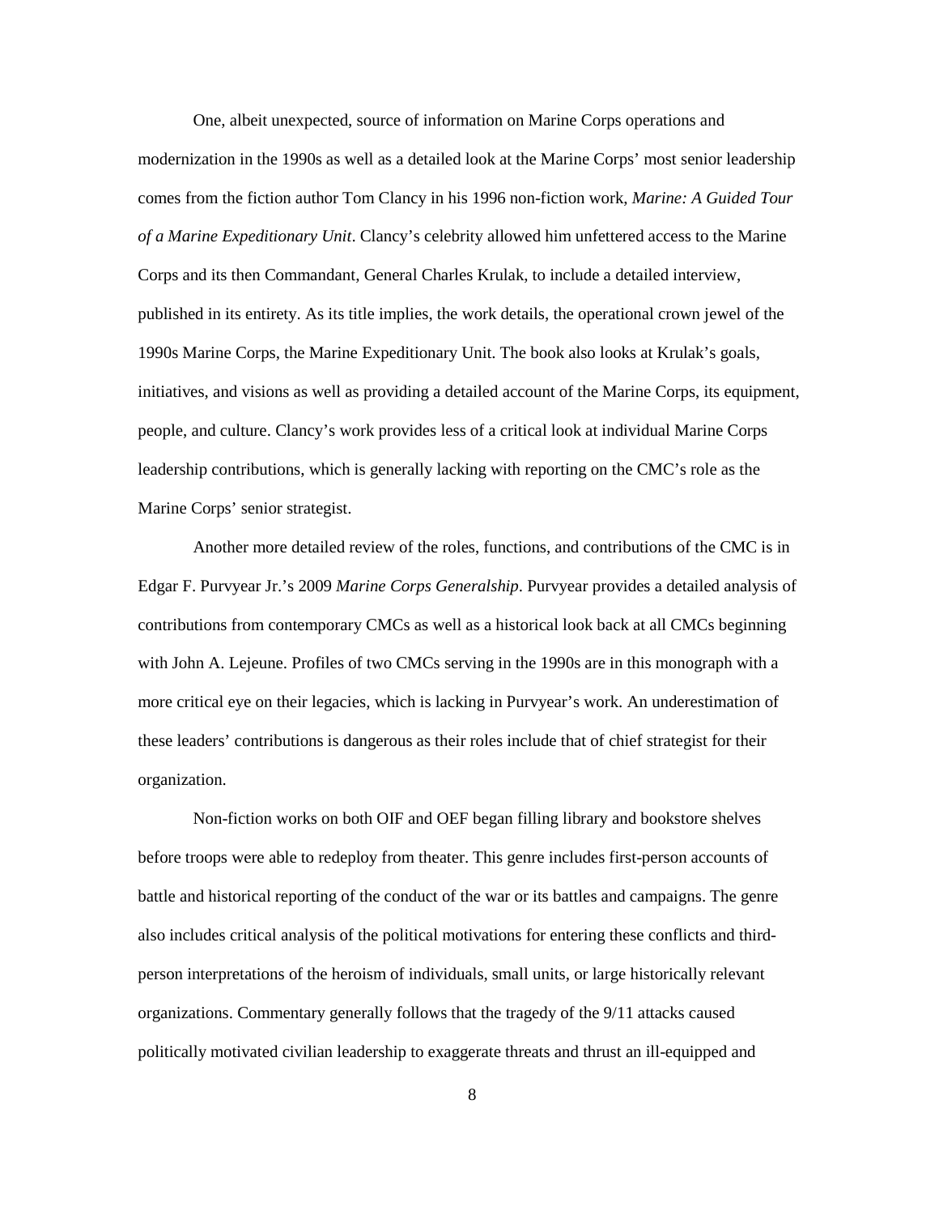One, albeit unexpected, source of information on Marine Corps operations and modernization in the 1990s as well as a detailed look at the Marine Corps' most senior leadership comes from the fiction author Tom Clancy in his 1996 non-fiction work, *Marine: A Guided Tour of a Marine Expeditionary Unit*. Clancy's celebrity allowed him unfettered access to the Marine Corps and its then Commandant, General Charles Krulak, to include a detailed interview, published in its entirety. As its title implies, the work details, the operational crown jewel of the 1990s Marine Corps, the Marine Expeditionary Unit. The book also looks at Krulak's goals, initiatives, and visions as well as providing a detailed account of the Marine Corps, its equipment, people, and culture. Clancy's work provides less of a critical look at individual Marine Corps leadership contributions, which is generally lacking with reporting on the CMC's role as the Marine Corps' senior strategist.

Another more detailed review of the roles, functions, and contributions of the CMC is in Edgar F. Purvyear Jr.'s 2009 *Marine Corps Generalship*. Purvyear provides a detailed analysis of contributions from contemporary CMCs as well as a historical look back at all CMCs beginning with John A. Lejeune. Profiles of two CMCs serving in the 1990s are in this monograph with a more critical eye on their legacies, which is lacking in Purvyear's work. An underestimation of these leaders' contributions is dangerous as their roles include that of chief strategist for their organization.

Non-fiction works on both OIF and OEF began filling library and bookstore shelves before troops were able to redeploy from theater. This genre includes first-person accounts of battle and historical reporting of the conduct of the war or its battles and campaigns. The genre also includes critical analysis of the political motivations for entering these conflicts and third-person interpretations of the heroism of individuals, small units, or large historically relevant organizations. Commentary generally follows that the tragedy of the 9/11 attacks caused politically motivated civilian leadership to exaggerate threats and thrust an ill-equipped and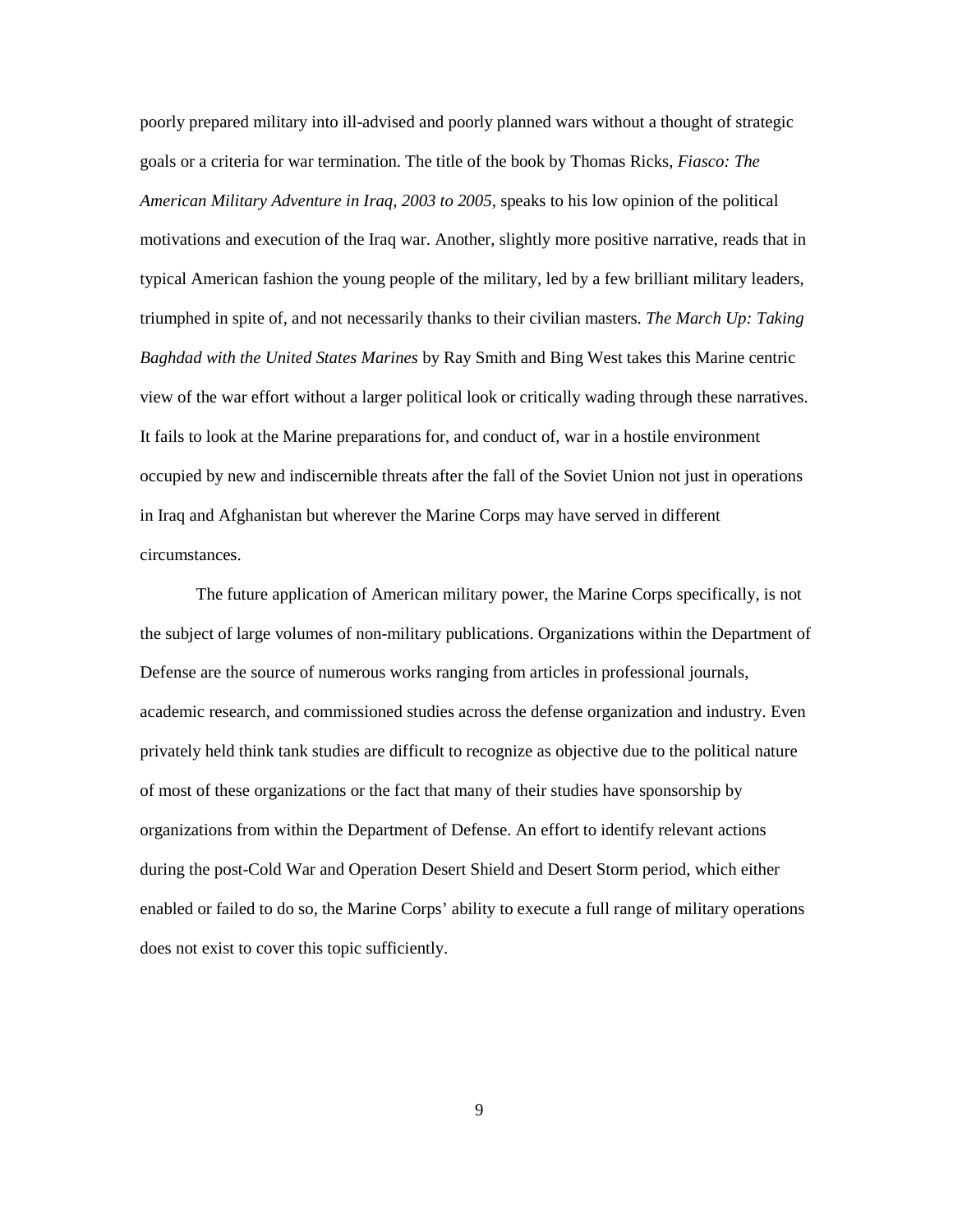poorly prepared military into ill-advised and poorly planned wars without a thought of strategic goals or a criteria for war termination. The title of the book by Thomas Ricks, *Fiasco: The American Military Adventure in Iraq, 2003 to 2005*, speaks to his low opinion of the political motivations and execution of the Iraq war. Another, slightly more positive narrative, reads that in typical American fashion the young people of the military, led by a few brilliant military leaders, triumphed in spite of, and not necessarily thanks to their civilian masters. *The March Up: Taking Baghdad with the United States Marines* by Ray Smith and Bing West takes this Marine centric view of the war effort without a larger political look or critically wading through these narratives. It fails to look at the Marine preparations for, and conduct of, war in a hostile environment occupied by new and indiscernible threats after the fall of the Soviet Union not just in operations in Iraq and Afghanistan but wherever the Marine Corps may have served in different circumstances.

The future application of American military power, the Marine Corps specifically, is not the subject of large volumes of non-military publications. Organizations within the Department of Defense are the source of numerous works ranging from articles in professional journals, academic research, and commissioned studies across the defense organization and industry. Even privately held think tank studies are difficult to recognize as objective due to the political nature of most of these organizations or the fact that many of their studies have sponsorship by organizations from within the Department of Defense. An effort to identify relevant actions during the post-Cold War and Operation Desert Shield and Desert Storm period, which either enabled or failed to do so, the Marine Corps' ability to execute a full range of military operations does not exist to cover this topic sufficiently.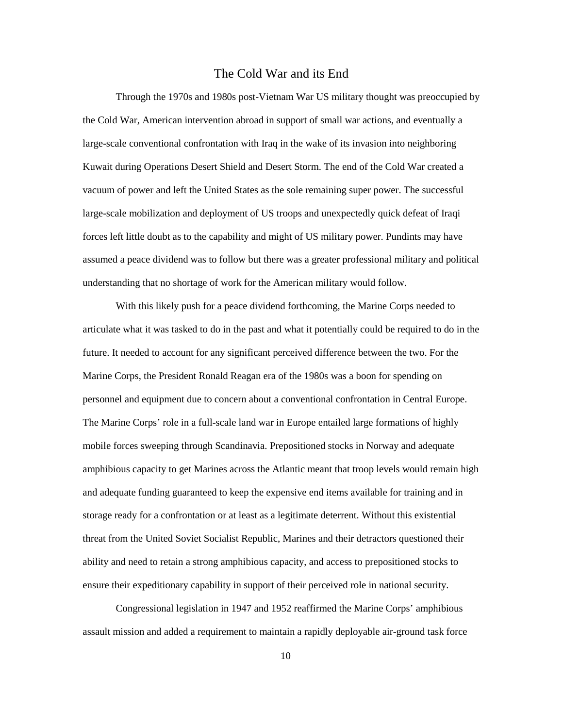## The Cold War and its End

Through the 1970s and 1980s post-Vietnam War US military thought was preoccupied by the Cold War, American intervention abroad in support of small war actions, and eventually a large-scale conventional confrontation with Iraq in the wake of its invasion into neighboring Kuwait during Operations Desert Shield and Desert Storm. The end of the Cold War created a vacuum of power and left the United States as the sole remaining super power. The successful large-scale mobilization and deployment of US troops and unexpectedly quick defeat of Iraqi forces left little doubt as to the capability and might of US military power. Pundints may have assumed a peace dividend was to follow but there was a greater professional military and political understanding that no shortage of work for the American military would follow.

With this likely push for a peace dividend forthcoming, the Marine Corps needed to articulate what it was tasked to do in the past and what it potentially could be required to do in the future. It needed to account for any significant perceived difference between the two. For the Marine Corps, the President Ronald Reagan era of the 1980s was a boon for spending on personnel and equipment due to concern about a conventional confrontation in Central Europe. The Marine Corps' role in a full-scale land war in Europe entailed large formations of highly mobile forces sweeping through Scandinavia. Prepositioned stocks in Norway and adequate amphibious capacity to get Marines across the Atlantic meant that troop levels would remain high and adequate funding guaranteed to keep the expensive end items available for training and in storage ready for a confrontation or at least as a legitimate deterrent. Without this existential threat from the United Soviet Socialist Republic, Marines and their detractors questioned their ability and need to retain a strong amphibious capacity, and access to prepositioned stocks to ensure their expeditionary capability in support of their perceived role in national security.

Congressional legislation in 1947 and 1952 reaffirmed the Marine Corps' amphibious assault mission and added a requirement to maintain a rapidly deployable air-ground task force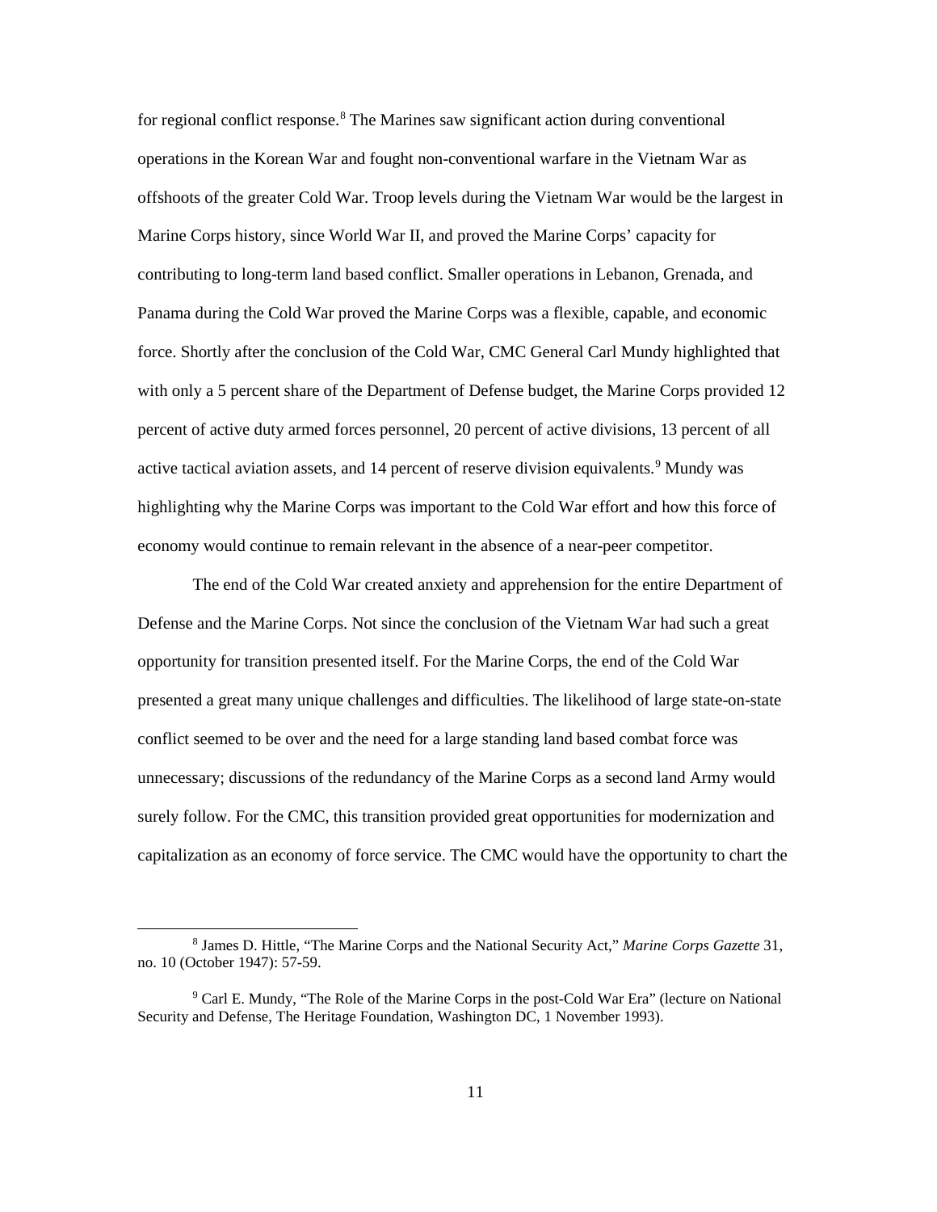for regional conflict response.[8] The Marines saw significant action during conventional operations in the Korean War and fought non-conventional warfare in the Vietnam War as offshoots of the greater Cold War. Troop levels during the Vietnam War would be the largest in Marine Corps history, since World War II, and proved the Marine Corps' capacity for contributing to long-term land based conflict. Smaller operations in Lebanon, Grenada, and Panama during the Cold War proved the Marine Corps was a flexible, capable, and economic force. Shortly after the conclusion of the Cold War, CMC General Carl Mundy highlighted that with only a 5 percent share of the Department of Defense budget, the Marine Corps provided 12 percent of active duty armed forces personnel, 20 percent of active divisions, 13 percent of all active tactical aviation assets, and 14 percent of reserve division equivalents.[9] Mundy was highlighting why the Marine Corps was important to the Cold War effort and how this force of economy would continue to remain relevant in the absence of a near-peer competitor.

The end of the Cold War created anxiety and apprehension for the entire Department of Defense and the Marine Corps. Not since the conclusion of the Vietnam War had such a great opportunity for transition presented itself. For the Marine Corps, the end of the Cold War presented a great many unique challenges and difficulties. The likelihood of large state-on-state conflict seemed to be over and the need for a large standing land based combat force was unnecessary; discussions of the redundancy of the Marine Corps as a second land Army would surely follow. For the CMC, this transition provided great opportunities for modernization and capitalization as an economy of force service. The CMC would have the opportunity to chart the

---

[8] James D. Hittle, "The Marine Corps and the National Security Act," *Marine Corps Gazette* 31, no. 10 (October 1947): 57-59.

[9] Carl E. Mundy, "The Role of the Marine Corps in the post-Cold War Era" (lecture on National Security and Defense, The Heritage Foundation, Washington DC, 1 November 1993).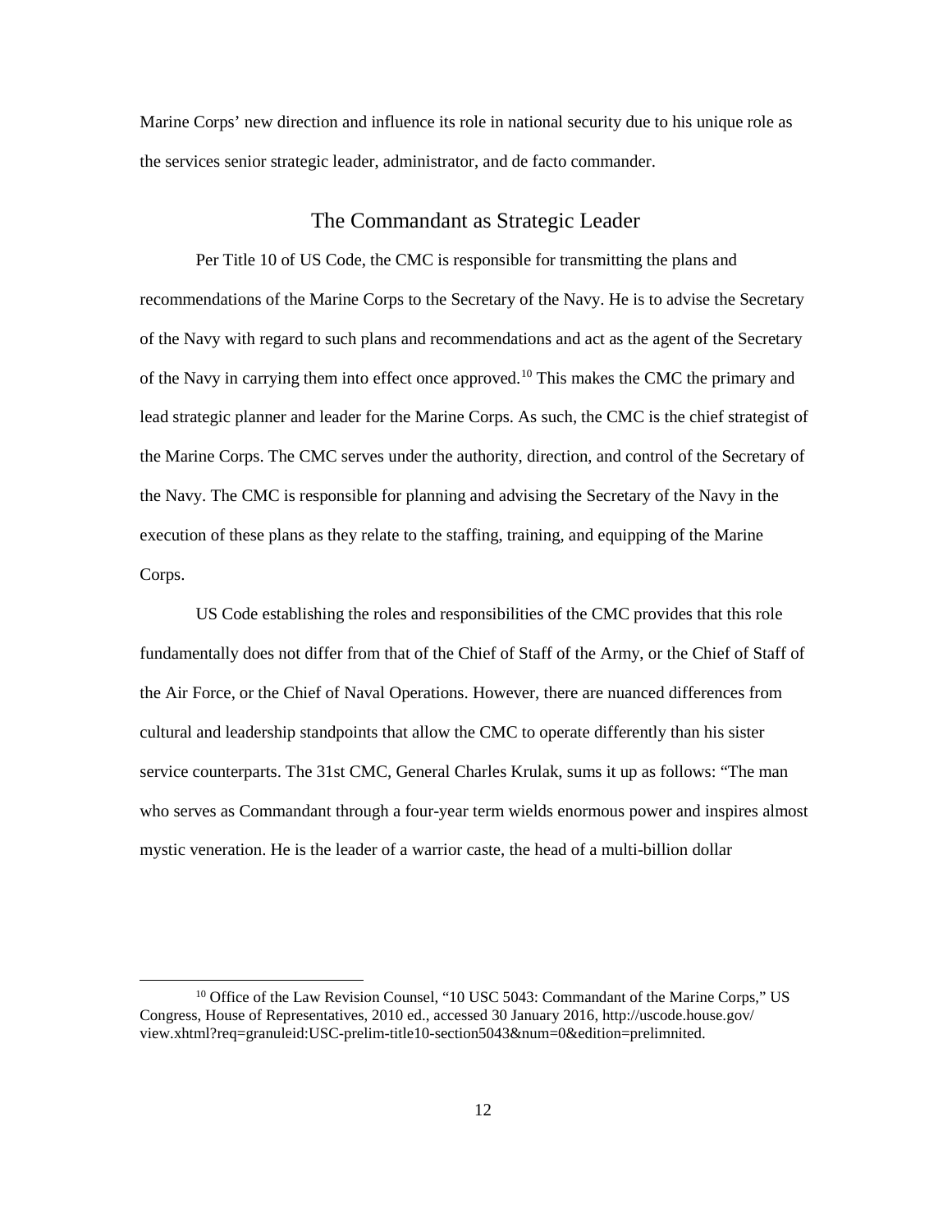Marine Corps' new direction and influence its role in national security due to his unique role as the services senior strategic leader, administrator, and de facto commander.

## The Commandant as Strategic Leader

Per Title 10 of US Code, the CMC is responsible for transmitting the plans and recommendations of the Marine Corps to the Secretary of the Navy. He is to advise the Secretary of the Navy with regard to such plans and recommendations and act as the agent of the Secretary of the Navy in carrying them into effect once approved.[10] This makes the CMC the primary and lead strategic planner and leader for the Marine Corps. As such, the CMC is the chief strategist of the Marine Corps. The CMC serves under the authority, direction, and control of the Secretary of the Navy. The CMC is responsible for planning and advising the Secretary of the Navy in the execution of these plans as they relate to the staffing, training, and equipping of the Marine Corps.

US Code establishing the roles and responsibilities of the CMC provides that this role fundamentally does not differ from that of the Chief of Staff of the Army, or the Chief of Staff of the Air Force, or the Chief of Naval Operations. However, there are nuanced differences from cultural and leadership standpoints that allow the CMC to operate differently than his sister service counterparts. The 31st CMC, General Charles Krulak, sums it up as follows: "The man who serves as Commandant through a four-year term wields enormous power and inspires almost mystic veneration. He is the leader of a warrior caste, the head of a multi-billion dollar

[10] Office of the Law Revision Counsel, "10 USC 5043: Commandant of the Marine Corps," US Congress, House of Representatives, 2010 ed., accessed 30 January 2016, http://uscode.house.gov/view.xhtml?req=granuleid:USC-prelim-title10-section5043&num=0&edition=prelimnited.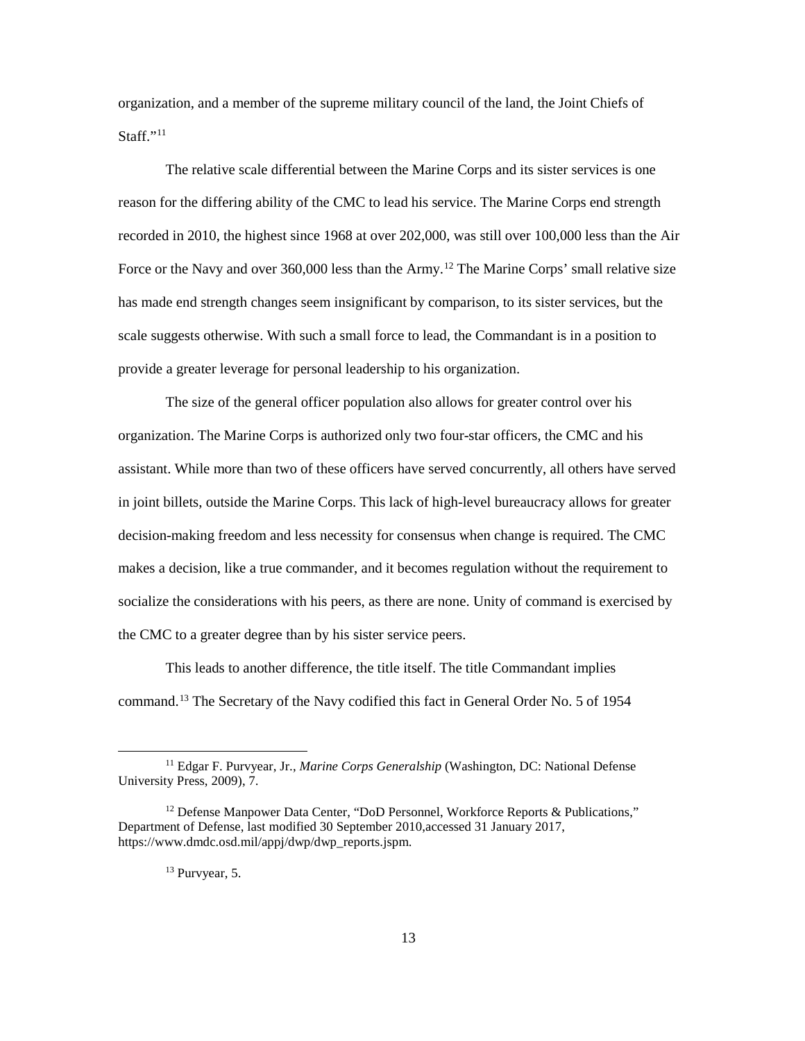organization, and a member of the supreme military council of the land, the Joint Chiefs of Staff."[11]

The relative scale differential between the Marine Corps and its sister services is one reason for the differing ability of the CMC to lead his service. The Marine Corps end strength recorded in 2010, the highest since 1968 at over 202,000, was still over 100,000 less than the Air Force or the Navy and over 360,000 less than the Army.[12] The Marine Corps' small relative size has made end strength changes seem insignificant by comparison, to its sister services, but the scale suggests otherwise. With such a small force to lead, the Commandant is in a position to provide a greater leverage for personal leadership to his organization.

The size of the general officer population also allows for greater control over his organization. The Marine Corps is authorized only two four-star officers, the CMC and his assistant. While more than two of these officers have served concurrently, all others have served in joint billets, outside the Marine Corps. This lack of high-level bureaucracy allows for greater decision-making freedom and less necessity for consensus when change is required. The CMC makes a decision, like a true commander, and it becomes regulation without the requirement to socialize the considerations with his peers, as there are none. Unity of command is exercised by the CMC to a greater degree than by his sister service peers.

This leads to another difference, the title itself. The title Commandant implies command.[13] The Secretary of the Navy codified this fact in General Order No. 5 of 1954

---

[11] Edgar F. Purvyear, Jr., *Marine Corps Generalship* (Washington, DC: National Defense University Press, 2009), 7.

[12] Defense Manpower Data Center, "DoD Personnel, Workforce Reports & Publications," Department of Defense, last modified 30 September 2010,accessed 31 January 2017, https://www.dmdc.osd.mil/appj/dwp/dwp_reports.jspm.

[13] Purvyear, 5.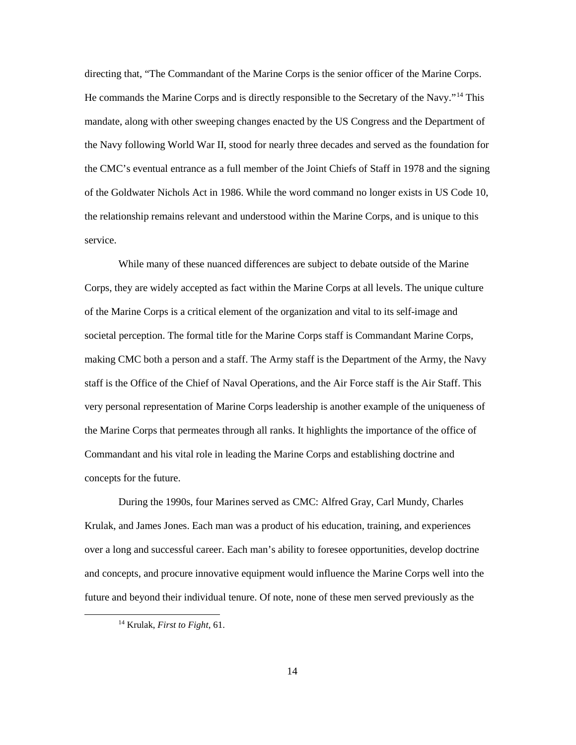directing that, "The Commandant of the Marine Corps is the senior officer of the Marine Corps. He commands the Marine Corps and is directly responsible to the Secretary of the Navy."[14] This mandate, along with other sweeping changes enacted by the US Congress and the Department of the Navy following World War II, stood for nearly three decades and served as the foundation for the CMC's eventual entrance as a full member of the Joint Chiefs of Staff in 1978 and the signing of the Goldwater Nichols Act in 1986. While the word command no longer exists in US Code 10, the relationship remains relevant and understood within the Marine Corps, and is unique to this service.

While many of these nuanced differences are subject to debate outside of the Marine Corps, they are widely accepted as fact within the Marine Corps at all levels. The unique culture of the Marine Corps is a critical element of the organization and vital to its self-image and societal perception. The formal title for the Marine Corps staff is Commandant Marine Corps, making CMC both a person and a staff. The Army staff is the Department of the Army, the Navy staff is the Office of the Chief of Naval Operations, and the Air Force staff is the Air Staff. This very personal representation of Marine Corps leadership is another example of the uniqueness of the Marine Corps that permeates through all ranks. It highlights the importance of the office of Commandant and his vital role in leading the Marine Corps and establishing doctrine and concepts for the future.

During the 1990s, four Marines served as CMC: Alfred Gray, Carl Mundy, Charles Krulak, and James Jones. Each man was a product of his education, training, and experiences over a long and successful career. Each man's ability to foresee opportunities, develop doctrine and concepts, and procure innovative equipment would influence the Marine Corps well into the future and beyond their individual tenure. Of note, none of these men served previously as the

[14] Krulak, *First to Fight*, 61.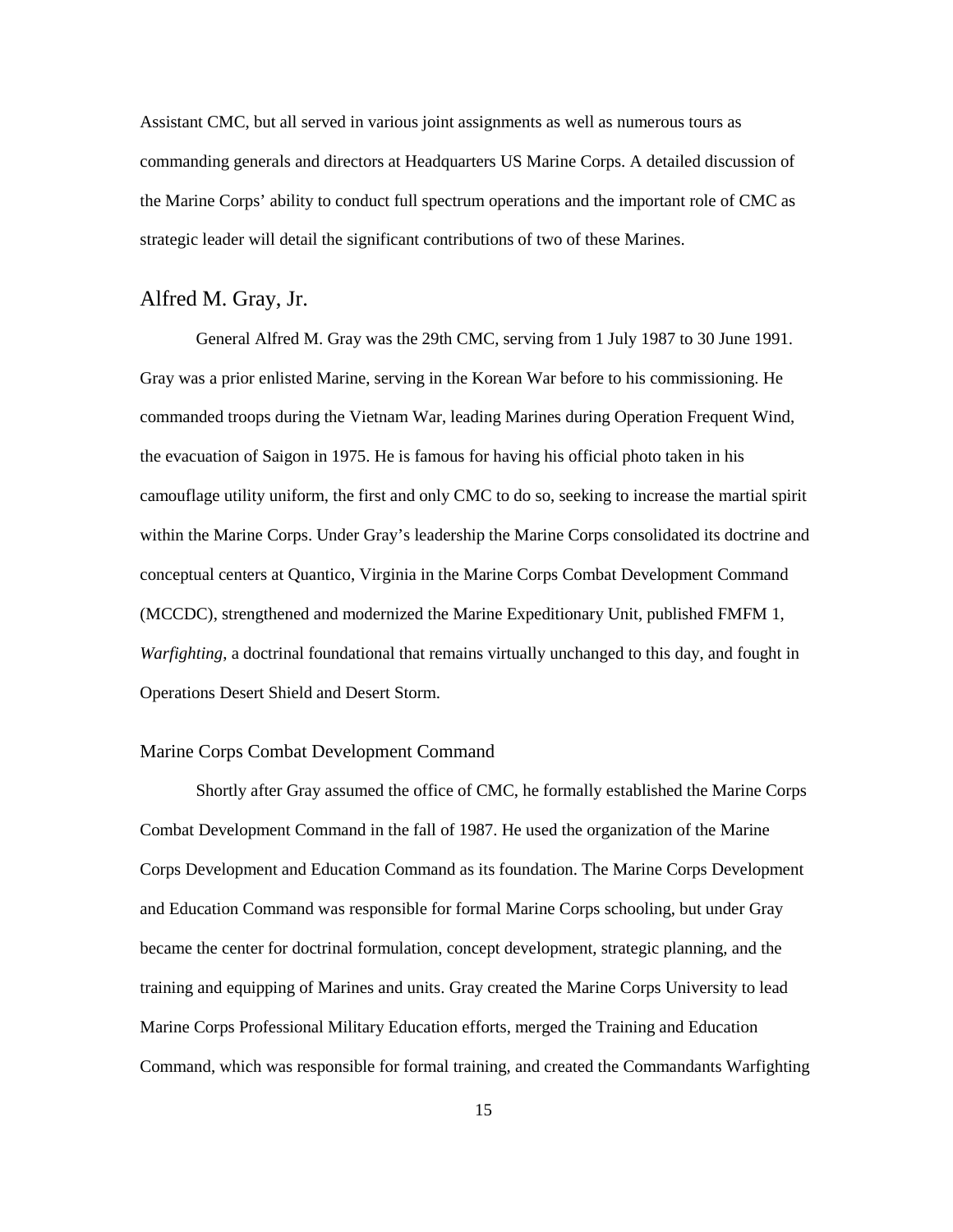Assistant CMC, but all served in various joint assignments as well as numerous tours as commanding generals and directors at Headquarters US Marine Corps. A detailed discussion of the Marine Corps' ability to conduct full spectrum operations and the important role of CMC as strategic leader will detail the significant contributions of two of these Marines.

## Alfred M. Gray, Jr.

General Alfred M. Gray was the 29th CMC, serving from 1 July 1987 to 30 June 1991. Gray was a prior enlisted Marine, serving in the Korean War before to his commissioning. He commanded troops during the Vietnam War, leading Marines during Operation Frequent Wind, the evacuation of Saigon in 1975. He is famous for having his official photo taken in his camouflage utility uniform, the first and only CMC to do so, seeking to increase the martial spirit within the Marine Corps. Under Gray's leadership the Marine Corps consolidated its doctrine and conceptual centers at Quantico, Virginia in the Marine Corps Combat Development Command (MCCDC), strengthened and modernized the Marine Expeditionary Unit, published FMFM 1, *Warfighting*, a doctrinal foundational that remains virtually unchanged to this day, and fought in Operations Desert Shield and Desert Storm.

### Marine Corps Combat Development Command

Shortly after Gray assumed the office of CMC, he formally established the Marine Corps Combat Development Command in the fall of 1987. He used the organization of the Marine Corps Development and Education Command as its foundation. The Marine Corps Development and Education Command was responsible for formal Marine Corps schooling, but under Gray became the center for doctrinal formulation, concept development, strategic planning, and the training and equipping of Marines and units. Gray created the Marine Corps University to lead Marine Corps Professional Military Education efforts, merged the Training and Education Command, which was responsible for formal training, and created the Commandants Warfighting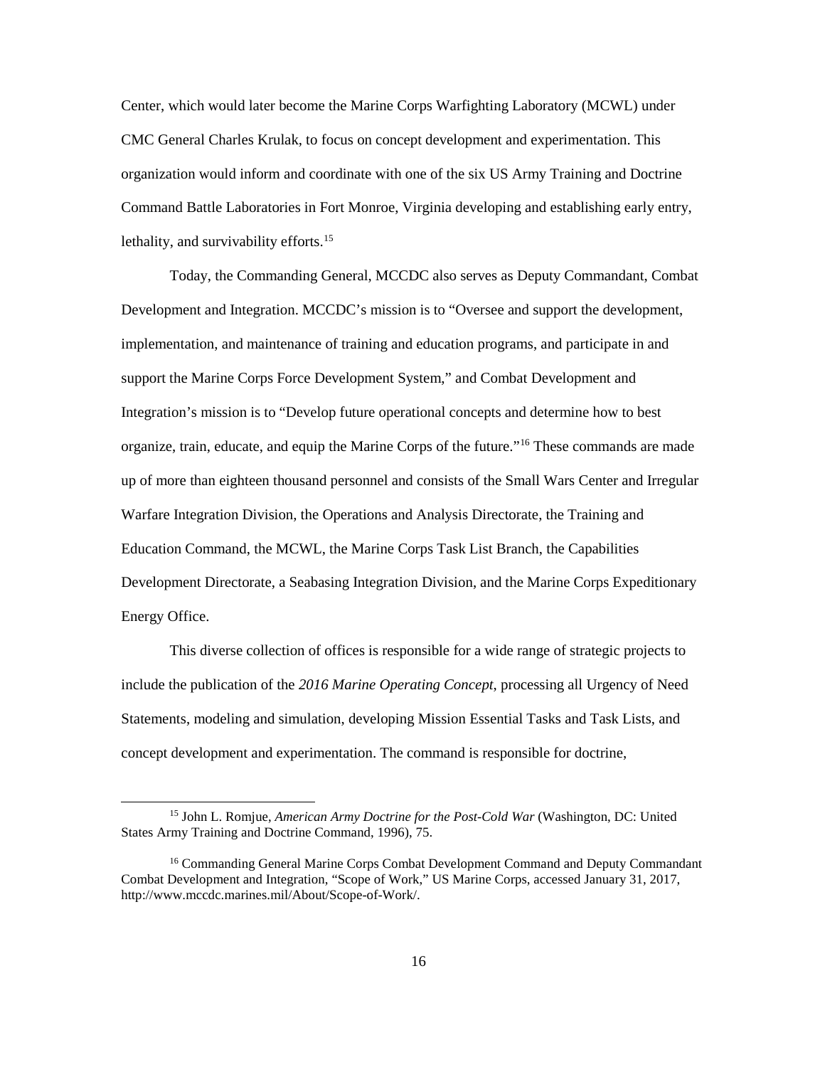Center, which would later become the Marine Corps Warfighting Laboratory (MCWL) under CMC General Charles Krulak, to focus on concept development and experimentation. This organization would inform and coordinate with one of the six US Army Training and Doctrine Command Battle Laboratories in Fort Monroe, Virginia developing and establishing early entry, lethality, and survivability efforts.[15]

Today, the Commanding General, MCCDC also serves as Deputy Commandant, Combat Development and Integration. MCCDC's mission is to "Oversee and support the development, implementation, and maintenance of training and education programs, and participate in and support the Marine Corps Force Development System," and Combat Development and Integration's mission is to "Develop future operational concepts and determine how to best organize, train, educate, and equip the Marine Corps of the future."[16] These commands are made up of more than eighteen thousand personnel and consists of the Small Wars Center and Irregular Warfare Integration Division, the Operations and Analysis Directorate, the Training and Education Command, the MCWL, the Marine Corps Task List Branch, the Capabilities Development Directorate, a Seabasing Integration Division, and the Marine Corps Expeditionary Energy Office.

This diverse collection of offices is responsible for a wide range of strategic projects to include the publication of the *2016 Marine Operating Concept*, processing all Urgency of Need Statements, modeling and simulation, developing Mission Essential Tasks and Task Lists, and concept development and experimentation. The command is responsible for doctrine,

---

[15] John L. Romjue, *American Army Doctrine for the Post-Cold War* (Washington, DC: United States Army Training and Doctrine Command, 1996), 75.

[16] Commanding General Marine Corps Combat Development Command and Deputy Commandant Combat Development and Integration, "Scope of Work," US Marine Corps, accessed January 31, 2017, http://www.mccdc.marines.mil/About/Scope-of-Work/.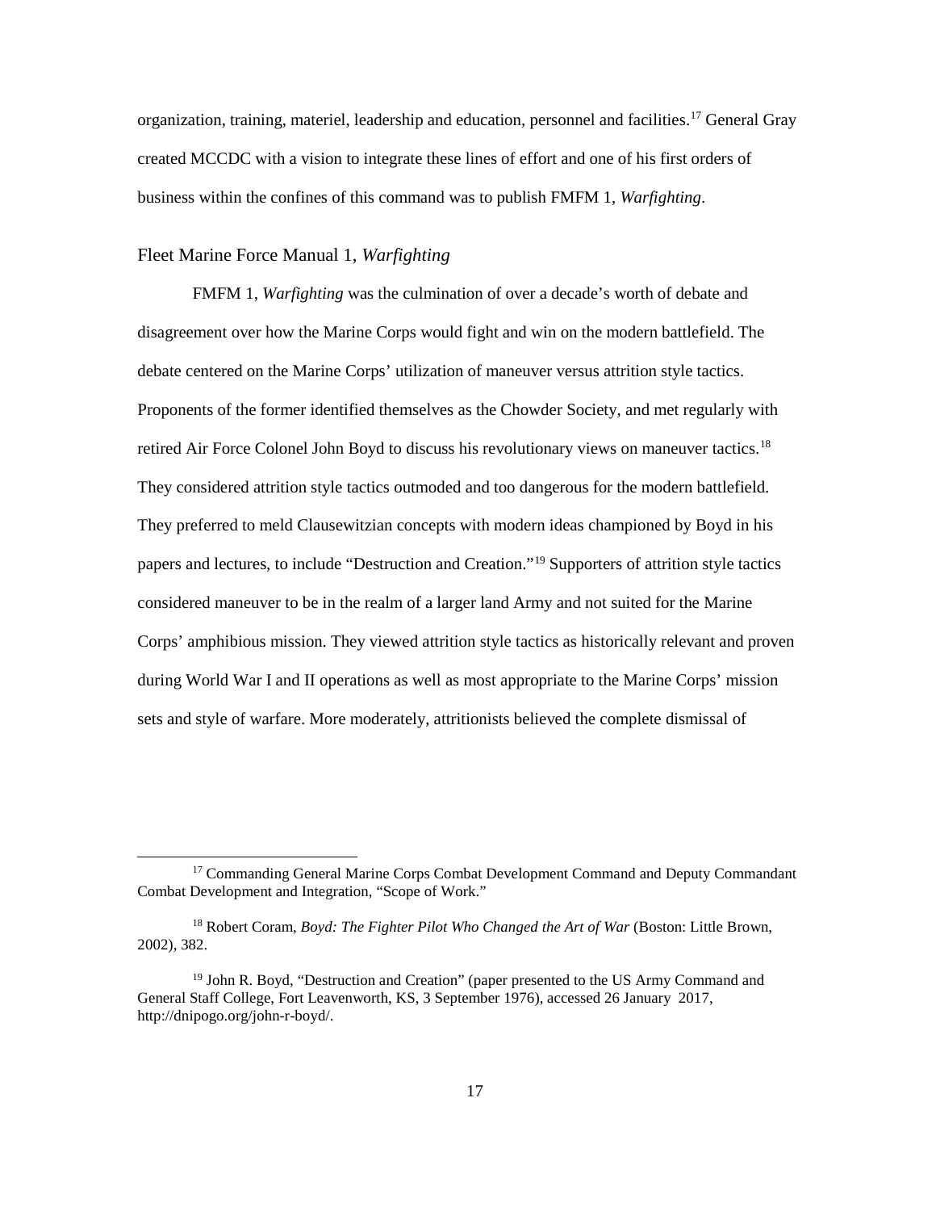organization, training, materiel, leadership and education, personnel and facilities.[17] General Gray created MCCDC with a vision to integrate these lines of effort and one of his first orders of business within the confines of this command was to publish FMFM 1, *Warfighting*.

## Fleet Marine Force Manual 1, *Warfighting*

FMFM 1, *Warfighting* was the culmination of over a decade's worth of debate and disagreement over how the Marine Corps would fight and win on the modern battlefield. The debate centered on the Marine Corps' utilization of maneuver versus attrition style tactics. Proponents of the former identified themselves as the Chowder Society, and met regularly with retired Air Force Colonel John Boyd to discuss his revolutionary views on maneuver tactics.[18] They considered attrition style tactics outmoded and too dangerous for the modern battlefield. They preferred to meld Clausewitzian concepts with modern ideas championed by Boyd in his papers and lectures, to include "Destruction and Creation."[19] Supporters of attrition style tactics considered maneuver to be in the realm of a larger land Army and not suited for the Marine Corps' amphibious mission. They viewed attrition style tactics as historically relevant and proven during World War I and II operations as well as most appropriate to the Marine Corps' mission sets and style of warfare. More moderately, attritionists believed the complete dismissal of

---

[17] Commanding General Marine Corps Combat Development Command and Deputy Commandant Combat Development and Integration, "Scope of Work."

[18] Robert Coram, *Boyd: The Fighter Pilot Who Changed the Art of War* (Boston: Little Brown, 2002), 382.

[19] John R. Boyd, "Destruction and Creation" (paper presented to the US Army Command and General Staff College, Fort Leavenworth, KS, 3 September 1976), accessed 26 January 2017, http://dnipogo.org/john-r-boyd/.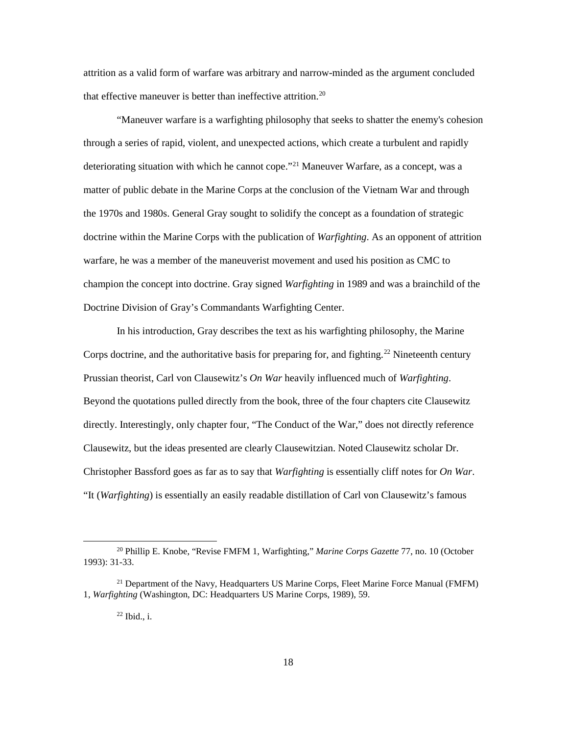attrition as a valid form of warfare was arbitrary and narrow-minded as the argument concluded that effective maneuver is better than ineffective attrition.[20]

"Maneuver warfare is a warfighting philosophy that seeks to shatter the enemy's cohesion through a series of rapid, violent, and unexpected actions, which create a turbulent and rapidly deteriorating situation with which he cannot cope."[21] Maneuver Warfare, as a concept, was a matter of public debate in the Marine Corps at the conclusion of the Vietnam War and through the 1970s and 1980s. General Gray sought to solidify the concept as a foundation of strategic doctrine within the Marine Corps with the publication of *Warfighting*. As an opponent of attrition warfare, he was a member of the maneuverist movement and used his position as CMC to champion the concept into doctrine. Gray signed *Warfighting* in 1989 and was a brainchild of the Doctrine Division of Gray's Commandants Warfighting Center.

In his introduction, Gray describes the text as his warfighting philosophy, the Marine Corps doctrine, and the authoritative basis for preparing for, and fighting.[22] Nineteenth century Prussian theorist, Carl von Clausewitz's *On War* heavily influenced much of *Warfighting*. Beyond the quotations pulled directly from the book, three of the four chapters cite Clausewitz directly. Interestingly, only chapter four, "The Conduct of the War," does not directly reference Clausewitz, but the ideas presented are clearly Clausewitzian. Noted Clausewitz scholar Dr. Christopher Bassford goes as far as to say that *Warfighting* is essentially cliff notes for *On War*. "It (*Warfighting*) is essentially an easily readable distillation of Carl von Clausewitz's famous

---

[20] Phillip E. Knobe, "Revise FMFM 1, Warfighting," *Marine Corps Gazette* 77, no. 10 (October 1993): 31-33.

[21] Department of the Navy, Headquarters US Marine Corps, Fleet Marine Force Manual (FMFM) 1, *Warfighting* (Washington, DC: Headquarters US Marine Corps, 1989), 59.

[22] Ibid., i.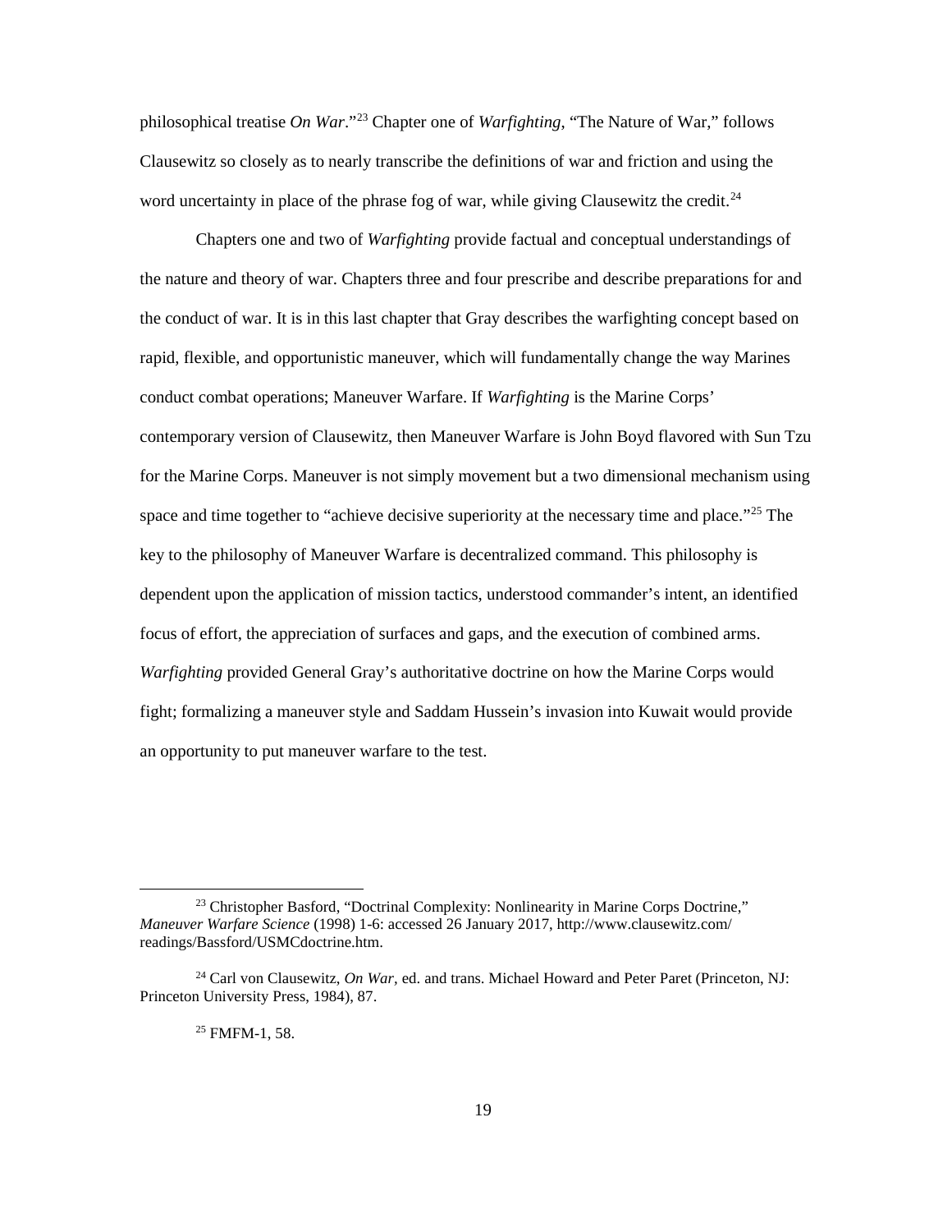philosophical treatise *On War*."[23] Chapter one of *Warfighting*, "The Nature of War," follows Clausewitz so closely as to nearly transcribe the definitions of war and friction and using the word uncertainty in place of the phrase fog of war, while giving Clausewitz the credit.[24]

Chapters one and two of *Warfighting* provide factual and conceptual understandings of the nature and theory of war. Chapters three and four prescribe and describe preparations for and the conduct of war. It is in this last chapter that Gray describes the warfighting concept based on rapid, flexible, and opportunistic maneuver, which will fundamentally change the way Marines conduct combat operations; Maneuver Warfare. If *Warfighting* is the Marine Corps' contemporary version of Clausewitz, then Maneuver Warfare is John Boyd flavored with Sun Tzu for the Marine Corps. Maneuver is not simply movement but a two dimensional mechanism using space and time together to "achieve decisive superiority at the necessary time and place."[25] The key to the philosophy of Maneuver Warfare is decentralized command. This philosophy is dependent upon the application of mission tactics, understood commander's intent, an identified focus of effort, the appreciation of surfaces and gaps, and the execution of combined arms. *Warfighting* provided General Gray's authoritative doctrine on how the Marine Corps would fight; formalizing a maneuver style and Saddam Hussein's invasion into Kuwait would provide an opportunity to put maneuver warfare to the test.

---

[23] Christopher Basford, "Doctrinal Complexity: Nonlinearity in Marine Corps Doctrine," *Maneuver Warfare Science* (1998) 1-6: accessed 26 January 2017, http://www.clausewitz.com/readings/Bassford/USMCdoctrine.htm.

[24] Carl von Clausewitz, *On War*, ed. and trans. Michael Howard and Peter Paret (Princeton, NJ: Princeton University Press, 1984), 87.

[25] FMFM-1, 58.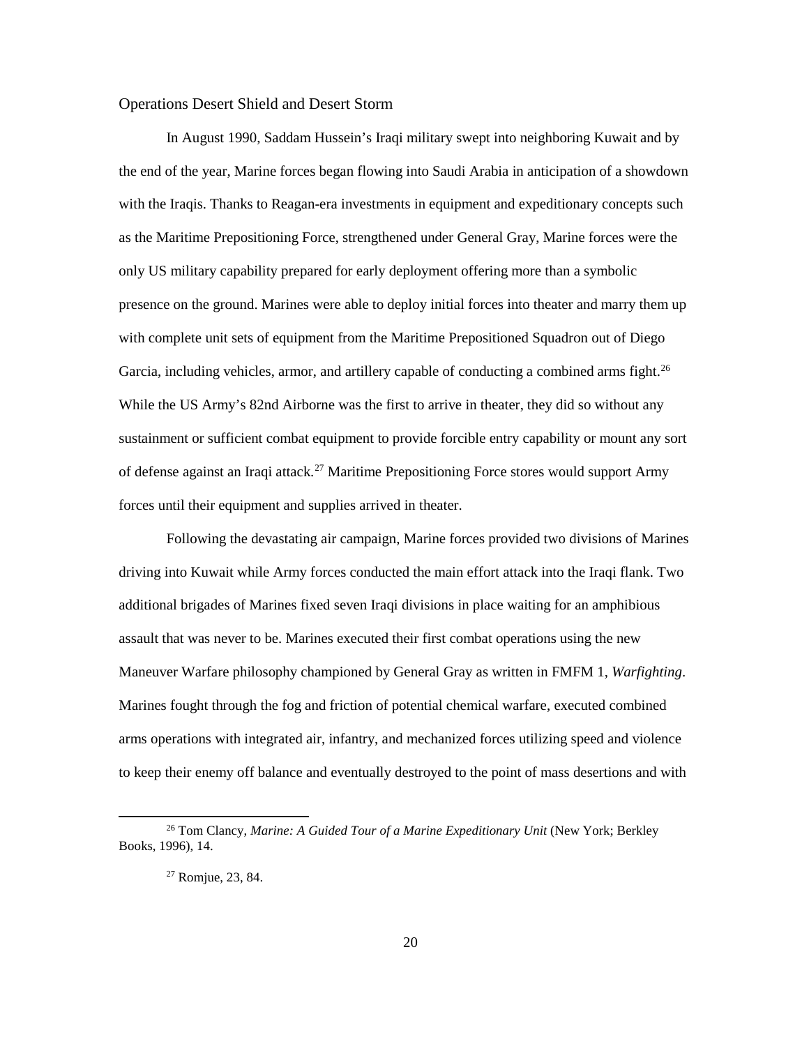## Operations Desert Shield and Desert Storm

In August 1990, Saddam Hussein's Iraqi military swept into neighboring Kuwait and by the end of the year, Marine forces began flowing into Saudi Arabia in anticipation of a showdown with the Iraqis. Thanks to Reagan-era investments in equipment and expeditionary concepts such as the Maritime Prepositioning Force, strengthened under General Gray, Marine forces were the only US military capability prepared for early deployment offering more than a symbolic presence on the ground. Marines were able to deploy initial forces into theater and marry them up with complete unit sets of equipment from the Maritime Prepositioned Squadron out of Diego Garcia, including vehicles, armor, and artillery capable of conducting a combined arms fight.[26] While the US Army's 82nd Airborne was the first to arrive in theater, they did so without any sustainment or sufficient combat equipment to provide forcible entry capability or mount any sort of defense against an Iraqi attack.[27] Maritime Prepositioning Force stores would support Army forces until their equipment and supplies arrived in theater.

Following the devastating air campaign, Marine forces provided two divisions of Marines driving into Kuwait while Army forces conducted the main effort attack into the Iraqi flank. Two additional brigades of Marines fixed seven Iraqi divisions in place waiting for an amphibious assault that was never to be. Marines executed their first combat operations using the new Maneuver Warfare philosophy championed by General Gray as written in FMFM 1, *Warfighting*. Marines fought through the fog and friction of potential chemical warfare, executed combined arms operations with integrated air, infantry, and mechanized forces utilizing speed and violence to keep their enemy off balance and eventually destroyed to the point of mass desertions and with

---

[26] Tom Clancy, *Marine: A Guided Tour of a Marine Expeditionary Unit* (New York; Berkley Books, 1996), 14.

[27] Romjue, 23, 84.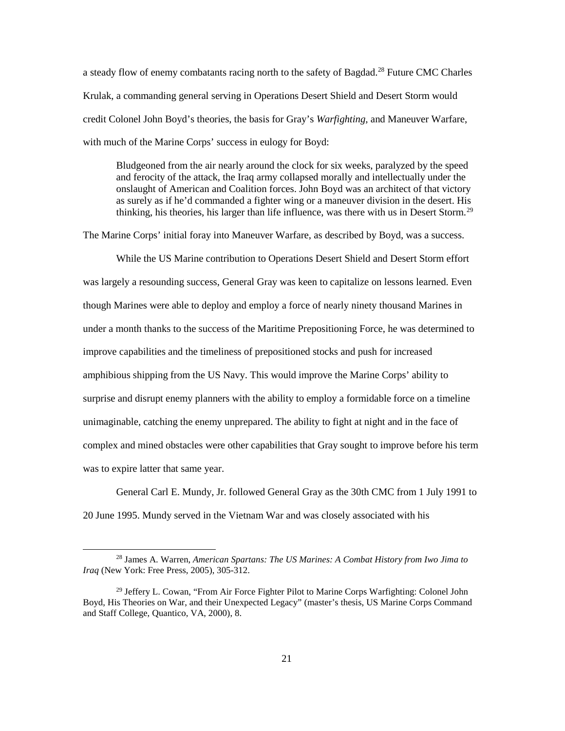a steady flow of enemy combatants racing north to the safety of Bagdad.[28] Future CMC Charles Krulak, a commanding general serving in Operations Desert Shield and Desert Storm would credit Colonel John Boyd's theories, the basis for Gray's *Warfighting,* and Maneuver Warfare, with much of the Marine Corps' success in eulogy for Boyd:

> Bludgeoned from the air nearly around the clock for six weeks, paralyzed by the speed and ferocity of the attack, the Iraq army collapsed morally and intellectually under the onslaught of American and Coalition forces. John Boyd was an architect of that victory as surely as if he'd commanded a fighter wing or a maneuver division in the desert. His thinking, his theories, his larger than life influence, was there with us in Desert Storm.[29]

The Marine Corps' initial foray into Maneuver Warfare, as described by Boyd, was a success.

While the US Marine contribution to Operations Desert Shield and Desert Storm effort was largely a resounding success, General Gray was keen to capitalize on lessons learned. Even though Marines were able to deploy and employ a force of nearly ninety thousand Marines in under a month thanks to the success of the Maritime Prepositioning Force, he was determined to improve capabilities and the timeliness of prepositioned stocks and push for increased amphibious shipping from the US Navy. This would improve the Marine Corps' ability to surprise and disrupt enemy planners with the ability to employ a formidable force on a timeline unimaginable, catching the enemy unprepared. The ability to fight at night and in the face of complex and mined obstacles were other capabilities that Gray sought to improve before his term was to expire latter that same year.

General Carl E. Mundy, Jr. followed General Gray as the 30th CMC from 1 July 1991 to 20 June 1995. Mundy served in the Vietnam War and was closely associated with his

---

[28] James A. Warren, *American Spartans: The US Marines: A Combat History from Iwo Jima to Iraq* (New York: Free Press, 2005), 305-312.

[29] Jeffery L. Cowan, "From Air Force Fighter Pilot to Marine Corps Warfighting: Colonel John Boyd, His Theories on War, and their Unexpected Legacy" (master's thesis, US Marine Corps Command and Staff College, Quantico, VA, 2000), 8.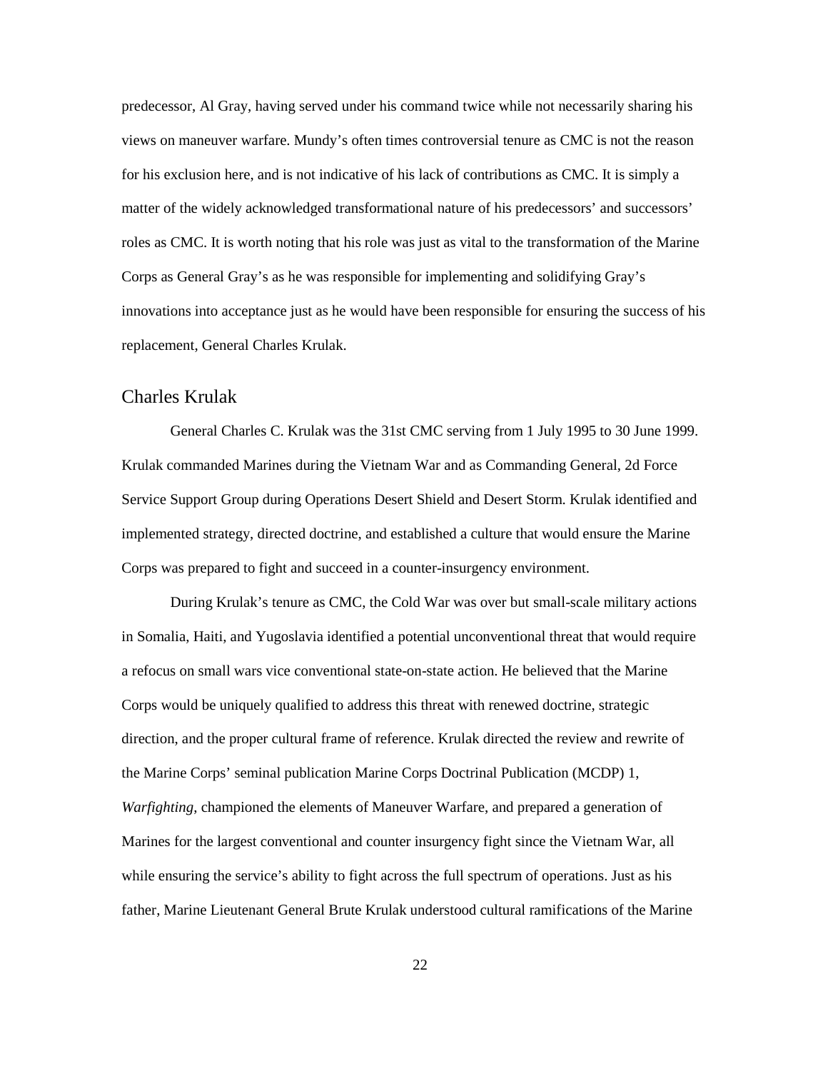predecessor, Al Gray, having served under his command twice while not necessarily sharing his views on maneuver warfare. Mundy's often times controversial tenure as CMC is not the reason for his exclusion here, and is not indicative of his lack of contributions as CMC. It is simply a matter of the widely acknowledged transformational nature of his predecessors' and successors' roles as CMC. It is worth noting that his role was just as vital to the transformation of the Marine Corps as General Gray's as he was responsible for implementing and solidifying Gray's innovations into acceptance just as he would have been responsible for ensuring the success of his replacement, General Charles Krulak.

## Charles Krulak

General Charles C. Krulak was the 31st CMC serving from 1 July 1995 to 30 June 1999. Krulak commanded Marines during the Vietnam War and as Commanding General, 2d Force Service Support Group during Operations Desert Shield and Desert Storm. Krulak identified and implemented strategy, directed doctrine, and established a culture that would ensure the Marine Corps was prepared to fight and succeed in a counter-insurgency environment.

During Krulak's tenure as CMC, the Cold War was over but small-scale military actions in Somalia, Haiti, and Yugoslavia identified a potential unconventional threat that would require a refocus on small wars vice conventional state-on-state action. He believed that the Marine Corps would be uniquely qualified to address this threat with renewed doctrine, strategic direction, and the proper cultural frame of reference. Krulak directed the review and rewrite of the Marine Corps' seminal publication Marine Corps Doctrinal Publication (MCDP) 1, *Warfighting*, championed the elements of Maneuver Warfare, and prepared a generation of Marines for the largest conventional and counter insurgency fight since the Vietnam War, all while ensuring the service's ability to fight across the full spectrum of operations. Just as his father, Marine Lieutenant General Brute Krulak understood cultural ramifications of the Marine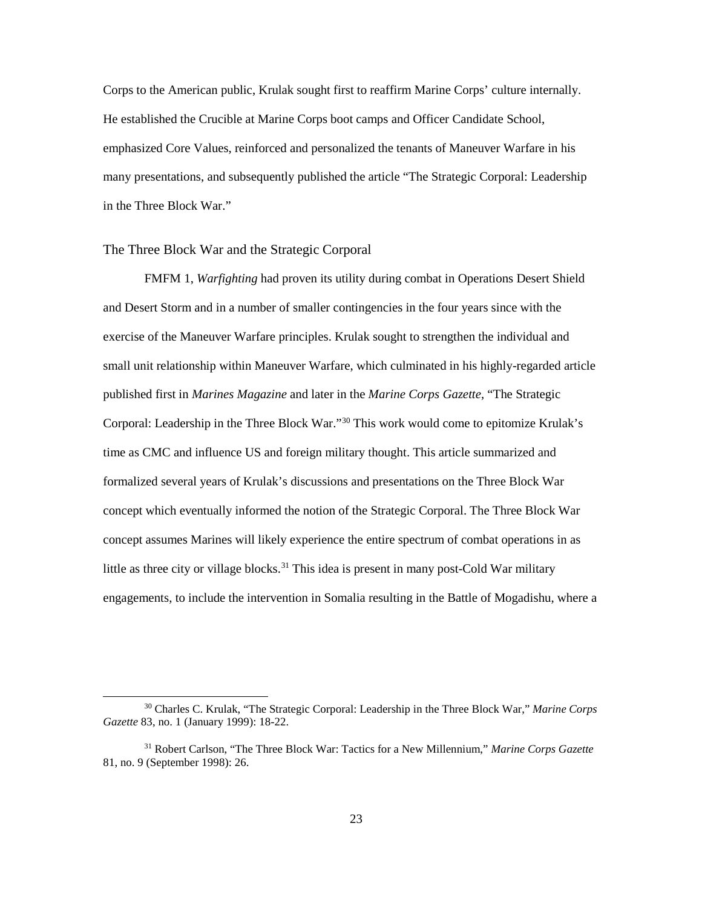Corps to the American public, Krulak sought first to reaffirm Marine Corps' culture internally. He established the Crucible at Marine Corps boot camps and Officer Candidate School, emphasized Core Values, reinforced and personalized the tenants of Maneuver Warfare in his many presentations, and subsequently published the article "The Strategic Corporal: Leadership in the Three Block War."

## The Three Block War and the Strategic Corporal

FMFM 1, *Warfighting* had proven its utility during combat in Operations Desert Shield and Desert Storm and in a number of smaller contingencies in the four years since with the exercise of the Maneuver Warfare principles. Krulak sought to strengthen the individual and small unit relationship within Maneuver Warfare, which culminated in his highly-regarded article published first in *Marines Magazine* and later in the *Marine Corps Gazette*, "The Strategic Corporal: Leadership in the Three Block War."[30] This work would come to epitomize Krulak's time as CMC and influence US and foreign military thought. This article summarized and formalized several years of Krulak's discussions and presentations on the Three Block War concept which eventually informed the notion of the Strategic Corporal. The Three Block War concept assumes Marines will likely experience the entire spectrum of combat operations in as little as three city or village blocks.[31] This idea is present in many post-Cold War military engagements, to include the intervention in Somalia resulting in the Battle of Mogadishu, where a

---

[30] Charles C. Krulak, "The Strategic Corporal: Leadership in the Three Block War," *Marine Corps Gazette* 83, no. 1 (January 1999): 18-22.

[31] Robert Carlson, "The Three Block War: Tactics for a New Millennium," *Marine Corps Gazette* 81, no. 9 (September 1998): 26.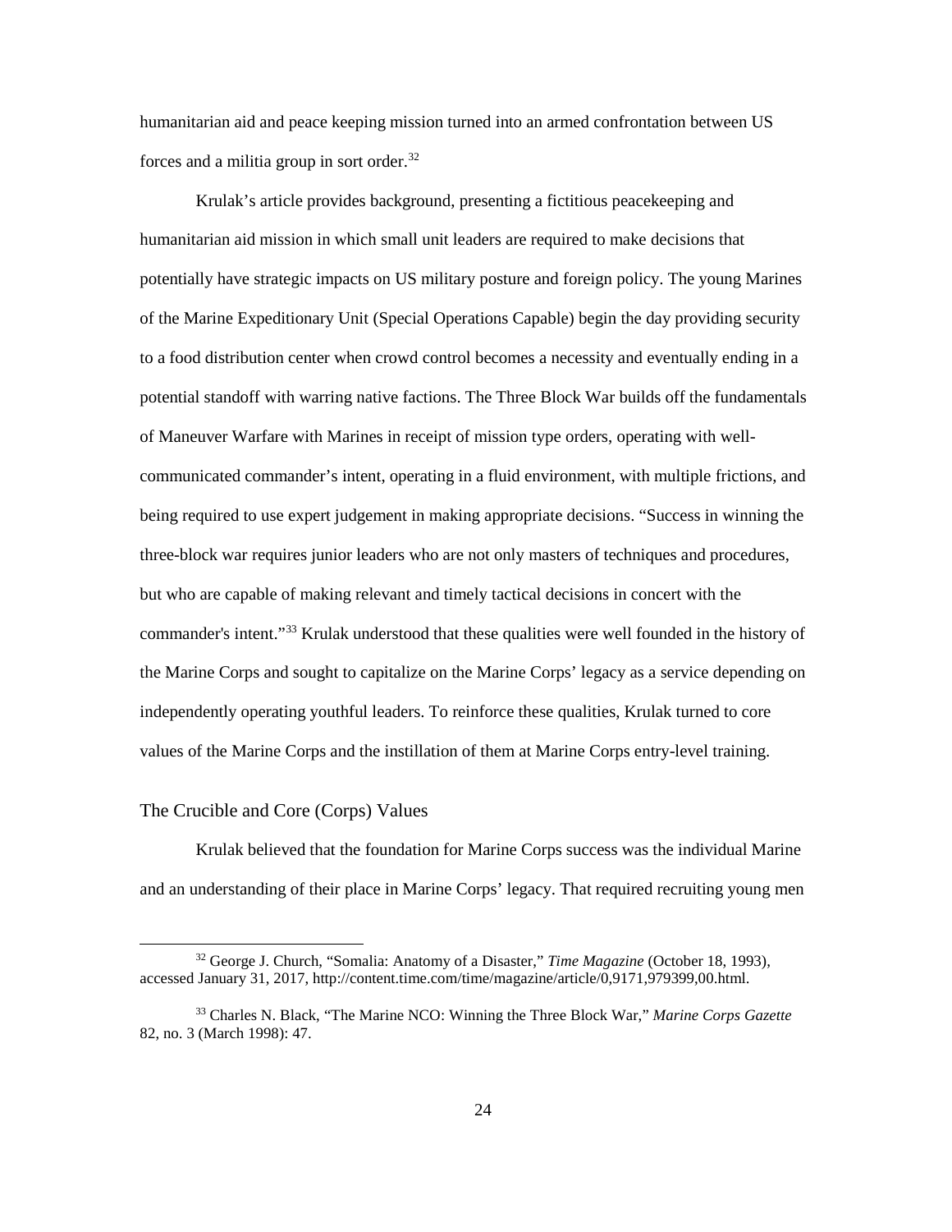humanitarian aid and peace keeping mission turned into an armed confrontation between US forces and a militia group in sort order.[32]

Krulak's article provides background, presenting a fictitious peacekeeping and humanitarian aid mission in which small unit leaders are required to make decisions that potentially have strategic impacts on US military posture and foreign policy. The young Marines of the Marine Expeditionary Unit (Special Operations Capable) begin the day providing security to a food distribution center when crowd control becomes a necessity and eventually ending in a potential standoff with warring native factions. The Three Block War builds off the fundamentals of Maneuver Warfare with Marines in receipt of mission type orders, operating with well-communicated commander's intent, operating in a fluid environment, with multiple frictions, and being required to use expert judgement in making appropriate decisions. "Success in winning the three-block war requires junior leaders who are not only masters of techniques and procedures, but who are capable of making relevant and timely tactical decisions in concert with the commander's intent."[33] Krulak understood that these qualities were well founded in the history of the Marine Corps and sought to capitalize on the Marine Corps' legacy as a service depending on independently operating youthful leaders. To reinforce these qualities, Krulak turned to core values of the Marine Corps and the instillation of them at Marine Corps entry-level training.

## The Crucible and Core (Corps) Values

Krulak believed that the foundation for Marine Corps success was the individual Marine and an understanding of their place in Marine Corps' legacy. That required recruiting young men

[32] George J. Church, "Somalia: Anatomy of a Disaster," *Time Magazine* (October 18, 1993), accessed January 31, 2017, http://content.time.com/time/magazine/article/0,9171,979399,00.html.

[33] Charles N. Black, "The Marine NCO: Winning the Three Block War," *Marine Corps Gazette* 82, no. 3 (March 1998): 47.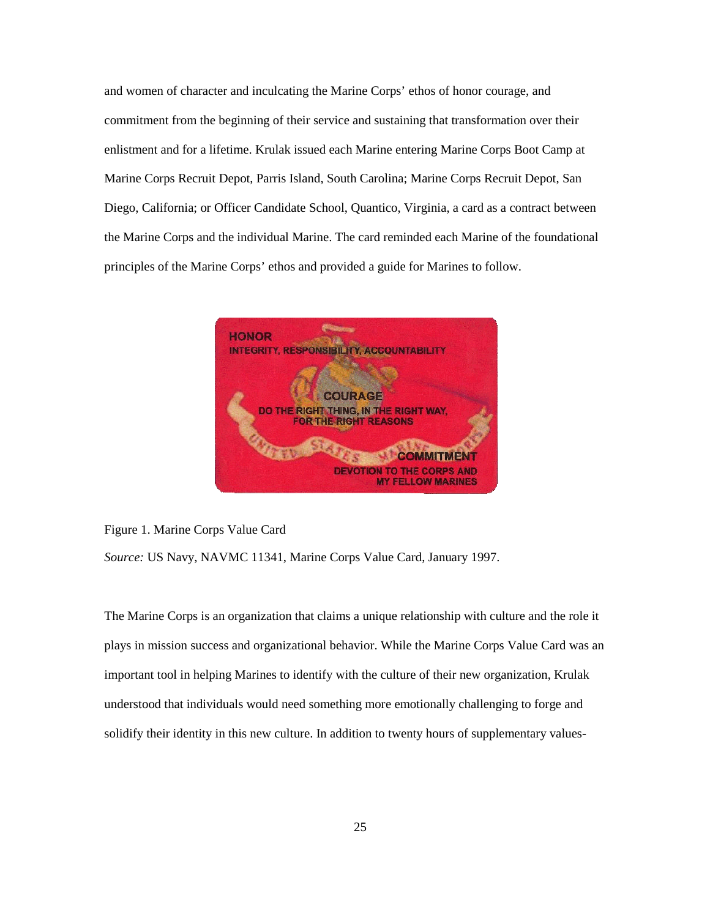and women of character and inculcating the Marine Corps' ethos of honor courage, and commitment from the beginning of their service and sustaining that transformation over their enlistment and for a lifetime. Krulak issued each Marine entering Marine Corps Boot Camp at Marine Corps Recruit Depot, Parris Island, South Carolina; Marine Corps Recruit Depot, San Diego, California; or Officer Candidate School, Quantico, Virginia, a card as a contract between the Marine Corps and the individual Marine. The card reminded each Marine of the foundational principles of the Marine Corps' ethos and provided a guide for Marines to follow.

HONOR
INTEGRITY, RESPONSIBILITY, ACCOUNTABILITY

COURAGE
DO THE RIGHT THING, IN THE RIGHT WAY, FOR THE RIGHT REASONS

COMMITMENT
DEVOTION TO THE CORPS AND MY FELLOW MARINES

Figure 1. Marine Corps Value Card

*Source:* US Navy, NAVMC 11341, Marine Corps Value Card, January 1997.

The Marine Corps is an organization that claims a unique relationship with culture and the role it plays in mission success and organizational behavior. While the Marine Corps Value Card was an important tool in helping Marines to identify with the culture of their new organization, Krulak understood that individuals would need something more emotionally challenging to forge and solidify their identity in this new culture. In addition to twenty hours of supplementary values-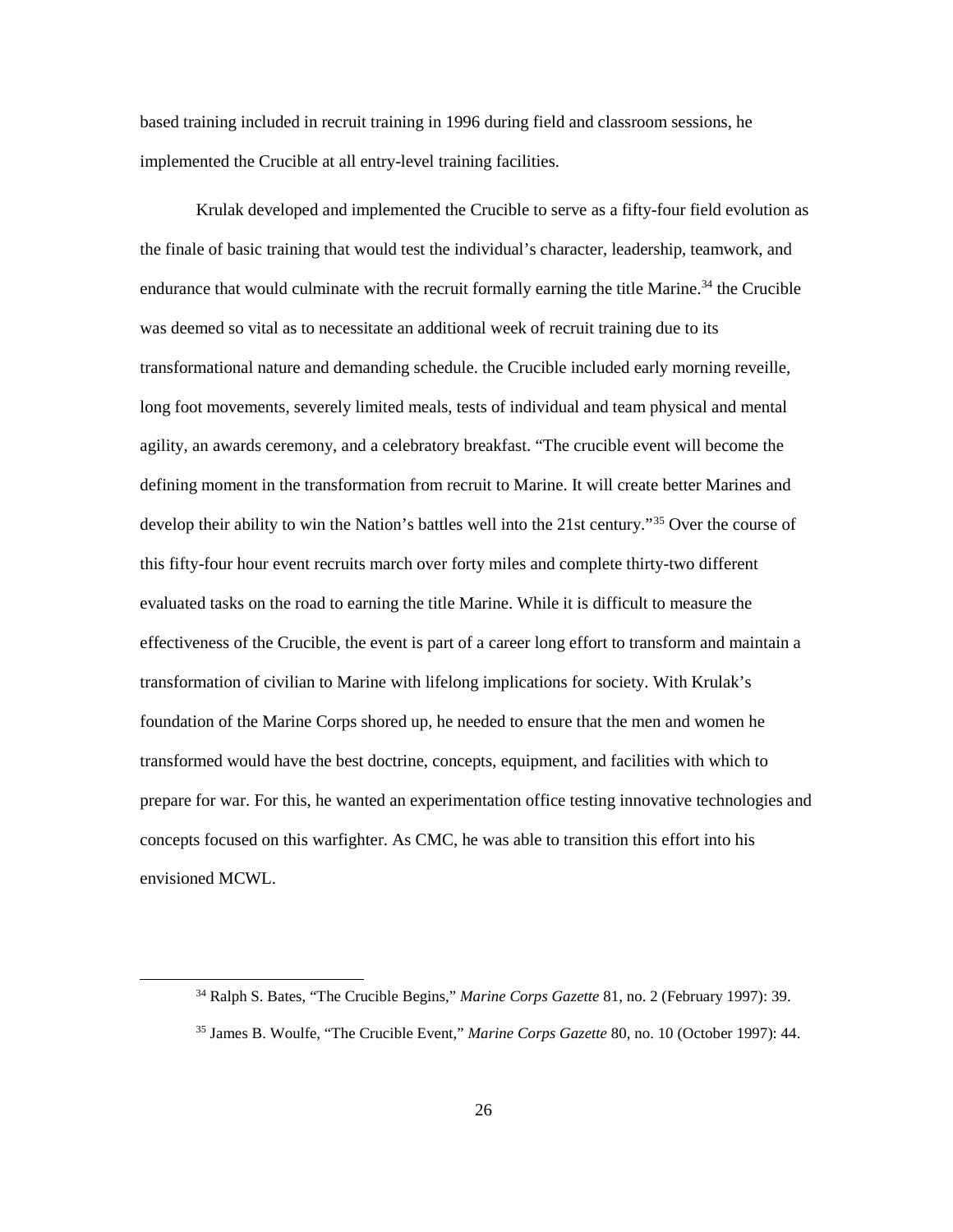based training included in recruit training in 1996 during field and classroom sessions, he implemented the Crucible at all entry-level training facilities.

Krulak developed and implemented the Crucible to serve as a fifty-four field evolution as the finale of basic training that would test the individual's character, leadership, teamwork, and endurance that would culminate with the recruit formally earning the title Marine.[34] the Crucible was deemed so vital as to necessitate an additional week of recruit training due to its transformational nature and demanding schedule. the Crucible included early morning reveille, long foot movements, severely limited meals, tests of individual and team physical and mental agility, an awards ceremony, and a celebratory breakfast. "The crucible event will become the defining moment in the transformation from recruit to Marine. It will create better Marines and develop their ability to win the Nation's battles well into the 21st century."[35] Over the course of this fifty-four hour event recruits march over forty miles and complete thirty-two different evaluated tasks on the road to earning the title Marine. While it is difficult to measure the effectiveness of the Crucible, the event is part of a career long effort to transform and maintain a transformation of civilian to Marine with lifelong implications for society. With Krulak's foundation of the Marine Corps shored up, he needed to ensure that the men and women he transformed would have the best doctrine, concepts, equipment, and facilities with which to prepare for war. For this, he wanted an experimentation office testing innovative technologies and concepts focused on this warfighter. As CMC, he was able to transition this effort into his envisioned MCWL.

---

[34] Ralph S. Bates, "The Crucible Begins," *Marine Corps Gazette* 81, no. 2 (February 1997): 39.

[35] James B. Woulfe, "The Crucible Event," *Marine Corps Gazette* 80, no. 10 (October 1997): 44.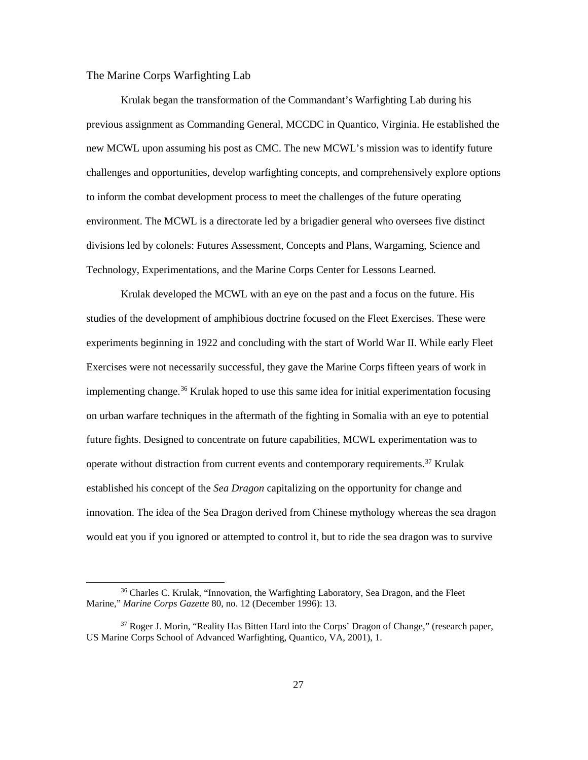## The Marine Corps Warfighting Lab

Krulak began the transformation of the Commandant's Warfighting Lab during his previous assignment as Commanding General, MCCDC in Quantico, Virginia. He established the new MCWL upon assuming his post as CMC. The new MCWL's mission was to identify future challenges and opportunities, develop warfighting concepts, and comprehensively explore options to inform the combat development process to meet the challenges of the future operating environment. The MCWL is a directorate led by a brigadier general who oversees five distinct divisions led by colonels: Futures Assessment, Concepts and Plans, Wargaming, Science and Technology, Experimentations, and the Marine Corps Center for Lessons Learned.

Krulak developed the MCWL with an eye on the past and a focus on the future. His studies of the development of amphibious doctrine focused on the Fleet Exercises. These were experiments beginning in 1922 and concluding with the start of World War II. While early Fleet Exercises were not necessarily successful, they gave the Marine Corps fifteen years of work in implementing change.[36] Krulak hoped to use this same idea for initial experimentation focusing on urban warfare techniques in the aftermath of the fighting in Somalia with an eye to potential future fights. Designed to concentrate on future capabilities, MCWL experimentation was to operate without distraction from current events and contemporary requirements.[37] Krulak established his concept of the *Sea Dragon* capitalizing on the opportunity for change and innovation. The idea of the Sea Dragon derived from Chinese mythology whereas the sea dragon would eat you if you ignored or attempted to control it, but to ride the sea dragon was to survive

---

[36] Charles C. Krulak, "Innovation, the Warfighting Laboratory, Sea Dragon, and the Fleet Marine," *Marine Corps Gazette* 80, no. 12 (December 1996): 13.

[37] Roger J. Morin, "Reality Has Bitten Hard into the Corps' Dragon of Change," (research paper, US Marine Corps School of Advanced Warfighting, Quantico, VA, 2001), 1.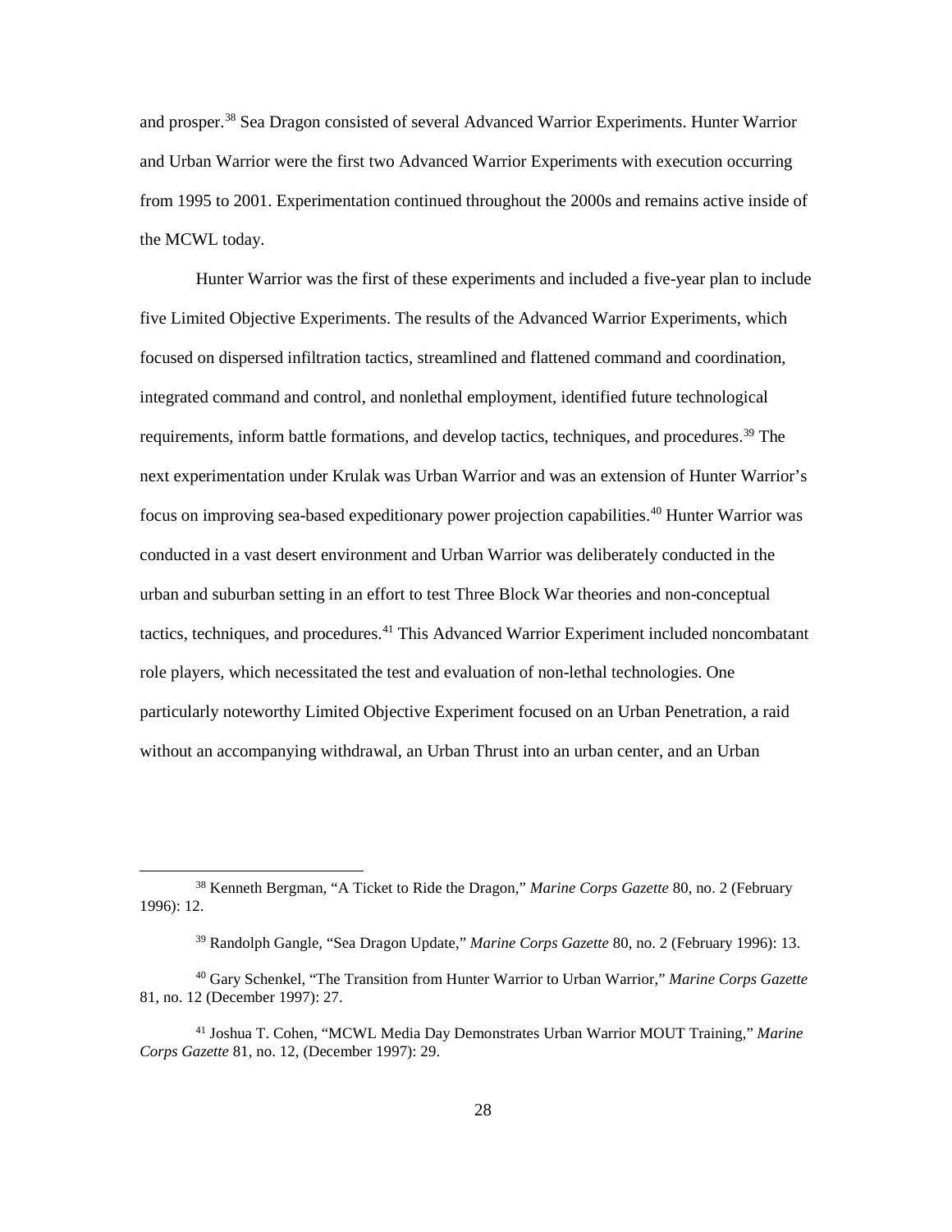and prosper.[38] Sea Dragon consisted of several Advanced Warrior Experiments. Hunter Warrior and Urban Warrior were the first two Advanced Warrior Experiments with execution occurring from 1995 to 2001. Experimentation continued throughout the 2000s and remains active inside of the MCWL today.

Hunter Warrior was the first of these experiments and included a five-year plan to include five Limited Objective Experiments. The results of the Advanced Warrior Experiments, which focused on dispersed infiltration tactics, streamlined and flattened command and coordination, integrated command and control, and nonlethal employment, identified future technological requirements, inform battle formations, and develop tactics, techniques, and procedures.[39] The next experimentation under Krulak was Urban Warrior and was an extension of Hunter Warrior's focus on improving sea-based expeditionary power projection capabilities.[40] Hunter Warrior was conducted in a vast desert environment and Urban Warrior was deliberately conducted in the urban and suburban setting in an effort to test Three Block War theories and non-conceptual tactics, techniques, and procedures.[41] This Advanced Warrior Experiment included noncombatant role players, which necessitated the test and evaluation of non-lethal technologies. One particularly noteworthy Limited Objective Experiment focused on an Urban Penetration, a raid without an accompanying withdrawal, an Urban Thrust into an urban center, and an Urban

---

[38] Kenneth Bergman, "A Ticket to Ride the Dragon," *Marine Corps Gazette* 80, no. 2 (February 1996): 12.

[39] Randolph Gangle, "Sea Dragon Update," *Marine Corps Gazette* 80, no. 2 (February 1996): 13.

[40] Gary Schenkel, "The Transition from Hunter Warrior to Urban Warrior," *Marine Corps Gazette* 81, no. 12 (December 1997): 27.

[41] Joshua T. Cohen, "MCWL Media Day Demonstrates Urban Warrior MOUT Training," *Marine Corps Gazette* 81, no. 12, (December 1997): 29.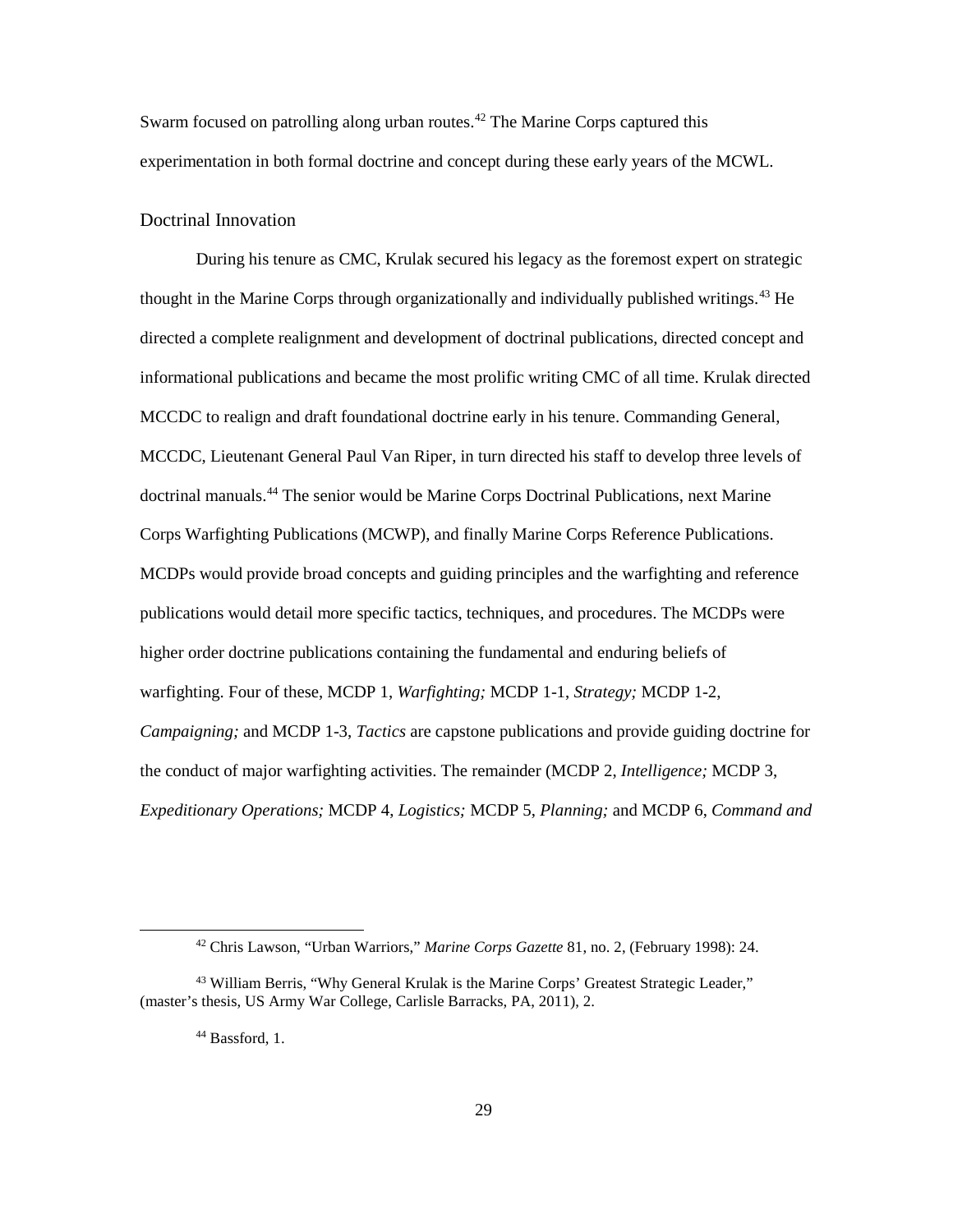Swarm focused on patrolling along urban routes.[42] The Marine Corps captured this experimentation in both formal doctrine and concept during these early years of the MCWL.

## Doctrinal Innovation

During his tenure as CMC, Krulak secured his legacy as the foremost expert on strategic thought in the Marine Corps through organizationally and individually published writings.[43] He directed a complete realignment and development of doctrinal publications, directed concept and informational publications and became the most prolific writing CMC of all time. Krulak directed MCCDC to realign and draft foundational doctrine early in his tenure. Commanding General, MCCDC, Lieutenant General Paul Van Riper, in turn directed his staff to develop three levels of doctrinal manuals.[44] The senior would be Marine Corps Doctrinal Publications, next Marine Corps Warfighting Publications (MCWP), and finally Marine Corps Reference Publications. MCDPs would provide broad concepts and guiding principles and the warfighting and reference publications would detail more specific tactics, techniques, and procedures. The MCDPs were higher order doctrine publications containing the fundamental and enduring beliefs of warfighting. Four of these, MCDP 1, *Warfighting;* MCDP 1-1, *Strategy;* MCDP 1-2, *Campaigning;* and MCDP 1-3, *Tactics* are capstone publications and provide guiding doctrine for the conduct of major warfighting activities. The remainder (MCDP 2, *Intelligence;* MCDP 3, *Expeditionary Operations;* MCDP 4, *Logistics;* MCDP 5, *Planning;* and MCDP 6, *Command and*

---

[42] Chris Lawson, "Urban Warriors," *Marine Corps Gazette* 81, no. 2, (February 1998): 24.

[43] William Berris, "Why General Krulak is the Marine Corps' Greatest Strategic Leader," (master's thesis, US Army War College, Carlisle Barracks, PA, 2011), 2.

[44] Bassford, 1.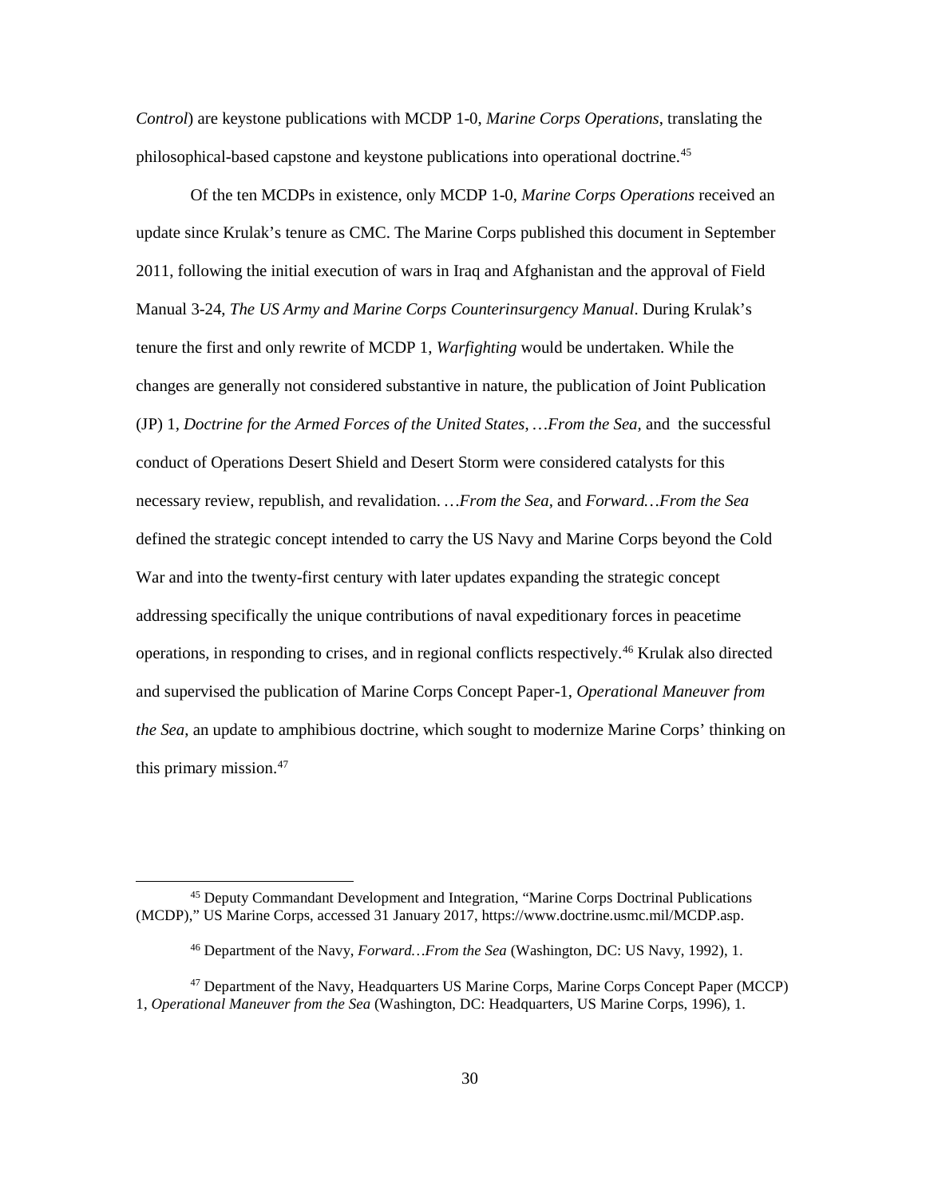*Control*) are keystone publications with MCDP 1-0, *Marine Corps Operations*, translating the philosophical-based capstone and keystone publications into operational doctrine.[45]

Of the ten MCDPs in existence, only MCDP 1-0, *Marine Corps Operations* received an update since Krulak's tenure as CMC. The Marine Corps published this document in September 2011, following the initial execution of wars in Iraq and Afghanistan and the approval of Field Manual 3-24, *The US Army and Marine Corps Counterinsurgency Manual*. During Krulak's tenure the first and only rewrite of MCDP 1, *Warfighting* would be undertaken. While the changes are generally not considered substantive in nature, the publication of Joint Publication (JP) 1, *Doctrine for the Armed Forces of the United States*, *…From the Sea,* and the successful conduct of Operations Desert Shield and Desert Storm were considered catalysts for this necessary review, republish, and revalidation. *…From the Sea,* and *Forward…From the Sea* defined the strategic concept intended to carry the US Navy and Marine Corps beyond the Cold War and into the twenty-first century with later updates expanding the strategic concept addressing specifically the unique contributions of naval expeditionary forces in peacetime operations, in responding to crises, and in regional conflicts respectively.[46] Krulak also directed and supervised the publication of Marine Corps Concept Paper-1, *Operational Maneuver from the Sea*, an update to amphibious doctrine, which sought to modernize Marine Corps' thinking on this primary mission.[47]

---

[45] Deputy Commandant Development and Integration, "Marine Corps Doctrinal Publications (MCDP)," US Marine Corps, accessed 31 January 2017, https://www.doctrine.usmc.mil/MCDP.asp.

[46] Department of the Navy, *Forward…From the Sea* (Washington, DC: US Navy, 1992), 1.

[47] Department of the Navy, Headquarters US Marine Corps, Marine Corps Concept Paper (MCCP) 1, *Operational Maneuver from the Sea* (Washington, DC: Headquarters, US Marine Corps, 1996), 1.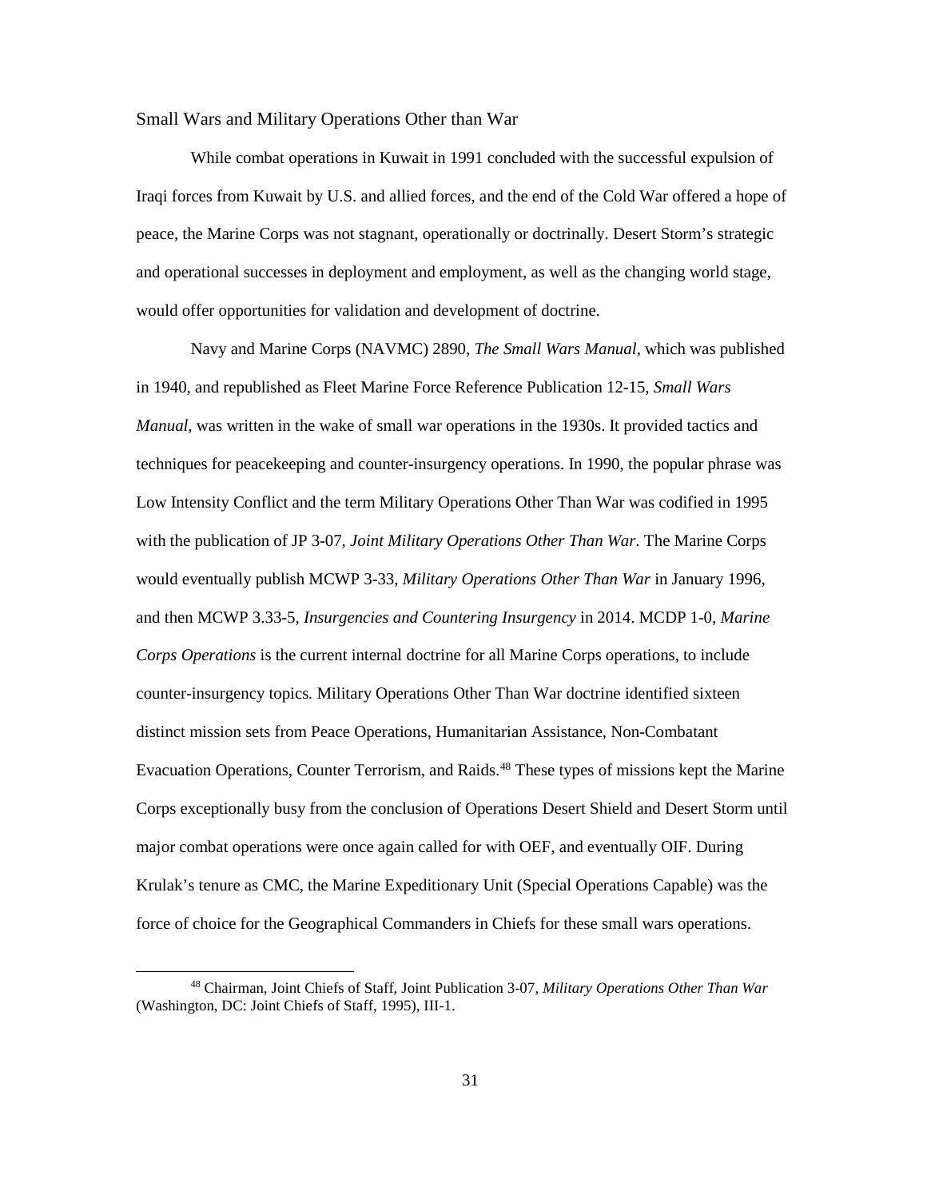## Small Wars and Military Operations Other than War

While combat operations in Kuwait in 1991 concluded with the successful expulsion of Iraqi forces from Kuwait by U.S. and allied forces, and the end of the Cold War offered a hope of peace, the Marine Corps was not stagnant, operationally or doctrinally. Desert Storm's strategic and operational successes in deployment and employment, as well as the changing world stage, would offer opportunities for validation and development of doctrine.

Navy and Marine Corps (NAVMC) 2890, *The Small Wars Manual*, which was published in 1940, and republished as Fleet Marine Force Reference Publication 12-15, *Small Wars Manual*, was written in the wake of small war operations in the 1930s. It provided tactics and techniques for peacekeeping and counter-insurgency operations. In 1990, the popular phrase was Low Intensity Conflict and the term Military Operations Other Than War was codified in 1995 with the publication of JP 3-07, *Joint Military Operations Other Than War*. The Marine Corps would eventually publish MCWP 3-33, *Military Operations Other Than War* in January 1996, and then MCWP 3.33-5, *Insurgencies and Countering Insurgency* in 2014. MCDP 1-0, *Marine Corps Operations* is the current internal doctrine for all Marine Corps operations, to include counter-insurgency topics. Military Operations Other Than War doctrine identified sixteen distinct mission sets from Peace Operations, Humanitarian Assistance, Non-Combatant Evacuation Operations, Counter Terrorism, and Raids.[48] These types of missions kept the Marine Corps exceptionally busy from the conclusion of Operations Desert Shield and Desert Storm until major combat operations were once again called for with OEF, and eventually OIF. During Krulak's tenure as CMC, the Marine Expeditionary Unit (Special Operations Capable) was the force of choice for the Geographical Commanders in Chiefs for these small wars operations.

[48] Chairman, Joint Chiefs of Staff, Joint Publication 3-07, *Military Operations Other Than War* (Washington, DC: Joint Chiefs of Staff, 1995), III-1.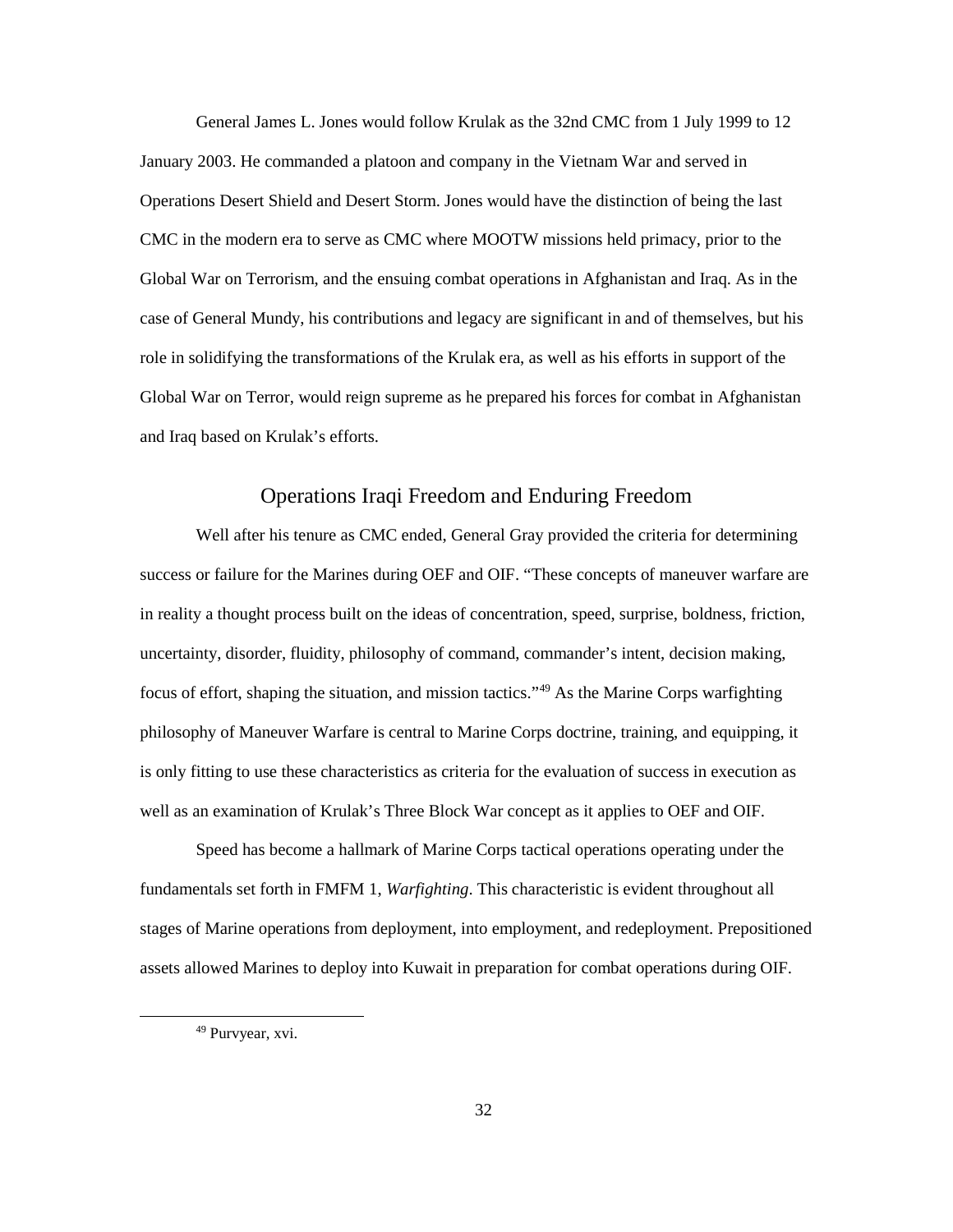General James L. Jones would follow Krulak as the 32nd CMC from 1 July 1999 to 12 January 2003. He commanded a platoon and company in the Vietnam War and served in Operations Desert Shield and Desert Storm. Jones would have the distinction of being the last CMC in the modern era to serve as CMC where MOOTW missions held primacy, prior to the Global War on Terrorism, and the ensuing combat operations in Afghanistan and Iraq. As in the case of General Mundy, his contributions and legacy are significant in and of themselves, but his role in solidifying the transformations of the Krulak era, as well as his efforts in support of the Global War on Terror, would reign supreme as he prepared his forces for combat in Afghanistan and Iraq based on Krulak's efforts.

## Operations Iraqi Freedom and Enduring Freedom

Well after his tenure as CMC ended, General Gray provided the criteria for determining success or failure for the Marines during OEF and OIF. "These concepts of maneuver warfare are in reality a thought process built on the ideas of concentration, speed, surprise, boldness, friction, uncertainty, disorder, fluidity, philosophy of command, commander's intent, decision making, focus of effort, shaping the situation, and mission tactics."[49] As the Marine Corps warfighting philosophy of Maneuver Warfare is central to Marine Corps doctrine, training, and equipping, it is only fitting to use these characteristics as criteria for the evaluation of success in execution as well as an examination of Krulak's Three Block War concept as it applies to OEF and OIF.

Speed has become a hallmark of Marine Corps tactical operations operating under the fundamentals set forth in FMFM 1, *Warfighting*. This characteristic is evident throughout all stages of Marine operations from deployment, into employment, and redeployment. Prepositioned assets allowed Marines to deploy into Kuwait in preparation for combat operations during OIF.

[49] Purvyear, xvi.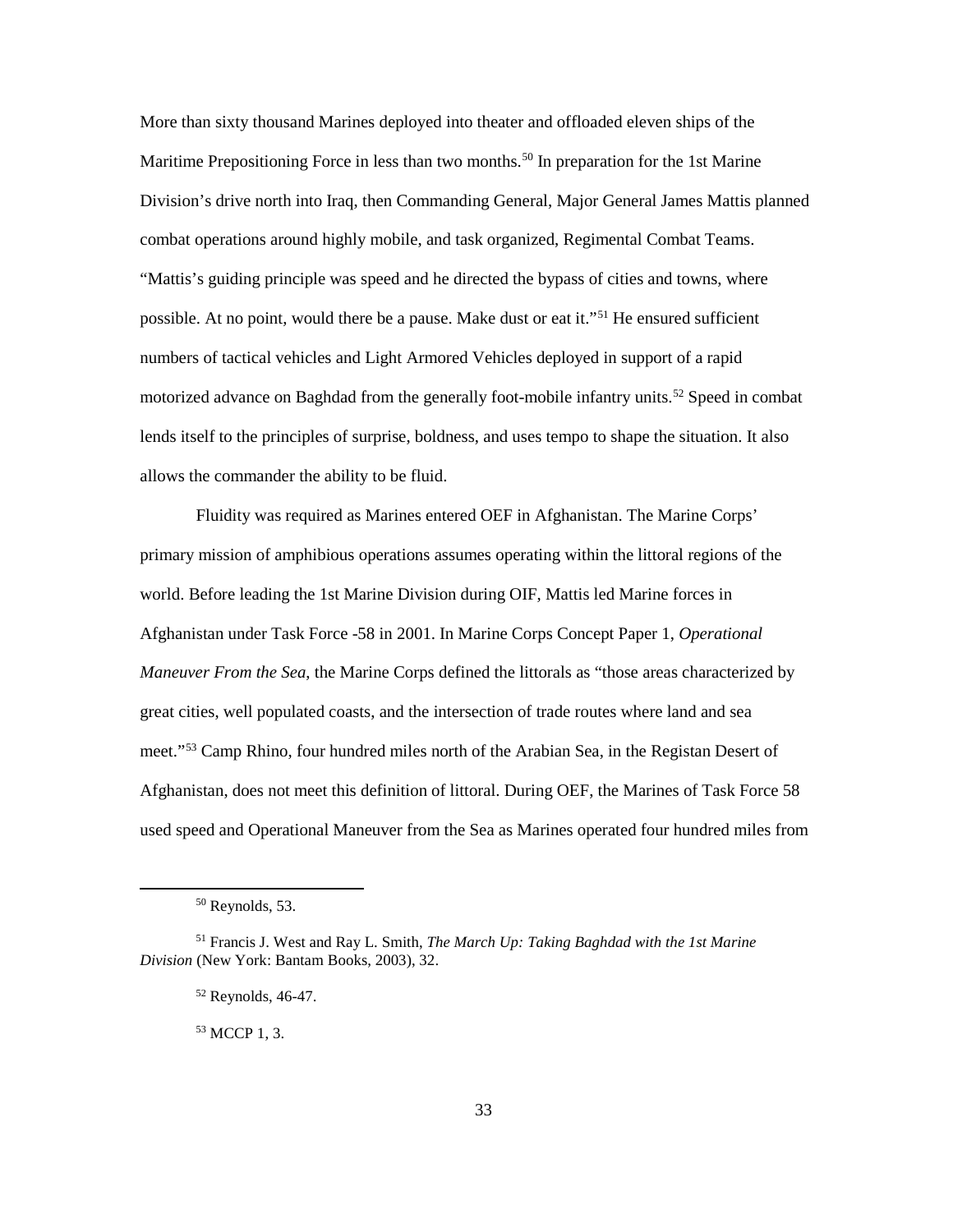More than sixty thousand Marines deployed into theater and offloaded eleven ships of the Maritime Prepositioning Force in less than two months.[50] In preparation for the 1st Marine Division's drive north into Iraq, then Commanding General, Major General James Mattis planned combat operations around highly mobile, and task organized, Regimental Combat Teams. "Mattis's guiding principle was speed and he directed the bypass of cities and towns, where possible. At no point, would there be a pause. Make dust or eat it."[51] He ensured sufficient numbers of tactical vehicles and Light Armored Vehicles deployed in support of a rapid motorized advance on Baghdad from the generally foot-mobile infantry units.[52] Speed in combat lends itself to the principles of surprise, boldness, and uses tempo to shape the situation. It also allows the commander the ability to be fluid.

Fluidity was required as Marines entered OEF in Afghanistan. The Marine Corps' primary mission of amphibious operations assumes operating within the littoral regions of the world. Before leading the 1st Marine Division during OIF, Mattis led Marine forces in Afghanistan under Task Force -58 in 2001. In Marine Corps Concept Paper 1, *Operational Maneuver From the Sea*, the Marine Corps defined the littorals as "those areas characterized by great cities, well populated coasts, and the intersection of trade routes where land and sea meet."[53] Camp Rhino, four hundred miles north of the Arabian Sea, in the Registan Desert of Afghanistan, does not meet this definition of littoral. During OEF, the Marines of Task Force 58 used speed and Operational Maneuver from the Sea as Marines operated four hundred miles from

---

[50] Reynolds, 53.

[51] Francis J. West and Ray L. Smith, *The March Up: Taking Baghdad with the 1st Marine Division* (New York: Bantam Books, 2003), 32.

[52] Reynolds, 46-47.

[53] MCCP 1, 3.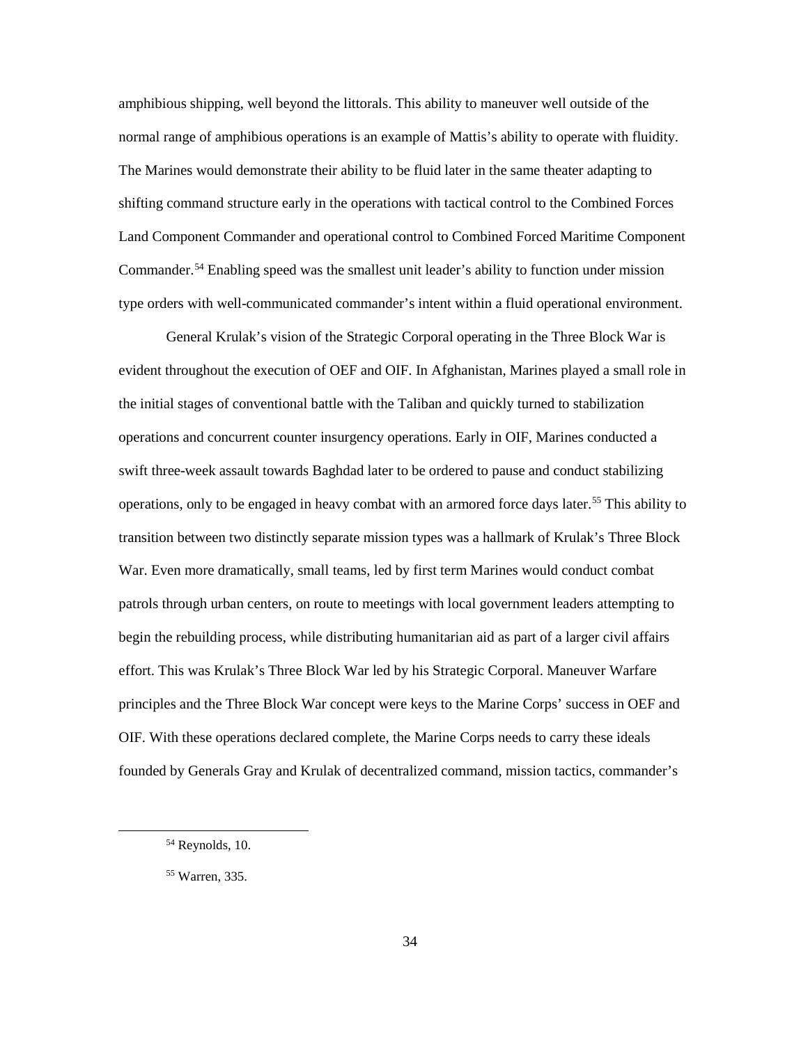amphibious shipping, well beyond the littorals. This ability to maneuver well outside of the normal range of amphibious operations is an example of Mattis's ability to operate with fluidity. The Marines would demonstrate their ability to be fluid later in the same theater adapting to shifting command structure early in the operations with tactical control to the Combined Forces Land Component Commander and operational control to Combined Forced Maritime Component Commander.[54] Enabling speed was the smallest unit leader's ability to function under mission type orders with well-communicated commander's intent within a fluid operational environment.

General Krulak's vision of the Strategic Corporal operating in the Three Block War is evident throughout the execution of OEF and OIF. In Afghanistan, Marines played a small role in the initial stages of conventional battle with the Taliban and quickly turned to stabilization operations and concurrent counter insurgency operations. Early in OIF, Marines conducted a swift three-week assault towards Baghdad later to be ordered to pause and conduct stabilizing operations, only to be engaged in heavy combat with an armored force days later.[55] This ability to transition between two distinctly separate mission types was a hallmark of Krulak's Three Block War. Even more dramatically, small teams, led by first term Marines would conduct combat patrols through urban centers, on route to meetings with local government leaders attempting to begin the rebuilding process, while distributing humanitarian aid as part of a larger civil affairs effort. This was Krulak's Three Block War led by his Strategic Corporal. Maneuver Warfare principles and the Three Block War concept were keys to the Marine Corps' success in OEF and OIF. With these operations declared complete, the Marine Corps needs to carry these ideals founded by Generals Gray and Krulak of decentralized command, mission tactics, commander's

---

[54] Reynolds, 10.

[55] Warren, 335.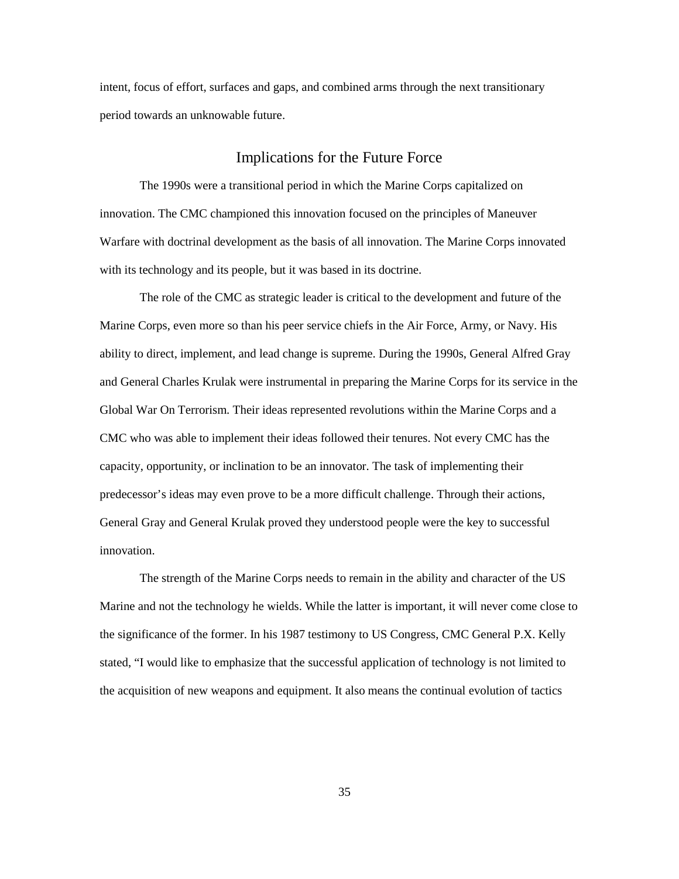intent, focus of effort, surfaces and gaps, and combined arms through the next transitionary period towards an unknowable future.

## Implications for the Future Force

The 1990s were a transitional period in which the Marine Corps capitalized on innovation. The CMC championed this innovation focused on the principles of Maneuver Warfare with doctrinal development as the basis of all innovation. The Marine Corps innovated with its technology and its people, but it was based in its doctrine.

The role of the CMC as strategic leader is critical to the development and future of the Marine Corps, even more so than his peer service chiefs in the Air Force, Army, or Navy. His ability to direct, implement, and lead change is supreme. During the 1990s, General Alfred Gray and General Charles Krulak were instrumental in preparing the Marine Corps for its service in the Global War On Terrorism. Their ideas represented revolutions within the Marine Corps and a CMC who was able to implement their ideas followed their tenures. Not every CMC has the capacity, opportunity, or inclination to be an innovator. The task of implementing their predecessor's ideas may even prove to be a more difficult challenge. Through their actions, General Gray and General Krulak proved they understood people were the key to successful innovation.

The strength of the Marine Corps needs to remain in the ability and character of the US Marine and not the technology he wields. While the latter is important, it will never come close to the significance of the former. In his 1987 testimony to US Congress, CMC General P.X. Kelly stated, "I would like to emphasize that the successful application of technology is not limited to the acquisition of new weapons and equipment. It also means the continual evolution of tactics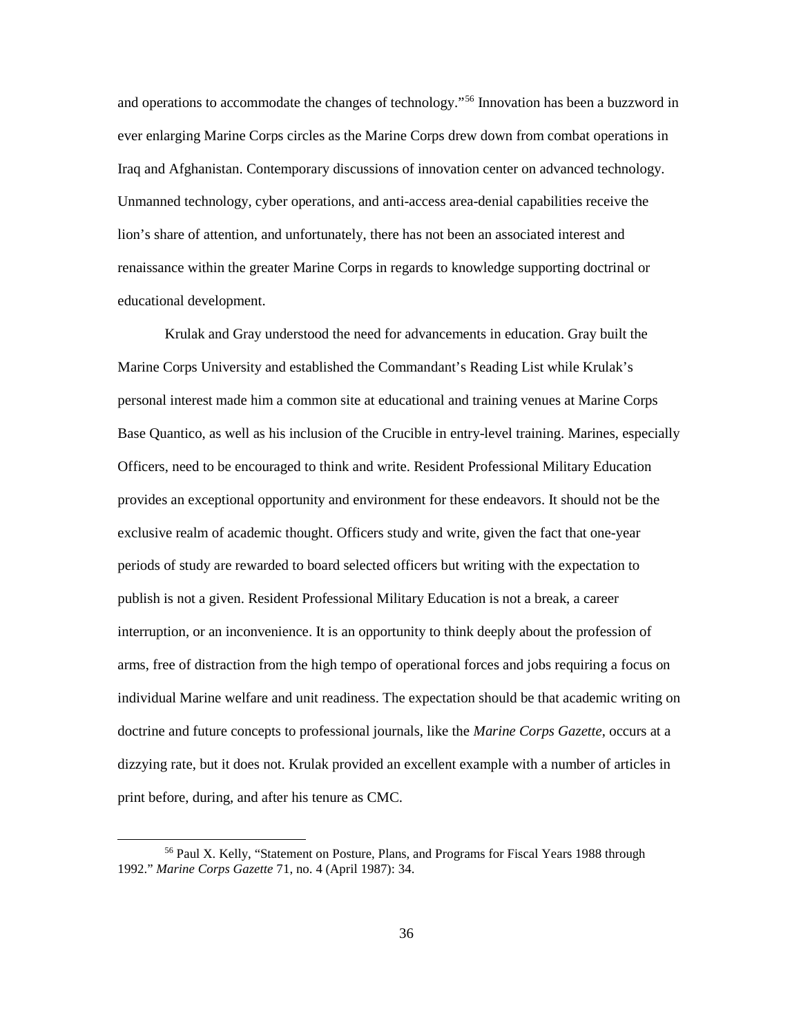and operations to accommodate the changes of technology."[56] Innovation has been a buzzword in ever enlarging Marine Corps circles as the Marine Corps drew down from combat operations in Iraq and Afghanistan. Contemporary discussions of innovation center on advanced technology. Unmanned technology, cyber operations, and anti-access area-denial capabilities receive the lion's share of attention, and unfortunately, there has not been an associated interest and renaissance within the greater Marine Corps in regards to knowledge supporting doctrinal or educational development.

Krulak and Gray understood the need for advancements in education. Gray built the Marine Corps University and established the Commandant's Reading List while Krulak's personal interest made him a common site at educational and training venues at Marine Corps Base Quantico, as well as his inclusion of the Crucible in entry-level training. Marines, especially Officers, need to be encouraged to think and write. Resident Professional Military Education provides an exceptional opportunity and environment for these endeavors. It should not be the exclusive realm of academic thought. Officers study and write, given the fact that one-year periods of study are rewarded to board selected officers but writing with the expectation to publish is not a given. Resident Professional Military Education is not a break, a career interruption, or an inconvenience. It is an opportunity to think deeply about the profession of arms, free of distraction from the high tempo of operational forces and jobs requiring a focus on individual Marine welfare and unit readiness. The expectation should be that academic writing on doctrine and future concepts to professional journals, like the *Marine Corps Gazette*, occurs at a dizzying rate, but it does not. Krulak provided an excellent example with a number of articles in print before, during, and after his tenure as CMC.

[56] Paul X. Kelly, "Statement on Posture, Plans, and Programs for Fiscal Years 1988 through 1992." *Marine Corps Gazette* 71, no. 4 (April 1987): 34.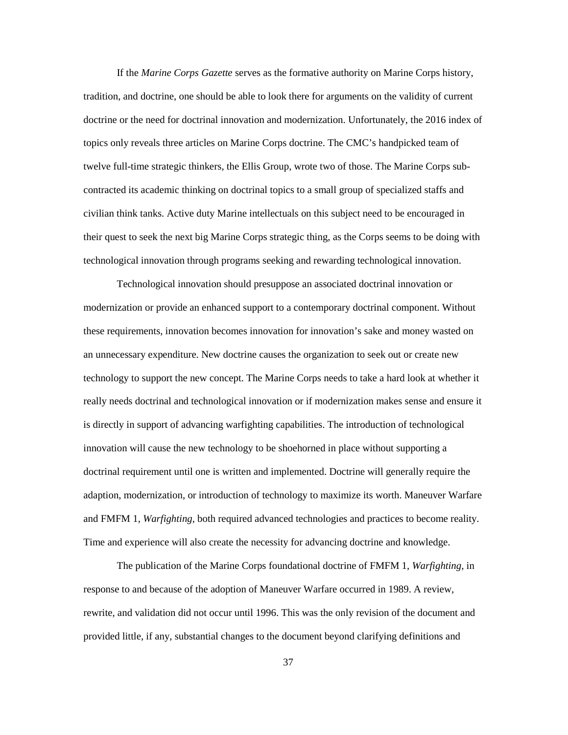If the *Marine Corps Gazette* serves as the formative authority on Marine Corps history, tradition, and doctrine, one should be able to look there for arguments on the validity of current doctrine or the need for doctrinal innovation and modernization. Unfortunately, the 2016 index of topics only reveals three articles on Marine Corps doctrine. The CMC's handpicked team of twelve full-time strategic thinkers, the Ellis Group, wrote two of those. The Marine Corps sub-contracted its academic thinking on doctrinal topics to a small group of specialized staffs and civilian think tanks. Active duty Marine intellectuals on this subject need to be encouraged in their quest to seek the next big Marine Corps strategic thing, as the Corps seems to be doing with technological innovation through programs seeking and rewarding technological innovation.

Technological innovation should presuppose an associated doctrinal innovation or modernization or provide an enhanced support to a contemporary doctrinal component. Without these requirements, innovation becomes innovation for innovation's sake and money wasted on an unnecessary expenditure. New doctrine causes the organization to seek out or create new technology to support the new concept. The Marine Corps needs to take a hard look at whether it really needs doctrinal and technological innovation or if modernization makes sense and ensure it is directly in support of advancing warfighting capabilities. The introduction of technological innovation will cause the new technology to be shoehorned in place without supporting a doctrinal requirement until one is written and implemented. Doctrine will generally require the adaption, modernization, or introduction of technology to maximize its worth. Maneuver Warfare and FMFM 1, *Warfighting*, both required advanced technologies and practices to become reality. Time and experience will also create the necessity for advancing doctrine and knowledge.

The publication of the Marine Corps foundational doctrine of FMFM 1, *Warfighting*, in response to and because of the adoption of Maneuver Warfare occurred in 1989. A review, rewrite, and validation did not occur until 1996. This was the only revision of the document and provided little, if any, substantial changes to the document beyond clarifying definitions and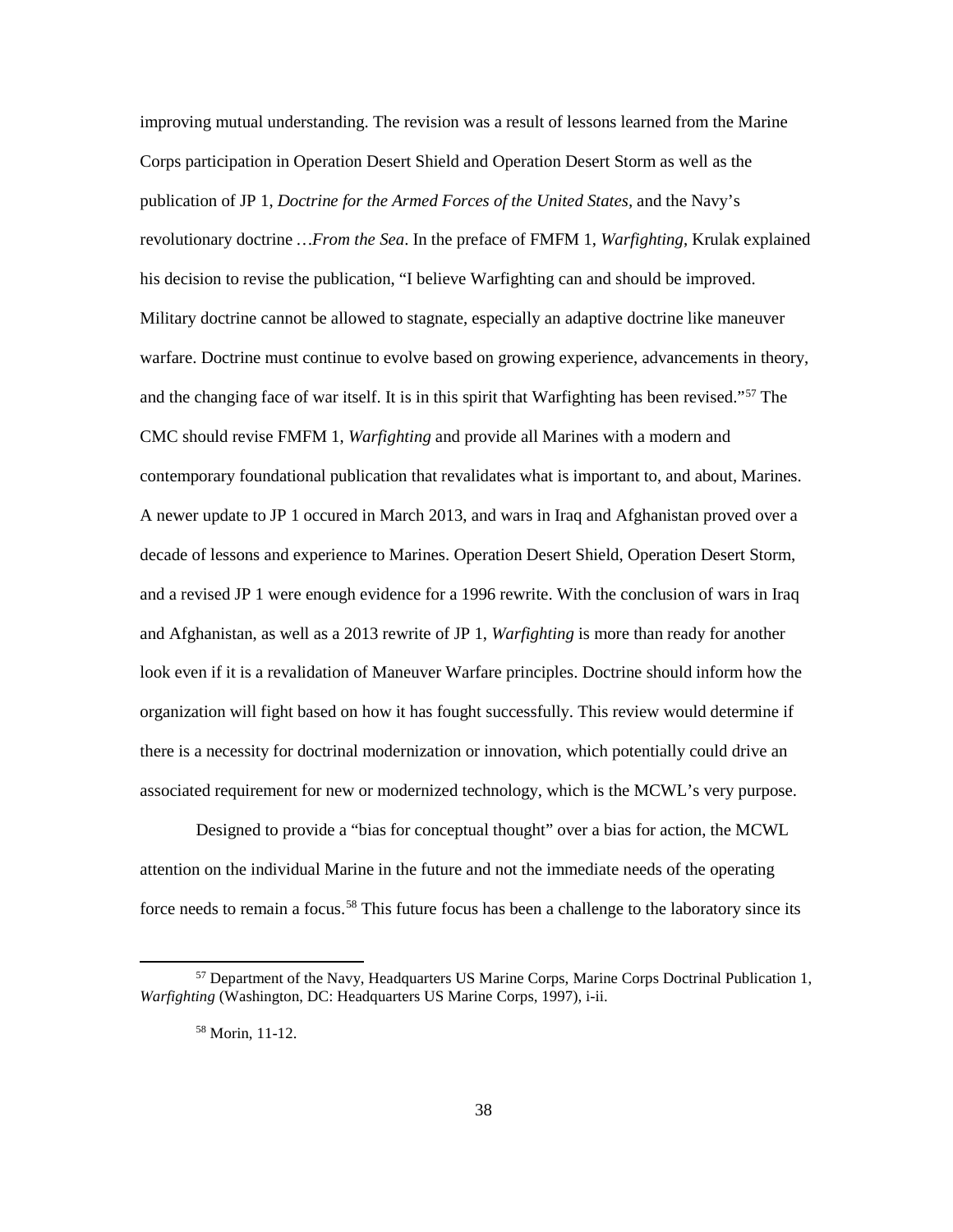improving mutual understanding. The revision was a result of lessons learned from the Marine Corps participation in Operation Desert Shield and Operation Desert Storm as well as the publication of JP 1, *Doctrine for the Armed Forces of the United States*, and the Navy's revolutionary doctrine *…From the Sea*. In the preface of FMFM 1, *Warfighting*, Krulak explained his decision to revise the publication, "I believe Warfighting can and should be improved. Military doctrine cannot be allowed to stagnate, especially an adaptive doctrine like maneuver warfare. Doctrine must continue to evolve based on growing experience, advancements in theory, and the changing face of war itself. It is in this spirit that Warfighting has been revised."[57] The CMC should revise FMFM 1, *Warfighting* and provide all Marines with a modern and contemporary foundational publication that revalidates what is important to, and about, Marines. A newer update to JP 1 occured in March 2013, and wars in Iraq and Afghanistan proved over a decade of lessons and experience to Marines. Operation Desert Shield, Operation Desert Storm, and a revised JP 1 were enough evidence for a 1996 rewrite. With the conclusion of wars in Iraq and Afghanistan, as well as a 2013 rewrite of JP 1, *Warfighting* is more than ready for another look even if it is a revalidation of Maneuver Warfare principles. Doctrine should inform how the organization will fight based on how it has fought successfully. This review would determine if there is a necessity for doctrinal modernization or innovation, which potentially could drive an associated requirement for new or modernized technology, which is the MCWL's very purpose.

Designed to provide a "bias for conceptual thought" over a bias for action, the MCWL attention on the individual Marine in the future and not the immediate needs of the operating force needs to remain a focus.[58] This future focus has been a challenge to the laboratory since its

---

[57] Department of the Navy, Headquarters US Marine Corps, Marine Corps Doctrinal Publication 1, *Warfighting* (Washington, DC: Headquarters US Marine Corps, 1997), i-ii.

[58] Morin, 11-12.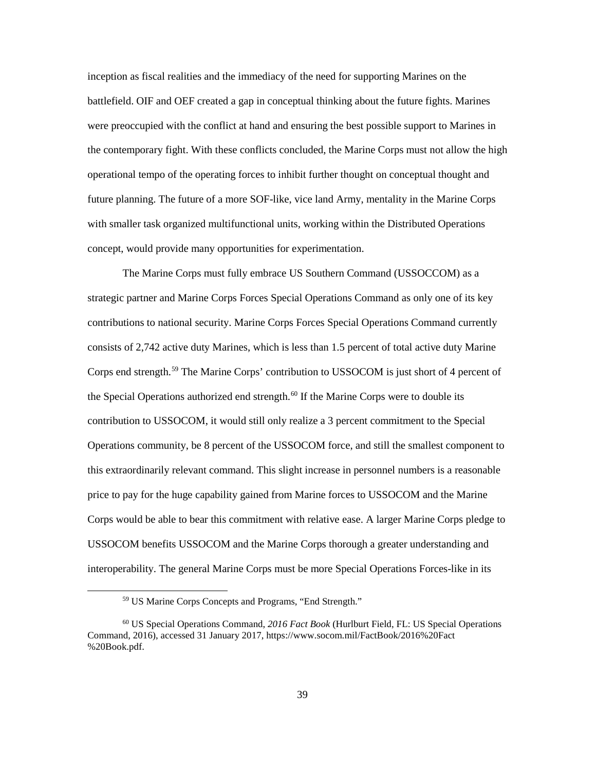inception as fiscal realities and the immediacy of the need for supporting Marines on the battlefield. OIF and OEF created a gap in conceptual thinking about the future fights. Marines were preoccupied with the conflict at hand and ensuring the best possible support to Marines in the contemporary fight. With these conflicts concluded, the Marine Corps must not allow the high operational tempo of the operating forces to inhibit further thought on conceptual thought and future planning. The future of a more SOF-like, vice land Army, mentality in the Marine Corps with smaller task organized multifunctional units, working within the Distributed Operations concept, would provide many opportunities for experimentation.

The Marine Corps must fully embrace US Southern Command (USSOCCOM) as a strategic partner and Marine Corps Forces Special Operations Command as only one of its key contributions to national security. Marine Corps Forces Special Operations Command currently consists of 2,742 active duty Marines, which is less than 1.5 percent of total active duty Marine Corps end strength.[59] The Marine Corps' contribution to USSOCOM is just short of 4 percent of the Special Operations authorized end strength.[60] If the Marine Corps were to double its contribution to USSOCOM, it would still only realize a 3 percent commitment to the Special Operations community, be 8 percent of the USSOCOM force, and still the smallest component to this extraordinarily relevant command. This slight increase in personnel numbers is a reasonable price to pay for the huge capability gained from Marine forces to USSOCOM and the Marine Corps would be able to bear this commitment with relative ease. A larger Marine Corps pledge to USSOCOM benefits USSOCOM and the Marine Corps thorough a greater understanding and interoperability. The general Marine Corps must be more Special Operations Forces-like in its

---

[59] US Marine Corps Concepts and Programs, "End Strength."

[60] US Special Operations Command, *2016 Fact Book* (Hurlburt Field, FL: US Special Operations Command, 2016), accessed 31 January 2017, https://www.socom.mil/FactBook/2016%20Fact %20Book.pdf.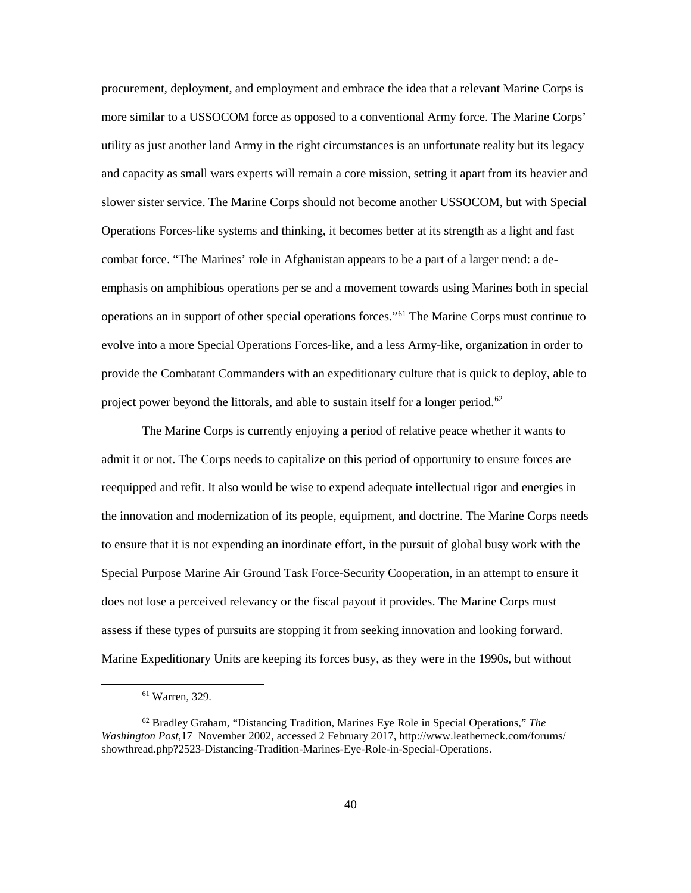procurement, deployment, and employment and embrace the idea that a relevant Marine Corps is more similar to a USSOCOM force as opposed to a conventional Army force. The Marine Corps' utility as just another land Army in the right circumstances is an unfortunate reality but its legacy and capacity as small wars experts will remain a core mission, setting it apart from its heavier and slower sister service. The Marine Corps should not become another USSOCOM, but with Special Operations Forces-like systems and thinking, it becomes better at its strength as a light and fast combat force. "The Marines' role in Afghanistan appears to be a part of a larger trend: a de-emphasis on amphibious operations per se and a movement towards using Marines both in special operations an in support of other special operations forces."[61] The Marine Corps must continue to evolve into a more Special Operations Forces-like, and a less Army-like, organization in order to provide the Combatant Commanders with an expeditionary culture that is quick to deploy, able to project power beyond the littorals, and able to sustain itself for a longer period.[62]

The Marine Corps is currently enjoying a period of relative peace whether it wants to admit it or not. The Corps needs to capitalize on this period of opportunity to ensure forces are reequipped and refit. It also would be wise to expend adequate intellectual rigor and energies in the innovation and modernization of its people, equipment, and doctrine. The Marine Corps needs to ensure that it is not expending an inordinate effort, in the pursuit of global busy work with the Special Purpose Marine Air Ground Task Force-Security Cooperation, in an attempt to ensure it does not lose a perceived relevancy or the fiscal payout it provides. The Marine Corps must assess if these types of pursuits are stopping it from seeking innovation and looking forward. Marine Expeditionary Units are keeping its forces busy, as they were in the 1990s, but without

---

[61] Warren, 329.

[62] Bradley Graham, "Distancing Tradition, Marines Eye Role in Special Operations," *The Washington Post*,17 November 2002, accessed 2 February 2017, http://www.leatherneck.com/forums/showthread.php?2523-Distancing-Tradition-Marines-Eye-Role-in-Special-Operations.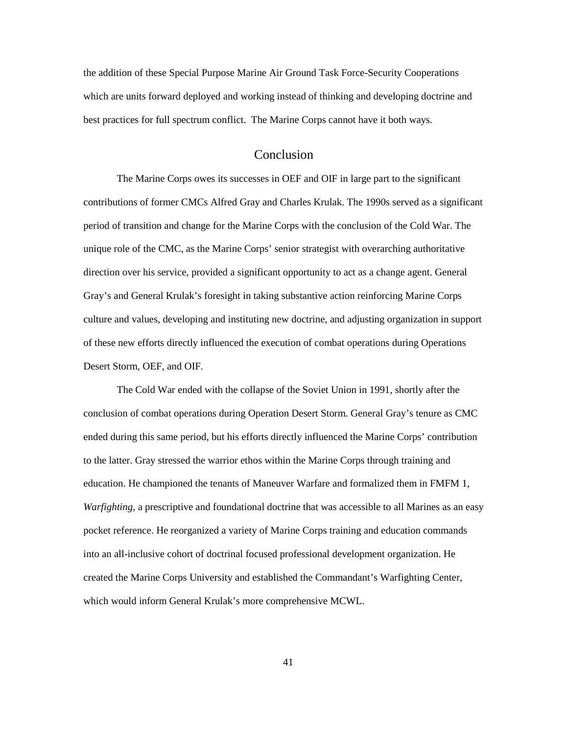the addition of these Special Purpose Marine Air Ground Task Force-Security Cooperations which are units forward deployed and working instead of thinking and developing doctrine and best practices for full spectrum conflict. The Marine Corps cannot have it both ways.

## Conclusion

The Marine Corps owes its successes in OEF and OIF in large part to the significant contributions of former CMCs Alfred Gray and Charles Krulak. The 1990s served as a significant period of transition and change for the Marine Corps with the conclusion of the Cold War. The unique role of the CMC, as the Marine Corps' senior strategist with overarching authoritative direction over his service, provided a significant opportunity to act as a change agent. General Gray's and General Krulak's foresight in taking substantive action reinforcing Marine Corps culture and values, developing and instituting new doctrine, and adjusting organization in support of these new efforts directly influenced the execution of combat operations during Operations Desert Storm, OEF, and OIF.

The Cold War ended with the collapse of the Soviet Union in 1991, shortly after the conclusion of combat operations during Operation Desert Storm. General Gray's tenure as CMC ended during this same period, but his efforts directly influenced the Marine Corps' contribution to the latter. Gray stressed the warrior ethos within the Marine Corps through training and education. He championed the tenants of Maneuver Warfare and formalized them in FMFM 1, *Warfighting*, a prescriptive and foundational doctrine that was accessible to all Marines as an easy pocket reference. He reorganized a variety of Marine Corps training and education commands into an all-inclusive cohort of doctrinal focused professional development organization. He created the Marine Corps University and established the Commandant's Warfighting Center, which would inform General Krulak's more comprehensive MCWL.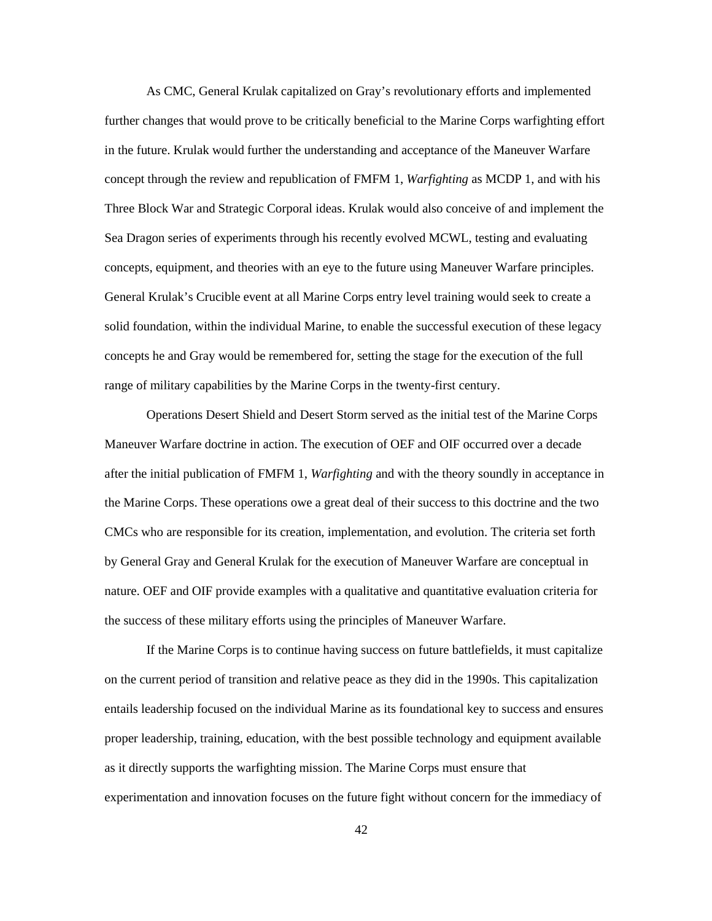As CMC, General Krulak capitalized on Gray's revolutionary efforts and implemented further changes that would prove to be critically beneficial to the Marine Corps warfighting effort in the future. Krulak would further the understanding and acceptance of the Maneuver Warfare concept through the review and republication of FMFM 1, *Warfighting* as MCDP 1, and with his Three Block War and Strategic Corporal ideas. Krulak would also conceive of and implement the Sea Dragon series of experiments through his recently evolved MCWL, testing and evaluating concepts, equipment, and theories with an eye to the future using Maneuver Warfare principles. General Krulak's Crucible event at all Marine Corps entry level training would seek to create a solid foundation, within the individual Marine, to enable the successful execution of these legacy concepts he and Gray would be remembered for, setting the stage for the execution of the full range of military capabilities by the Marine Corps in the twenty-first century.

Operations Desert Shield and Desert Storm served as the initial test of the Marine Corps Maneuver Warfare doctrine in action. The execution of OEF and OIF occurred over a decade after the initial publication of FMFM 1, *Warfighting* and with the theory soundly in acceptance in the Marine Corps. These operations owe a great deal of their success to this doctrine and the two CMCs who are responsible for its creation, implementation, and evolution. The criteria set forth by General Gray and General Krulak for the execution of Maneuver Warfare are conceptual in nature. OEF and OIF provide examples with a qualitative and quantitative evaluation criteria for the success of these military efforts using the principles of Maneuver Warfare.

If the Marine Corps is to continue having success on future battlefields, it must capitalize on the current period of transition and relative peace as they did in the 1990s. This capitalization entails leadership focused on the individual Marine as its foundational key to success and ensures proper leadership, training, education, with the best possible technology and equipment available as it directly supports the warfighting mission. The Marine Corps must ensure that experimentation and innovation focuses on the future fight without concern for the immediacy of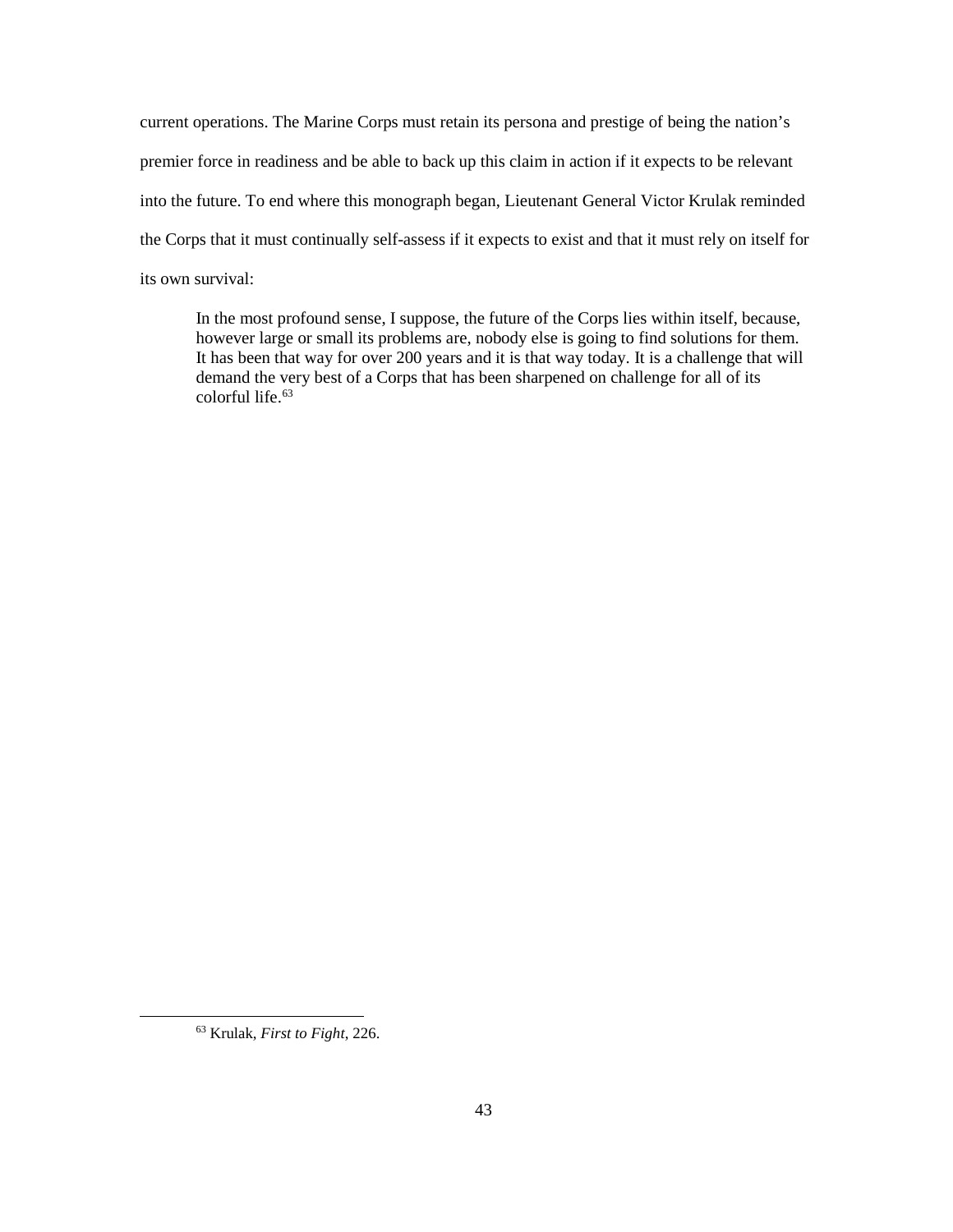current operations. The Marine Corps must retain its persona and prestige of being the nation's premier force in readiness and be able to back up this claim in action if it expects to be relevant into the future. To end where this monograph began, Lieutenant General Victor Krulak reminded the Corps that it must continually self-assess if it expects to exist and that it must rely on itself for its own survival:

> In the most profound sense, I suppose, the future of the Corps lies within itself, because, however large or small its problems are, nobody else is going to find solutions for them. It has been that way for over 200 years and it is that way today. It is a challenge that will demand the very best of a Corps that has been sharpened on challenge for all of its colorful life.[63]

---

[63] Krulak, *First to Fight*, 226.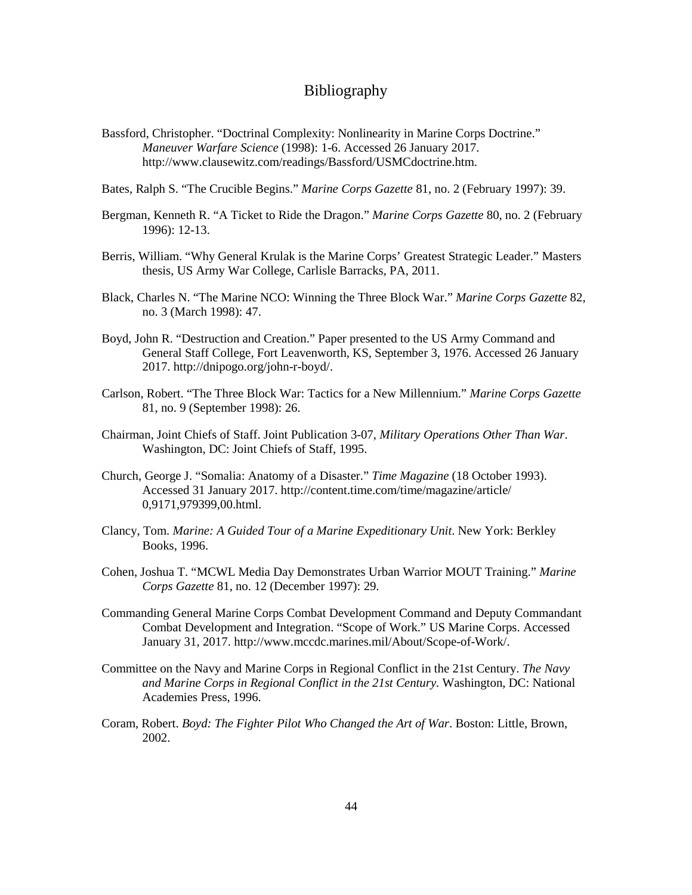# Bibliography

Bassford, Christopher. "Doctrinal Complexity: Nonlinearity in Marine Corps Doctrine." *Maneuver Warfare Science* (1998): 1-6. Accessed 26 January 2017. http://www.clausewitz.com/readings/Bassford/USMCdoctrine.htm.

Bates, Ralph S. "The Crucible Begins." *Marine Corps Gazette* 81, no. 2 (February 1997): 39.

Bergman, Kenneth R. "A Ticket to Ride the Dragon." *Marine Corps Gazette* 80, no. 2 (February 1996): 12-13.

Berris, William. "Why General Krulak is the Marine Corps' Greatest Strategic Leader." Masters thesis, US Army War College, Carlisle Barracks, PA, 2011.

Black, Charles N. "The Marine NCO: Winning the Three Block War." *Marine Corps Gazette* 82, no. 3 (March 1998): 47.

Boyd, John R. "Destruction and Creation." Paper presented to the US Army Command and General Staff College, Fort Leavenworth, KS, September 3, 1976. Accessed 26 January 2017. http://dnipogo.org/john-r-boyd/.

Carlson, Robert. "The Three Block War: Tactics for a New Millennium." *Marine Corps Gazette* 81, no. 9 (September 1998): 26.

Chairman, Joint Chiefs of Staff. Joint Publication 3-07, *Military Operations Other Than War*. Washington, DC: Joint Chiefs of Staff, 1995.

Church, George J. "Somalia: Anatomy of a Disaster." *Time Magazine* (18 October 1993). Accessed 31 January 2017. http://content.time.com/time/magazine/article/0,9171,979399,00.html.

Clancy, Tom. *Marine: A Guided Tour of a Marine Expeditionary Unit*. New York: Berkley Books, 1996.

Cohen, Joshua T. "MCWL Media Day Demonstrates Urban Warrior MOUT Training." *Marine Corps Gazette* 81, no. 12 (December 1997): 29.

Commanding General Marine Corps Combat Development Command and Deputy Commandant Combat Development and Integration. "Scope of Work." US Marine Corps. Accessed January 31, 2017. http://www.mccdc.marines.mil/About/Scope-of-Work/.

Committee on the Navy and Marine Corps in Regional Conflict in the 21st Century. *The Navy and Marine Corps in Regional Conflict in the 21st Century.* Washington, DC: National Academies Press, 1996.

Coram, Robert. *Boyd: The Fighter Pilot Who Changed the Art of War*. Boston: Little, Brown, 2002.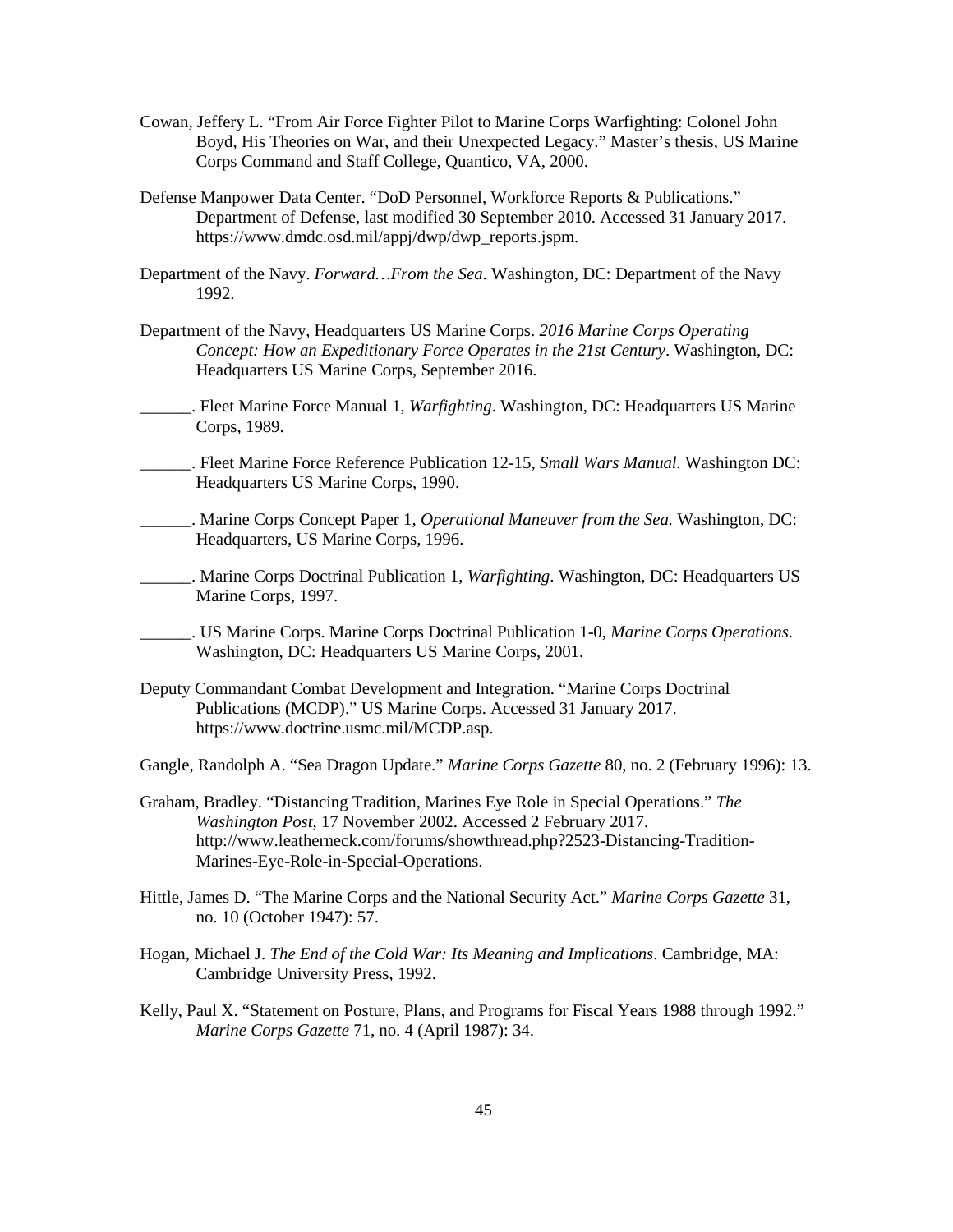Cowan, Jeffery L. “From Air Force Fighter Pilot to Marine Corps Warfighting: Colonel John Boyd, His Theories on War, and their Unexpected Legacy.” Master’s thesis, US Marine Corps Command and Staff College, Quantico, VA, 2000.

Defense Manpower Data Center. “DoD Personnel, Workforce Reports & Publications.” Department of Defense, last modified 30 September 2010. Accessed 31 January 2017. https://www.dmdc.osd.mil/appj/dwp/dwp_reports.jspm.

Department of the Navy. *Forward…From the Sea*. Washington, DC: Department of the Navy 1992.

Department of the Navy, Headquarters US Marine Corps. *2016 Marine Corps Operating Concept: How an Expeditionary Force Operates in the 21st Century*. Washington, DC: Headquarters US Marine Corps, September 2016.

______. Fleet Marine Force Manual 1, *Warfighting*. Washington, DC: Headquarters US Marine Corps, 1989.

______. Fleet Marine Force Reference Publication 12-15, *Small Wars Manual*. Washington DC: Headquarters US Marine Corps, 1990.

______. Marine Corps Concept Paper 1, *Operational Maneuver from the Sea*. Washington, DC: Headquarters, US Marine Corps, 1996.

______. Marine Corps Doctrinal Publication 1, *Warfighting*. Washington, DC: Headquarters US Marine Corps, 1997.

______. US Marine Corps. Marine Corps Doctrinal Publication 1-0, *Marine Corps Operations*. Washington, DC: Headquarters US Marine Corps, 2001.

Deputy Commandant Combat Development and Integration. “Marine Corps Doctrinal Publications (MCDP).” US Marine Corps. Accessed 31 January 2017. https://www.doctrine.usmc.mil/MCDP.asp.

Gangle, Randolph A. “Sea Dragon Update.” *Marine Corps Gazette* 80, no. 2 (February 1996): 13.

Graham, Bradley. “Distancing Tradition, Marines Eye Role in Special Operations.” *The Washington Post*, 17 November 2002. Accessed 2 February 2017. http://www.leatherneck.com/forums/showthread.php?2523-Distancing-Tradition-Marines-Eye-Role-in-Special-Operations.

Hittle, James D. “The Marine Corps and the National Security Act.” *Marine Corps Gazette* 31, no. 10 (October 1947): 57.

Hogan, Michael J. *The End of the Cold War: Its Meaning and Implications*. Cambridge, MA: Cambridge University Press, 1992.

Kelly, Paul X. “Statement on Posture, Plans, and Programs for Fiscal Years 1988 through 1992.” *Marine Corps Gazette* 71, no. 4 (April 1987): 34.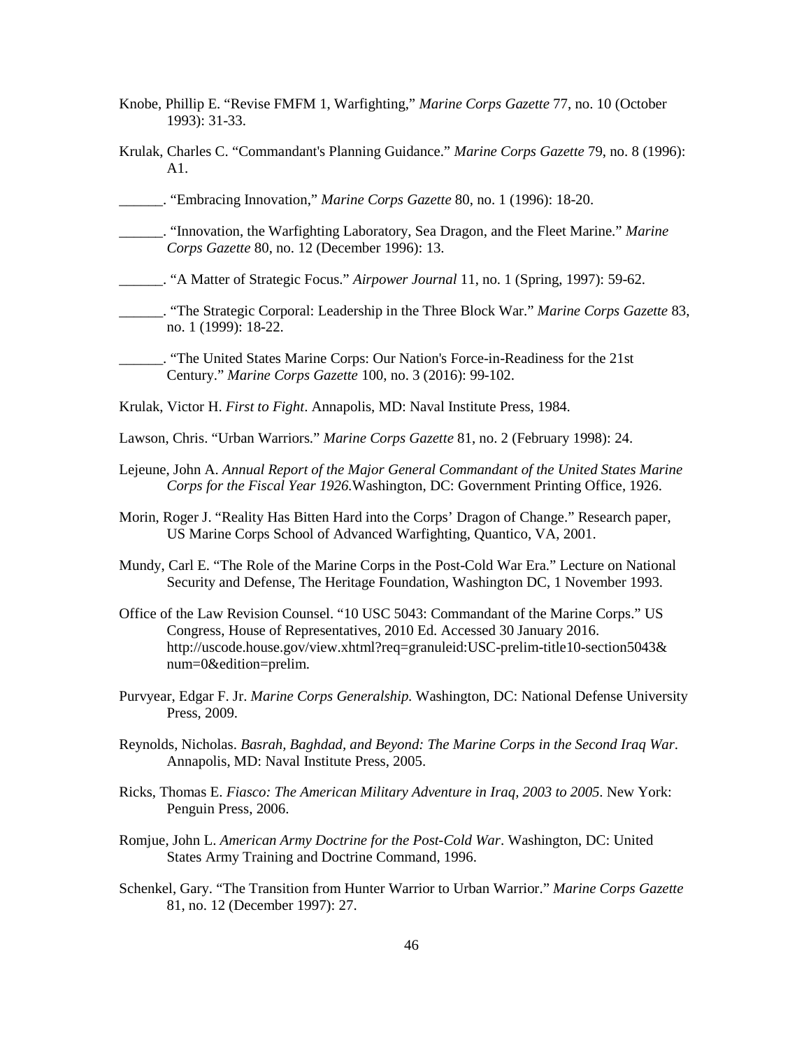Knobe, Phillip E. "Revise FMFM 1, Warfighting," *Marine Corps Gazette* 77, no. 10 (October 1993): 31-33.

Krulak, Charles C. "Commandant's Planning Guidance." *Marine Corps Gazette* 79, no. 8 (1996): A1.

______. "Embracing Innovation," *Marine Corps Gazette* 80, no. 1 (1996): 18-20.

______. "Innovation, the Warfighting Laboratory, Sea Dragon, and the Fleet Marine." *Marine Corps Gazette* 80, no. 12 (December 1996): 13.

______. "A Matter of Strategic Focus." *Airpower Journal* 11, no. 1 (Spring, 1997): 59-62.

______. "The Strategic Corporal: Leadership in the Three Block War." *Marine Corps Gazette* 83, no. 1 (1999): 18-22.

______. "The United States Marine Corps: Our Nation's Force-in-Readiness for the 21st Century." *Marine Corps Gazette* 100, no. 3 (2016): 99-102.

Krulak, Victor H. *First to Fight*. Annapolis, MD: Naval Institute Press, 1984.

Lawson, Chris. "Urban Warriors." *Marine Corps Gazette* 81, no. 2 (February 1998): 24.

Lejeune, John A. *Annual Report of the Major General Commandant of the United States Marine Corps for the Fiscal Year 1926.*Washington, DC: Government Printing Office, 1926.

Morin, Roger J. "Reality Has Bitten Hard into the Corps' Dragon of Change." Research paper, US Marine Corps School of Advanced Warfighting, Quantico, VA, 2001.

Mundy, Carl E. "The Role of the Marine Corps in the Post-Cold War Era." Lecture on National Security and Defense, The Heritage Foundation, Washington DC, 1 November 1993.

Office of the Law Revision Counsel. "10 USC 5043: Commandant of the Marine Corps." US Congress, House of Representatives, 2010 Ed. Accessed 30 January 2016. http://uscode.house.gov/view.xhtml?req=granuleid:USC-prelim-title10-section5043&num=0&edition=prelim.

Purvyear, Edgar F. Jr. *Marine Corps Generalship*. Washington, DC: National Defense University Press, 2009.

Reynolds, Nicholas. *Basrah, Baghdad, and Beyond: The Marine Corps in the Second Iraq War*. Annapolis, MD: Naval Institute Press, 2005.

Ricks, Thomas E. *Fiasco: The American Military Adventure in Iraq, 2003 to 2005*. New York: Penguin Press, 2006.

Romjue, John L. *American Army Doctrine for the Post-Cold War*. Washington, DC: United States Army Training and Doctrine Command, 1996.

Schenkel, Gary. "The Transition from Hunter Warrior to Urban Warrior." *Marine Corps Gazette* 81, no. 12 (December 1997): 27.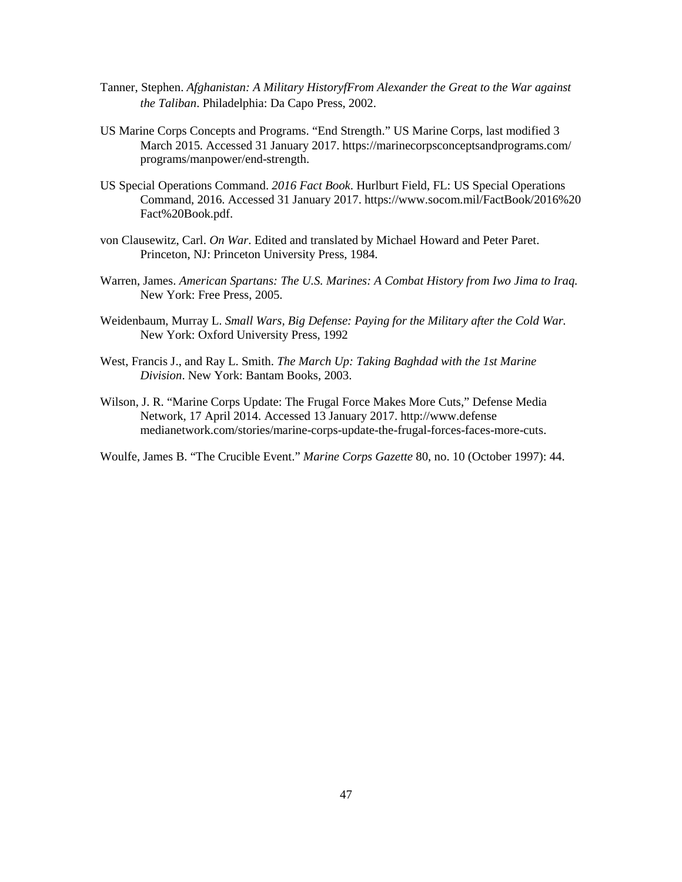Tanner, Stephen. *Afghanistan: A Military HistoryfFrom Alexander the Great to the War against the Taliban*. Philadelphia: Da Capo Press, 2002.

US Marine Corps Concepts and Programs. "End Strength." US Marine Corps, last modified 3 March 2015. Accessed 31 January 2017. https://marinecorpsconceptsandprograms.com/programs/manpower/end-strength.

US Special Operations Command. *2016 Fact Book*. Hurlburt Field, FL: US Special Operations Command, 2016. Accessed 31 January 2017. https://www.socom.mil/FactBook/2016%20Fact%20Book.pdf.

von Clausewitz, Carl. *On War*. Edited and translated by Michael Howard and Peter Paret. Princeton, NJ: Princeton University Press, 1984.

Warren, James. *American Spartans: The U.S. Marines: A Combat History from Iwo Jima to Iraq.* New York: Free Press, 2005.

Weidenbaum, Murray L. *Small Wars, Big Defense: Paying for the Military after the Cold War.* New York: Oxford University Press, 1992

West, Francis J., and Ray L. Smith. *The March Up: Taking Baghdad with the 1st Marine Division*. New York: Bantam Books, 2003.

Wilson, J. R. "Marine Corps Update: The Frugal Force Makes More Cuts," Defense Media Network, 17 April 2014. Accessed 13 January 2017. http://www.defensemedianetwork.com/stories/marine-corps-update-the-frugal-forces-faces-more-cuts.

Woulfe, James B. "The Crucible Event." *Marine Corps Gazette* 80, no. 10 (October 1997): 44.